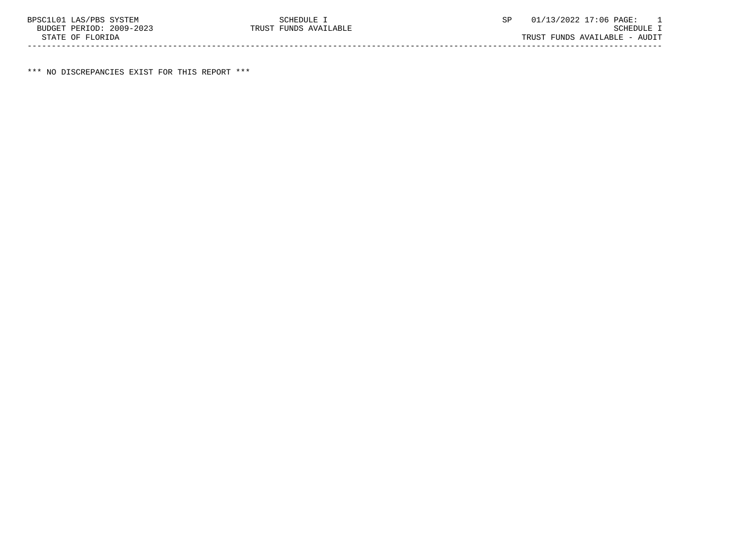BPSC1L01 LAS/PBS SYSTEM SCHEDULE I SP 01/13/2022 17:06 PAGE: 1
BUDGET PERIOD: 2009-2023 TRUST FUNDS AVAILABLE SCHEDULE I
STATE OF FLORIDA TRUST FUNDS AVAILABLE - AUDIT

*** NO DISCREPANCIES EXIST FOR THIS REPORT ***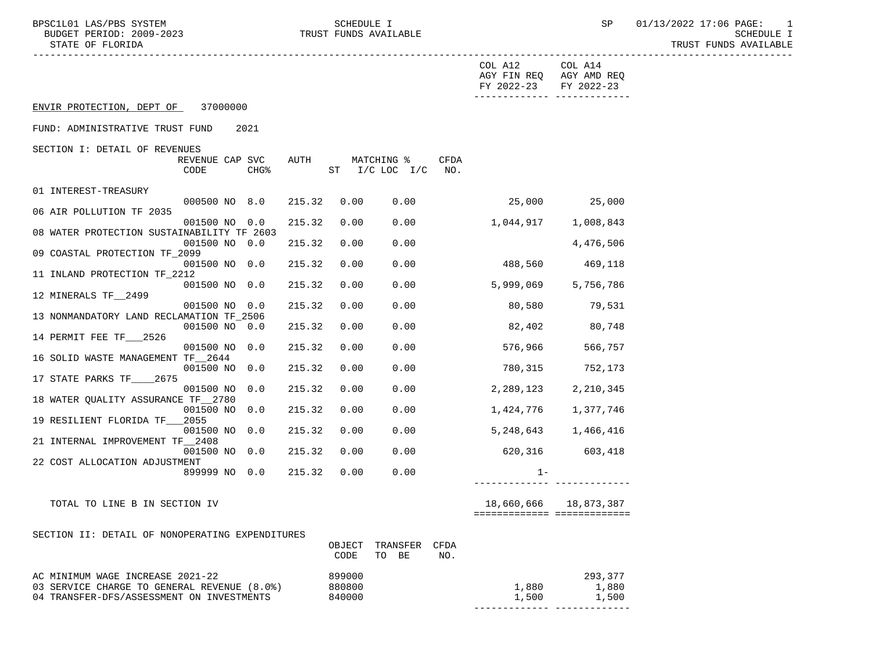ENVIR PROTECTION, DEPT OF 37000000

FUND: ADMINISTRATIVE TRUST FUND 2021

SECTION I: DETAIL OF REVENUES

| | REVENUE CODE | CAP | SVC CHG% | AUTH | MATCHING % ST | I/C LOC I/C | CFDA NO. | COL A12 AGY FIN REQ FY 2022-23 | COL A14 AGY AMD REQ FY 2022-23 |
|---|---|---|---|---|---|---|---|---|---|
| 01 INTEREST-TREASURY | 000500 | NO | 8.0 | 215.32 | 0.00 | 0.00 | | 25,000 | 25,000 |
| 06 AIR POLLUTION TF 2035 | 001500 | NO | 0.0 | 215.32 | 0.00 | 0.00 | | 1,044,917 | 1,008,843 |
| 08 WATER PROTECTION SUSTAINABILITY TF 2603 | 001500 | NO | 0.0 | 215.32 | 0.00 | 0.00 | | | 4,476,506 |
| 09 COASTAL PROTECTION TF_2099 | 001500 | NO | 0.0 | 215.32 | 0.00 | 0.00 | | 488,560 | 469,118 |
| 11 INLAND PROTECTION TF_2212 | 001500 | NO | 0.0 | 215.32 | 0.00 | 0.00 | | 5,999,069 | 5,756,786 |
| 12 MINERALS TF__2499 | 001500 | NO | 0.0 | 215.32 | 0.00 | 0.00 | | 80,580 | 79,531 |
| 13 NONMANDATORY LAND RECLAMATION TF_2506 | 001500 | NO | 0.0 | 215.32 | 0.00 | 0.00 | | 82,402 | 80,748 |
| 14 PERMIT FEE TF___2526 | 001500 | NO | 0.0 | 215.32 | 0.00 | 0.00 | | 576,966 | 566,757 |
| 16 SOLID WASTE MANAGEMENT TF__2644 | 001500 | NO | 0.0 | 215.32 | 0.00 | 0.00 | | 780,315 | 752,173 |
| 17 STATE PARKS TF____2675 | 001500 | NO | 0.0 | 215.32 | 0.00 | 0.00 | | 2,289,123 | 2,210,345 |
| 18 WATER QUALITY ASSURANCE TF__2780 | 001500 | NO | 0.0 | 215.32 | 0.00 | 0.00 | | 1,424,776 | 1,377,746 |
| 19 RESILIENT FLORIDA TF___2055 | 001500 | NO | 0.0 | 215.32 | 0.00 | 0.00 | | 5,248,643 | 1,466,416 |
| 21 INTERNAL IMPROVEMENT TF__2408 | 001500 | NO | 0.0 | 215.32 | 0.00 | 0.00 | | 620,316 | 603,418 |
| 22 COST ALLOCATION ADJUSTMENT | 899999 | NO | 0.0 | 215.32 | 0.00 | 0.00 | | 1- | |
| TOTAL TO LINE B IN SECTION IV | | | | | | | | 18,660,666 | 18,873,387 |

SECTION II: DETAIL OF NONOPERATING EXPENDITURES

| | OBJECT CODE | TRANSFER TO BE | CFDA NO. | COL A12 AGY FIN REQ FY 2022-23 | COL A14 AGY AMD REQ FY 2022-23 |
|---|---|---|---|---|---|
| AC MINIMUM WAGE INCREASE 2021-22 | 899000 | | | | 293,377 |
| 03 SERVICE CHARGE TO GENERAL REVENUE (8.0%) | 880800 | | | 1,880 | 1,880 |
| 04 TRANSFER-DFS/ASSESSMENT ON INVESTMENTS | 840000 | | | 1,500 | 1,500 |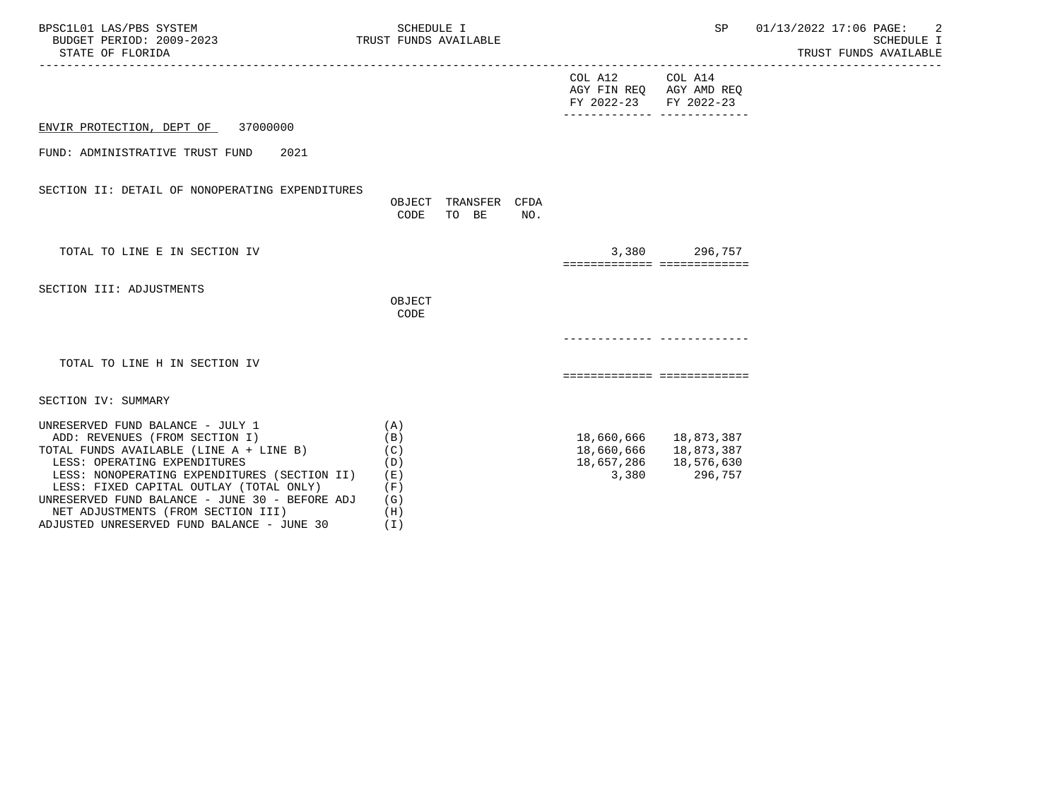SCHEDULE I
TRUST FUNDS AVAILABLE

| | | | | COL A12 AGY FIN REQ FY 2022-23 | COL A14 AGY AMD REQ FY 2022-23 |
|---|---|---|---|---|---|
| ENVIR PROTECTION, DEPT OF 37000000 | | | | | |
| FUND: ADMINISTRATIVE TRUST FUND 2021 | | | | | |
| SECTION II: DETAIL OF NONOPERATING EXPENDITURES | OBJECT CODE | TRANSFER TO BE | CFDA NO. | | |
| TOTAL TO LINE E IN SECTION IV | | | | 3,380 | 296,757 |
| SECTION III: ADJUSTMENTS | OBJECT CODE | | | | |
| TOTAL TO LINE H IN SECTION IV | | | | | |

SECTION IV: SUMMARY

| | | COL A12 AGY FIN REQ FY 2022-23 | COL A14 AGY AMD REQ FY 2022-23 |
|---|---|---|---|
| UNRESERVED FUND BALANCE - JULY 1 | (A) | | |
| ADD: REVENUES (FROM SECTION I) | (B) | 18,660,666 | 18,873,387 |
| TOTAL FUNDS AVAILABLE (LINE A + LINE B) | (C) | 18,660,666 | 18,873,387 |
| LESS: OPERATING EXPENDITURES | (D) | 18,657,286 | 18,576,630 |
| LESS: NONOPERATING EXPENDITURES (SECTION II) | (E) | 3,380 | 296,757 |
| LESS: FIXED CAPITAL OUTLAY (TOTAL ONLY) | (F) | | |
| UNRESERVED FUND BALANCE - JUNE 30 - BEFORE ADJ | (G) | | |
| NET ADJUSTMENTS (FROM SECTION III) | (H) | | |
| ADJUSTED UNRESERVED FUND BALANCE - JUNE 30 | (I) | | |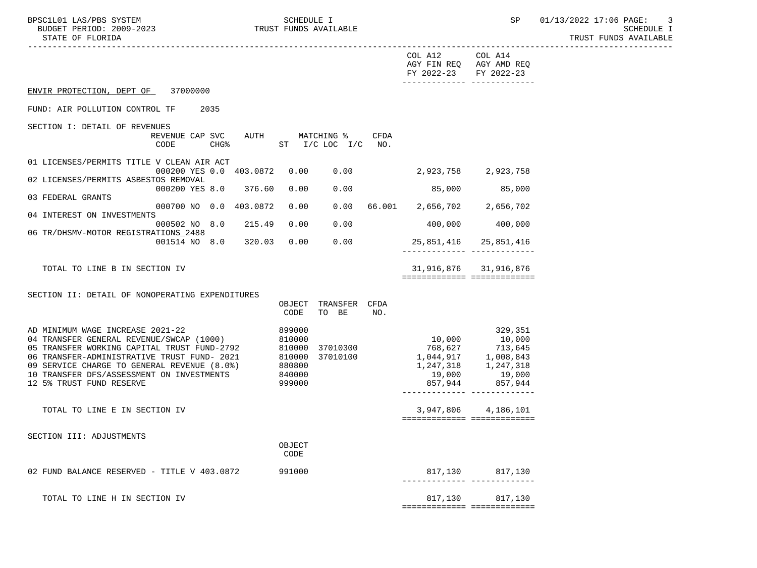COL A12 AGY FIN REQ FY 2022-23 | COL A14 AGY AMD REQ FY 2022-23

ENVIR PROTECTION, DEPT OF 37000000

FUND: AIR POLLUTION CONTROL TF 2035

SECTION I: DETAIL OF REVENUES

| | REVENUE CODE | CAP | SVC CHG% | AUTH | MATCHING % ST | I/C LOC I/C | CFDA NO. | COL A12 AGY FIN REQ FY 2022-23 | COL A14 AGY AMD REQ FY 2022-23 |
|---|---|---|---|---|---|---|---|---|---|
| 01 LICENSES/PERMITS TITLE V CLEAN AIR ACT | 000200 | YES | 0.0 | 403.0872 | 0.00 | 0.00 | | 2,923,758 | 2,923,758 |
| 02 LICENSES/PERMITS ASBESTOS REMOVAL | 000200 | YES | 8.0 | 376.60 | 0.00 | 0.00 | | 85,000 | 85,000 |
| 03 FEDERAL GRANTS | 000700 | NO | 0.0 | 403.0872 | 0.00 | 0.00 | 66.001 | 2,656,702 | 2,656,702 |
| 04 INTEREST ON INVESTMENTS | 000502 | NO | 8.0 | 215.49 | 0.00 | 0.00 | | 400,000 | 400,000 |
| 06 TR/DHSMV-MOTOR REGISTRATIONS_2488 | 001514 | NO | 8.0 | 320.03 | 0.00 | 0.00 | | 25,851,416 | 25,851,416 |
| TOTAL TO LINE B IN SECTION IV | | | | | | | | 31,916,876 | 31,916,876 |

SECTION II: DETAIL OF NONOPERATING EXPENDITURES

| | OBJECT CODE | TRANSFER TO BE | CFDA NO. | COL A12 AGY FIN REQ FY 2022-23 | COL A14 AGY AMD REQ FY 2022-23 |
|---|---|---|---|---|---|
| AD MINIMUM WAGE INCREASE 2021-22 | 899000 | | | | 329,351 |
| 04 TRANSFER GENERAL REVENUE/SWCAP (1000) | 810000 | | | 10,000 | 10,000 |
| 05 TRANSFER WORKING CAPITAL TRUST FUND-2792 | 810000 | 37010300 | | 768,627 | 713,645 |
| 06 TRANSFER-ADMINISTRATIVE TRUST FUND- 2021 | 810000 | 37010100 | | 1,044,917 | 1,008,843 |
| 09 SERVICE CHARGE TO GENERAL REVENUE (8.0%) | 880800 | | | 1,247,318 | 1,247,318 |
| 10 TRANSFER DFS/ASSESSMENT ON INVESTMENTS | 840000 | | | 19,000 | 19,000 |
| 12 5% TRUST FUND RESERVE | 999000 | | | 857,944 | 857,944 |
| TOTAL TO LINE E IN SECTION IV | | | | 3,947,806 | 4,186,101 |

SECTION III: ADJUSTMENTS

| | OBJECT CODE | COL A12 AGY FIN REQ FY 2022-23 | COL A14 AGY AMD REQ FY 2022-23 |
|---|---|---|---|
| 02 FUND BALANCE RESERVED - TITLE V 403.0872 | 991000 | 817,130 | 817,130 |
| TOTAL TO LINE H IN SECTION IV | | 817,130 | 817,130 |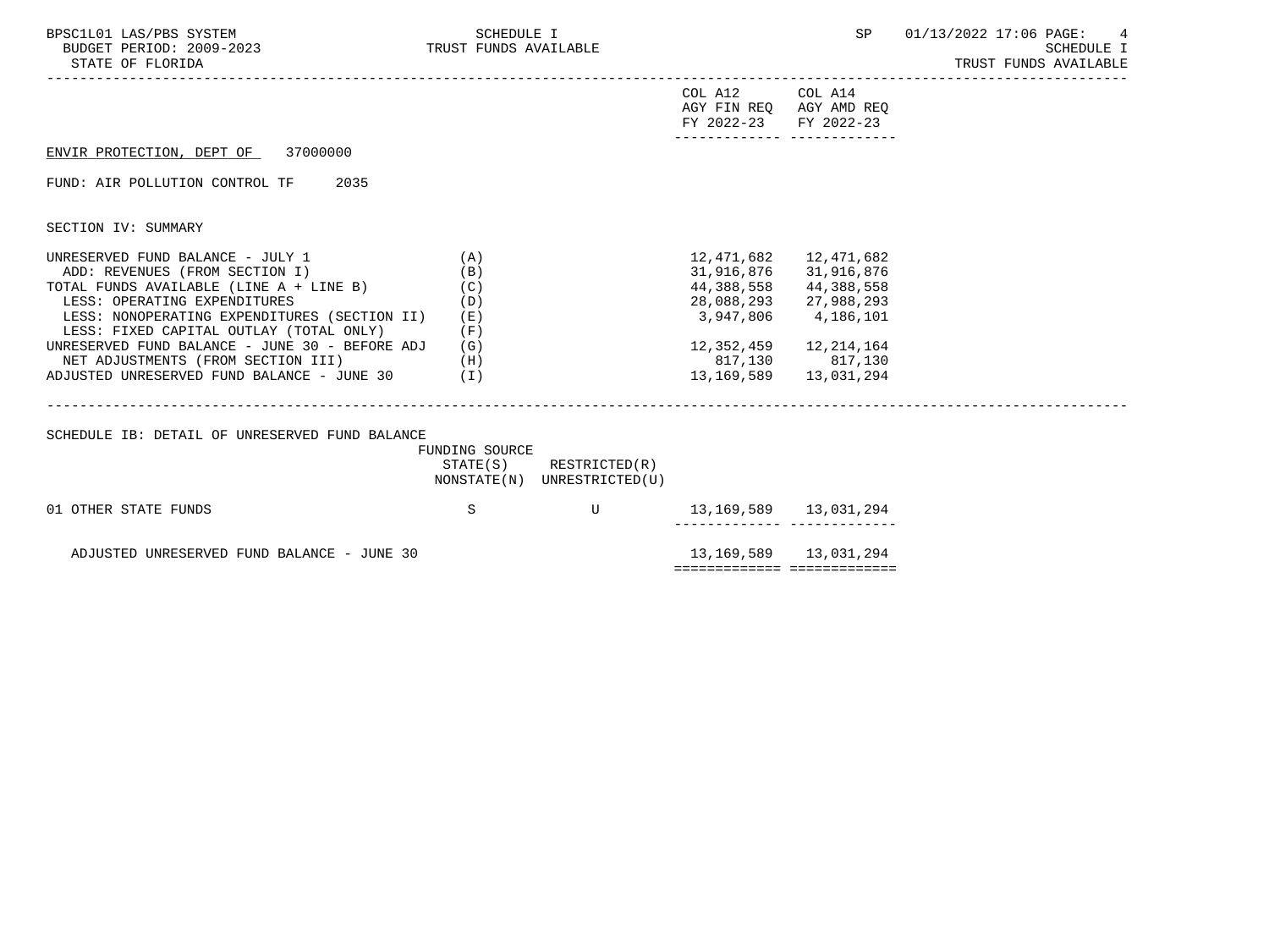ENVIR PROTECTION, DEPT OF 37000000

FUND: AIR POLLUTION CONTROL TF 2035

SECTION IV: SUMMARY

| | | COL A12 AGY FIN REQ FY 2022-23 | COL A14 AGY AMD REQ FY 2022-23 |
|---|---|---|---|
| UNRESERVED FUND BALANCE - JULY 1 | (A) | 12,471,682 | 12,471,682 |
| ADD: REVENUES (FROM SECTION I) | (B) | 31,916,876 | 31,916,876 |
| TOTAL FUNDS AVAILABLE (LINE A + LINE B) | (C) | 44,388,558 | 44,388,558 |
| LESS: OPERATING EXPENDITURES | (D) | 28,088,293 | 27,988,293 |
| LESS: NONOPERATING EXPENDITURES (SECTION II) | (E) | 3,947,806 | 4,186,101 |
| LESS: FIXED CAPITAL OUTLAY (TOTAL ONLY) | (F) | | |
| UNRESERVED FUND BALANCE - JUNE 30 - BEFORE ADJ | (G) | 12,352,459 | 12,214,164 |
| NET ADJUSTMENTS (FROM SECTION III) | (H) | 817,130 | 817,130 |
| ADJUSTED UNRESERVED FUND BALANCE - JUNE 30 | (I) | 13,169,589 | 13,031,294 |

SCHEDULE IB: DETAIL OF UNRESERVED FUND BALANCE

| | FUNDING SOURCE STATE(S) NONSTATE(N) | RESTRICTED(R) UNRESTRICTED(U) | COL A12 | COL A14 |
|---|---|---|---|---|
| 01 OTHER STATE FUNDS | S | U | 13,169,589 | 13,031,294 |
| ADJUSTED UNRESERVED FUND BALANCE - JUNE 30 | | | 13,169,589 | 13,031,294 |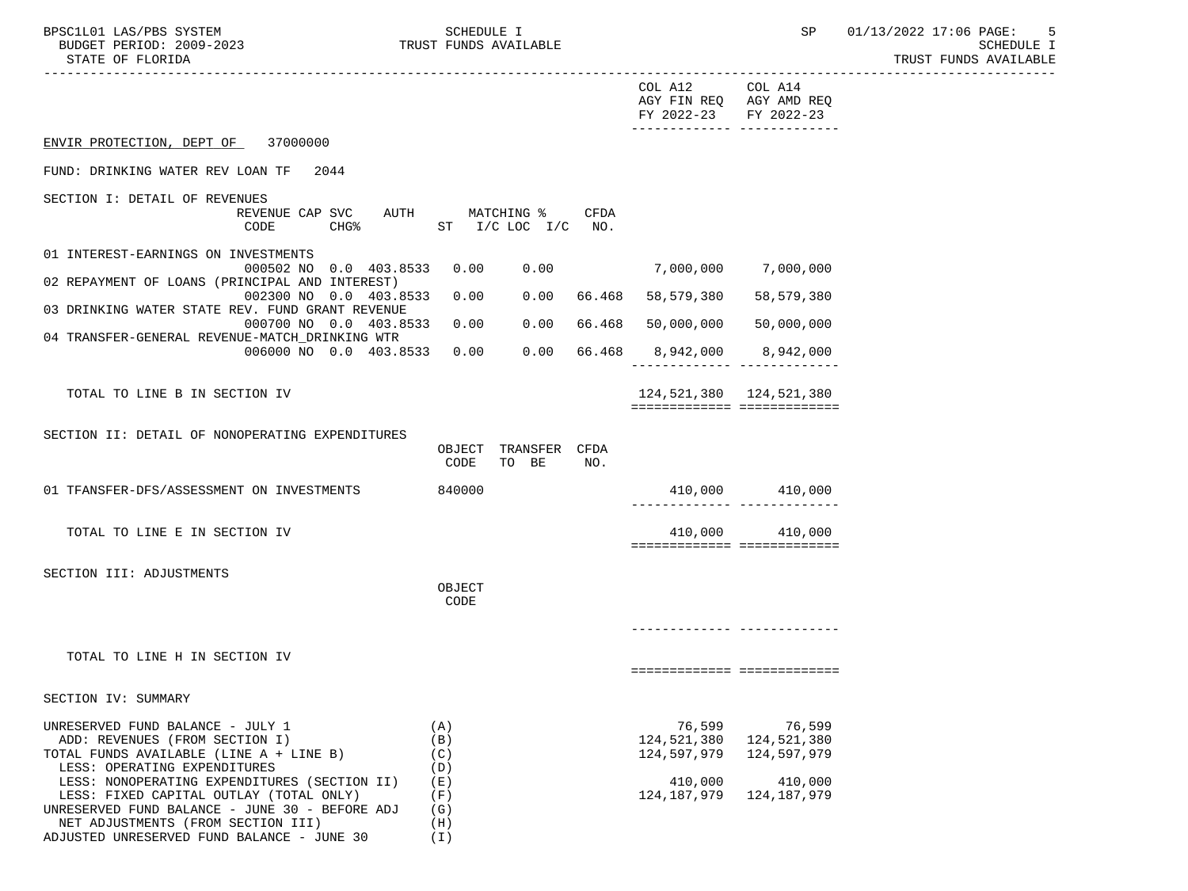COL A12 AGY FIN REQ FY 2022-23 | COL A14 AGY AMD REQ FY 2022-23

ENVIR PROTECTION, DEPT OF 37000000

FUND: DRINKING WATER REV LOAN TF 2044

SECTION I: DETAIL OF REVENUES

| | REVENUE CODE | CAP | SVC CHG% | AUTH | MATCHING % ST | I/C | LOC I/C | CFDA NO. | COL A12 AGY FIN REQ FY 2022-23 | COL A14 AGY AMD REQ FY 2022-23 |
|---|---|---|---|---|---|---|---|---|---|---|
| 01 INTEREST-EARNINGS ON INVESTMENTS | 000502 | NO | 0.0 | 403.8533 | 0.00 | | 0.00 | | 7,000,000 | 7,000,000 |
| 02 REPAYMENT OF LOANS (PRINCIPAL AND INTEREST) | 002300 | NO | 0.0 | 403.8533 | 0.00 | | 0.00 | 66.468 | 58,579,380 | 58,579,380 |
| 03 DRINKING WATER STATE REV. FUND GRANT REVENUE | 000700 | NO | 0.0 | 403.8533 | 0.00 | | 0.00 | 66.468 | 50,000,000 | 50,000,000 |
| 04 TRANSFER-GENERAL REVENUE-MATCH_DRINKING WTR | 006000 | NO | 0.0 | 403.8533 | 0.00 | | 0.00 | 66.468 | 8,942,000 | 8,942,000 |
| TOTAL TO LINE B IN SECTION IV | | | | | | | | | 124,521,380 | 124,521,380 |

SECTION II: DETAIL OF NONOPERATING EXPENDITURES

| | OBJECT CODE | TRANSFER TO BE | CFDA NO. | COL A12 AGY FIN REQ FY 2022-23 | COL A14 AGY AMD REQ FY 2022-23 |
|---|---|---|---|---|---|
| 01 TFANSFER-DFS/ASSESSMENT ON INVESTMENTS | 840000 | | | 410,000 | 410,000 |
| TOTAL TO LINE E IN SECTION IV | | | | 410,000 | 410,000 |

SECTION III: ADJUSTMENTS

| | OBJECT CODE | COL A12 AGY FIN REQ FY 2022-23 | COL A14 AGY AMD REQ FY 2022-23 |
|---|---|---|---|
| TOTAL TO LINE H IN SECTION IV | | | |

SECTION IV: SUMMARY

| | | COL A12 AGY FIN REQ FY 2022-23 | COL A14 AGY AMD REQ FY 2022-23 |
|---|---|---|---|
| UNRESERVED FUND BALANCE - JULY 1 | (A) | 76,599 | 76,599 |
| ADD: REVENUES (FROM SECTION I) | (B) | 124,521,380 | 124,521,380 |
| TOTAL FUNDS AVAILABLE (LINE A + LINE B) | (C) | 124,597,979 | 124,597,979 |
| LESS: OPERATING EXPENDITURES | (D) | | |
| LESS: NONOPERATING EXPENDITURES (SECTION II) | (E) | 410,000 | 410,000 |
| LESS: FIXED CAPITAL OUTLAY (TOTAL ONLY) | (F) | 124,187,979 | 124,187,979 |
| UNRESERVED FUND BALANCE - JUNE 30 - BEFORE ADJ | (G) | | |
| NET ADJUSTMENTS (FROM SECTION III) | (H) | | |
| ADJUSTED UNRESERVED FUND BALANCE - JUNE 30 | (I) | | |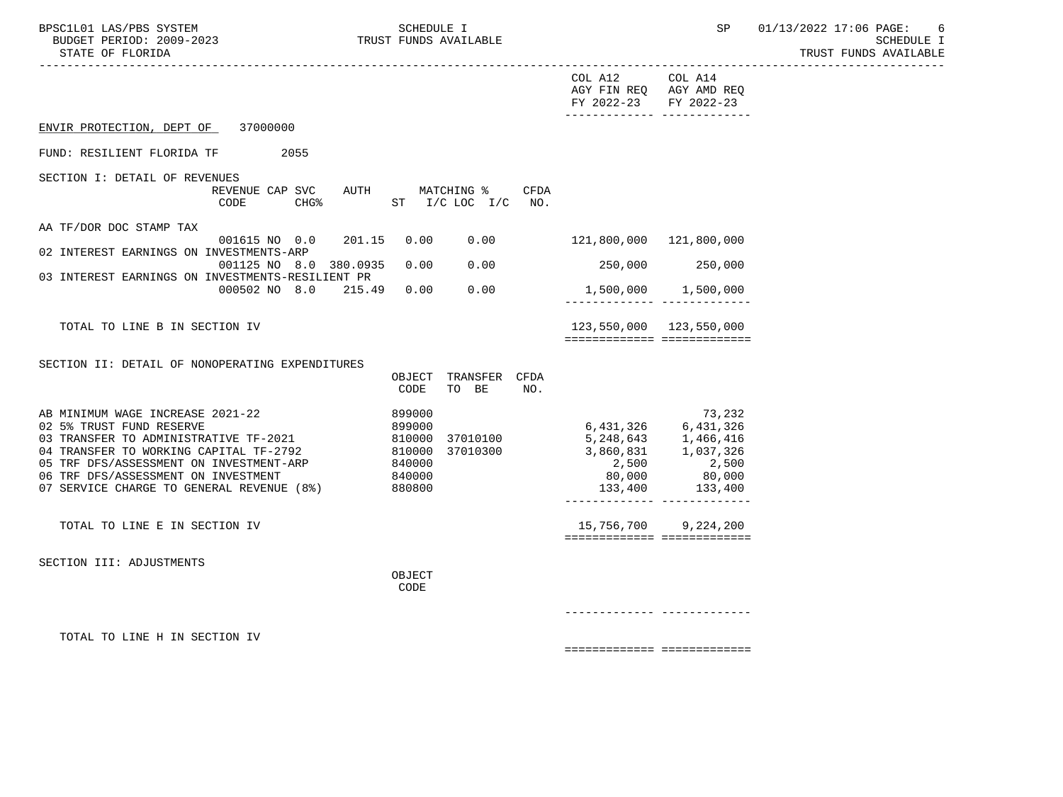| | COL A12 AGY FIN REQ FY 2022-23 | COL A14 AGY AMD REQ FY 2022-23 |
|---|---|---|

ENVIR PROTECTION, DEPT OF 37000000

FUND: RESILIENT FLORIDA TF 2055

SECTION I: DETAIL OF REVENUES

| | REVENUE CODE | CAP SVC CHG% | AUTH ST | MATCHING % I/C LOC | I/C | CFDA NO. | COL A12 | COL A14 |
|---|---|---|---|---|---|---|---|---|
| AA TF/DOR DOC STAMP TAX | 001615 | NO 0.0 | 201.15 | 0.00 | 0.00 | | 121,800,000 | 121,800,000 |
| 02 INTEREST EARNINGS ON INVESTMENTS-ARP | 001125 | NO 8.0 | 380.0935 | 0.00 | 0.00 | | 250,000 | 250,000 |
| 03 INTEREST EARNINGS ON INVESTMENTS-RESILIENT PR | 000502 | NO 8.0 | 215.49 | 0.00 | 0.00 | | 1,500,000 | 1,500,000 |
| TOTAL TO LINE B IN SECTION IV | | | | | | | 123,550,000 | 123,550,000 |

SECTION II: DETAIL OF NONOPERATING EXPENDITURES

| | OBJECT CODE | TRANSFER TO BE | CFDA NO. | COL A12 | COL A14 |
|---|---|---|---|---|---|
| AB MINIMUM WAGE INCREASE 2021-22 | 899000 | | | | 73,232 |
| 02 5% TRUST FUND RESERVE | 899000 | | | 6,431,326 | 6,431,326 |
| 03 TRANSFER TO ADMINISTRATIVE TF-2021 | 810000 | 37010100 | | 5,248,643 | 1,466,416 |
| 04 TRANSFER TO WORKING CAPITAL TF-2792 | 810000 | 37010300 | | 3,860,831 | 1,037,326 |
| 05 TRF DFS/ASSESSMENT ON INVESTMENT-ARP | 840000 | | | 2,500 | 2,500 |
| 06 TRF DFS/ASSESSMENT ON INVESTMENT | 840000 | | | 80,000 | 80,000 |
| 07 SERVICE CHARGE TO GENERAL REVENUE (8%) | 880800 | | | 133,400 | 133,400 |
| TOTAL TO LINE E IN SECTION IV | | | | 15,756,700 | 9,224,200 |

SECTION III: ADJUSTMENTS

| | OBJECT CODE | COL A12 | COL A14 |
|---|---|---|---|
| TOTAL TO LINE H IN SECTION IV | | | |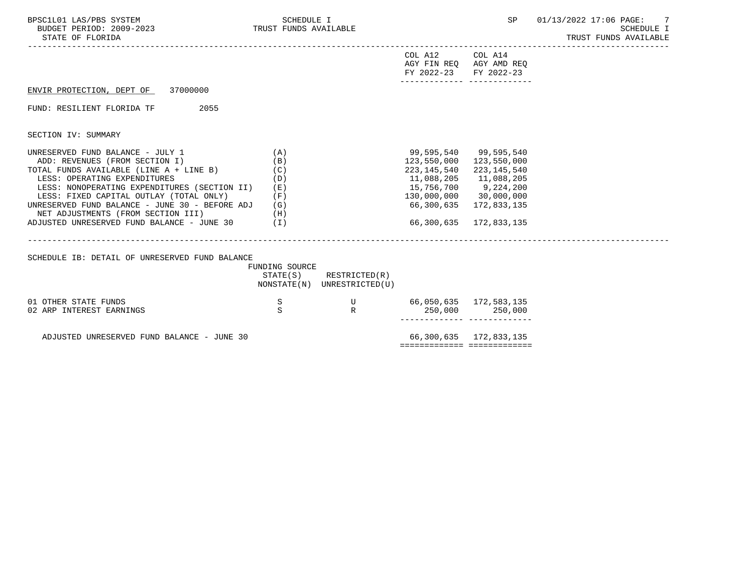BPSC1L01 LAS/PBS SYSTEM — SCHEDULE I — TRUST FUNDS AVAILABLE
BUDGET PERIOD: 2009-2023
STATE OF FLORIDA

ENVIR PROTECTION, DEPT OF 37000000

FUND: RESILIENT FLORIDA TF 2055

SECTION IV: SUMMARY

| | | COL A12 AGY FIN REQ FY 2022-23 | COL A14 AGY AMD REQ FY 2022-23 |
|---|---|---|---|
| UNRESERVED FUND BALANCE - JULY 1 | (A) | 99,595,540 | 99,595,540 |
| ADD: REVENUES (FROM SECTION I) | (B) | 123,550,000 | 123,550,000 |
| TOTAL FUNDS AVAILABLE (LINE A + LINE B) | (C) | 223,145,540 | 223,145,540 |
| LESS: OPERATING EXPENDITURES | (D) | 11,088,205 | 11,088,205 |
| LESS: NONOPERATING EXPENDITURES (SECTION II) | (E) | 15,756,700 | 9,224,200 |
| LESS: FIXED CAPITAL OUTLAY (TOTAL ONLY) | (F) | 130,000,000 | 30,000,000 |
| UNRESERVED FUND BALANCE - JUNE 30 - BEFORE ADJ | (G) | 66,300,635 | 172,833,135 |
| NET ADJUSTMENTS (FROM SECTION III) | (H) | | |
| ADJUSTED UNRESERVED FUND BALANCE - JUNE 30 | (I) | 66,300,635 | 172,833,135 |

SCHEDULE IB: DETAIL OF UNRESERVED FUND BALANCE

| | FUNDING SOURCE STATE(S) NONSTATE(N) | RESTRICTED(R) UNRESTRICTED(U) | COL A12 | COL A14 |
|---|---|---|---|---|
| 01 OTHER STATE FUNDS | S | U | 66,050,635 | 172,583,135 |
| 02 ARP INTEREST EARNINGS | S | R | 250,000 | 250,000 |
| ADJUSTED UNRESERVED FUND BALANCE - JUNE 30 | | | 66,300,635 | 172,833,135 |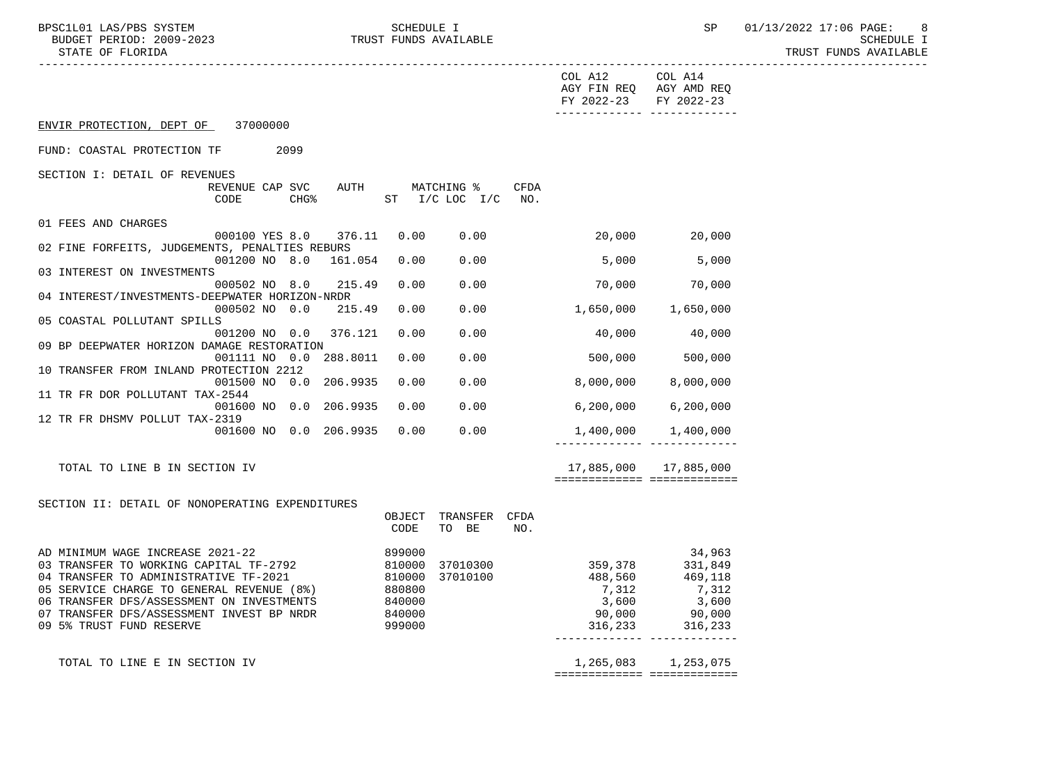ENVIR PROTECTION, DEPT OF 37000000

FUND: COASTAL PROTECTION TF 2099

## SECTION I: DETAIL OF REVENUES

| | REVENUE CODE | CAP SVC CHG% | | AUTH | MATCHING % ST | I/C LOC I/C | CFDA NO. | COL A12 AGY FIN REQ FY 2022-23 | COL A14 AGY AMD REQ FY 2022-23 |
|---|---|---|---|---|---|---|---|---|---|
| 01 FEES AND CHARGES | 000100 | YES | 8.0 | 376.11 | 0.00 | 0.00 | | 20,000 | 20,000 |
| 02 FINE FORFEITS, JUDGEMENTS, PENALTIES REBURS | 001200 | NO | 8.0 | 161.054 | 0.00 | 0.00 | | 5,000 | 5,000 |
| 03 INTEREST ON INVESTMENTS | 000502 | NO | 8.0 | 215.49 | 0.00 | 0.00 | | 70,000 | 70,000 |
| 04 INTEREST/INVESTMENTS-DEEPWATER HORIZON-NRDR | 000502 | NO | 0.0 | 215.49 | 0.00 | 0.00 | | 1,650,000 | 1,650,000 |
| 05 COASTAL POLLUTANT SPILLS | 001200 | NO | 0.0 | 376.121 | 0.00 | 0.00 | | 40,000 | 40,000 |
| 09 BP DEEPWATER HORIZON DAMAGE RESTORATION | 001111 | NO | 0.0 | 288.8011 | 0.00 | 0.00 | | 500,000 | 500,000 |
| 10 TRANSFER FROM INLAND PROTECTION 2212 | 001500 | NO | 0.0 | 206.9935 | 0.00 | 0.00 | | 8,000,000 | 8,000,000 |
| 11 TR FR DOR POLLUTANT TAX-2544 | 001600 | NO | 0.0 | 206.9935 | 0.00 | 0.00 | | 6,200,000 | 6,200,000 |
| 12 TR FR DHSMV POLLUT TAX-2319 | 001600 | NO | 0.0 | 206.9935 | 0.00 | 0.00 | | 1,400,000 | 1,400,000 |
| TOTAL TO LINE B IN SECTION IV | | | | | | | | 17,885,000 | 17,885,000 |

## SECTION II: DETAIL OF NONOPERATING EXPENDITURES

| | OBJECT CODE | TRANSFER TO BE | CFDA NO. | COL A12 AGY FIN REQ FY 2022-23 | COL A14 AGY AMD REQ FY 2022-23 |
|---|---|---|---|---|---|
| AD MINIMUM WAGE INCREASE 2021-22 | 899000 | | | | 34,963 |
| 03 TRANSFER TO WORKING CAPITAL TF-2792 | 810000 | 37010300 | | 359,378 | 331,849 |
| 04 TRANSFER TO ADMINISTRATIVE TF-2021 | 810000 | 37010100 | | 488,560 | 469,118 |
| 05 SERVICE CHARGE TO GENERAL REVENUE (8%) | 880800 | | | 7,312 | 7,312 |
| 06 TRANSFER DFS/ASSESSMENT ON INVESTMENTS | 840000 | | | 3,600 | 3,600 |
| 07 TRANSFER DFS/ASSESSMENT INVEST BP NRDR | 840000 | | | 90,000 | 90,000 |
| 09 5% TRUST FUND RESERVE | 999000 | | | 316,233 | 316,233 |
| TOTAL TO LINE E IN SECTION IV | | | | 1,265,083 | 1,253,075 |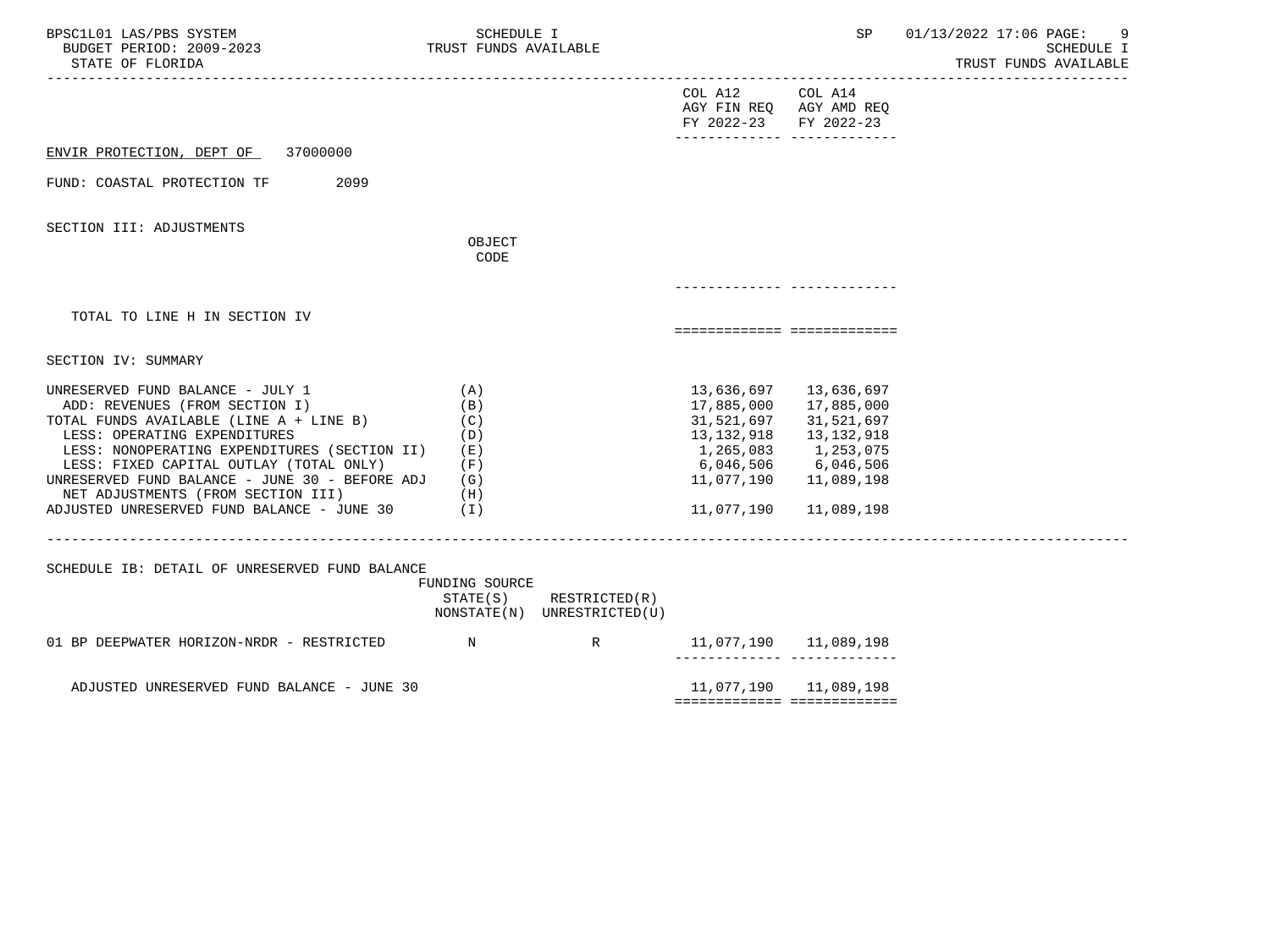SCHEDULE I
TRUST FUNDS AVAILABLE

BUDGET PERIOD: 2009-2023
STATE OF FLORIDA

ENVIR PROTECTION, DEPT OF 37000000

FUND: COASTAL PROTECTION TF 2099

## SECTION III: ADJUSTMENTS

| | OBJECT CODE | COL A12 AGY FIN REQ FY 2022-23 | COL A14 AGY AMD REQ FY 2022-23 |
|---|---|---|---|
| TOTAL TO LINE H IN SECTION IV | | | |

## SECTION IV: SUMMARY

| | | COL A12 AGY FIN REQ FY 2022-23 | COL A14 AGY AMD REQ FY 2022-23 |
|---|---|---|---|
| UNRESERVED FUND BALANCE - JULY 1 | (A) | 13,636,697 | 13,636,697 |
| ADD: REVENUES (FROM SECTION I) | (B) | 17,885,000 | 17,885,000 |
| TOTAL FUNDS AVAILABLE (LINE A + LINE B) | (C) | 31,521,697 | 31,521,697 |
| LESS: OPERATING EXPENDITURES | (D) | 13,132,918 | 13,132,918 |
| LESS: NONOPERATING EXPENDITURES (SECTION II) | (E) | 1,265,083 | 1,253,075 |
| LESS: FIXED CAPITAL OUTLAY (TOTAL ONLY) | (F) | 6,046,506 | 6,046,506 |
| UNRESERVED FUND BALANCE - JUNE 30 - BEFORE ADJ | (G) | 11,077,190 | 11,089,198 |
| NET ADJUSTMENTS (FROM SECTION III) | (H) | | |
| ADJUSTED UNRESERVED FUND BALANCE - JUNE 30 | (I) | 11,077,190 | 11,089,198 |

## SCHEDULE IB: DETAIL OF UNRESERVED FUND BALANCE

| | FUNDING SOURCE STATE(S) NONSTATE(N) | RESTRICTED(R) UNRESTRICTED(U) | COL A12 | COL A14 |
|---|---|---|---|---|
| 01 BP DEEPWATER HORIZON-NRDR - RESTRICTED | N | R | 11,077,190 | 11,089,198 |
| ADJUSTED UNRESERVED FUND BALANCE - JUNE 30 | | | 11,077,190 | 11,089,198 |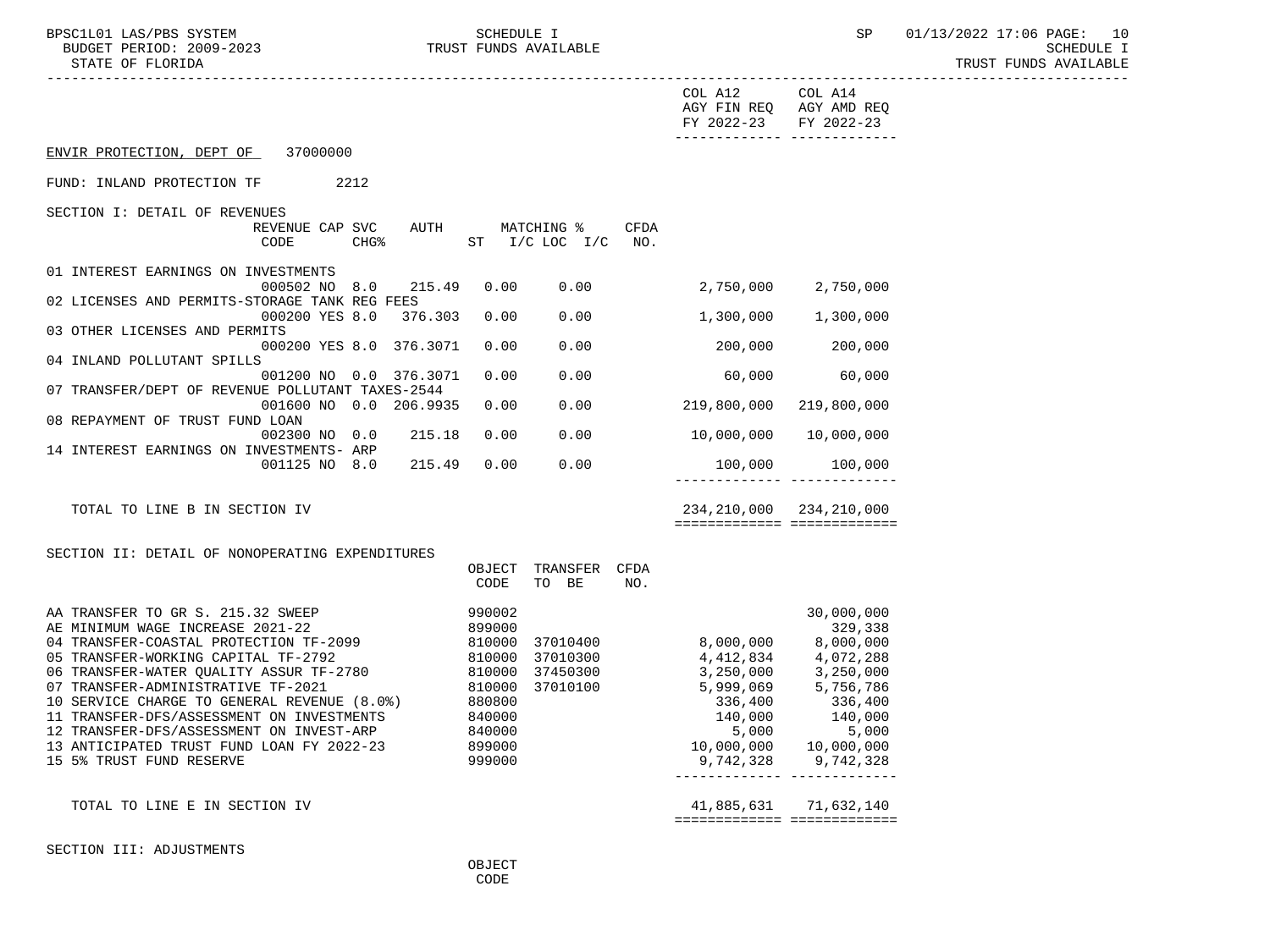ENVIR PROTECTION, DEPT OF 37000000

FUND: INLAND PROTECTION TF 2212

## SECTION I: DETAIL OF REVENUES

| | REVENUE CODE | CAP | SVC CHG% | AUTH | MATCHING % ST | I/C LOC I/C | CFDA NO. | COL A12 AGY FIN REQ FY 2022-23 | COL A14 AGY AMD REQ FY 2022-23 |
|---|---|---|---|---|---|---|---|---|---|
| 01 INTEREST EARNINGS ON INVESTMENTS | 000502 | NO | 8.0 | 215.49 | 0.00 | 0.00 | | 2,750,000 | 2,750,000 |
| 02 LICENSES AND PERMITS-STORAGE TANK REG FEES | 000200 | YES | 8.0 | 376.303 | 0.00 | 0.00 | | 1,300,000 | 1,300,000 |
| 03 OTHER LICENSES AND PERMITS | 000200 | YES | 8.0 | 376.3071 | 0.00 | 0.00 | | 200,000 | 200,000 |
| 04 INLAND POLLUTANT SPILLS | 001200 | NO | 0.0 | 376.3071 | 0.00 | 0.00 | | 60,000 | 60,000 |
| 07 TRANSFER/DEPT OF REVENUE POLLUTANT TAXES-2544 | 001600 | NO | 0.0 | 206.9935 | 0.00 | 0.00 | | 219,800,000 | 219,800,000 |
| 08 REPAYMENT OF TRUST FUND LOAN | 002300 | NO | 0.0 | 215.18 | 0.00 | 0.00 | | 10,000,000 | 10,000,000 |
| 14 INTEREST EARNINGS ON INVESTMENTS- ARP | 001125 | NO | 8.0 | 215.49 | 0.00 | 0.00 | | 100,000 | 100,000 |
| TOTAL TO LINE B IN SECTION IV | | | | | | | | 234,210,000 | 234,210,000 |

## SECTION II: DETAIL OF NONOPERATING EXPENDITURES

| | OBJECT CODE | TRANSFER TO BE | CFDA NO. | COL A12 AGY FIN REQ FY 2022-23 | COL A14 AGY AMD REQ FY 2022-23 |
|---|---|---|---|---|---|
| AA TRANSFER TO GR S. 215.32 SWEEP | 990002 | | | | 30,000,000 |
| AE MINIMUM WAGE INCREASE 2021-22 | 899000 | | | | 329,338 |
| 04 TRANSFER-COASTAL PROTECTION TF-2099 | 810000 | 37010400 | | 8,000,000 | 8,000,000 |
| 05 TRANSFER-WORKING CAPITAL TF-2792 | 810000 | 37010300 | | 4,412,834 | 4,072,288 |
| 06 TRANSFER-WATER QUALITY ASSUR TF-2780 | 810000 | 37450300 | | 3,250,000 | 3,250,000 |
| 07 TRANSFER-ADMINISTRATIVE TF-2021 | 810000 | 37010100 | | 5,999,069 | 5,756,786 |
| 10 SERVICE CHARGE TO GENERAL REVENUE (8.0%) | 880800 | | | 336,400 | 336,400 |
| 11 TRANSFER-DFS/ASSESSMENT ON INVESTMENTS | 840000 | | | 140,000 | 140,000 |
| 12 TRANSFER-DFS/ASSESSMENT ON INVEST-ARP | 840000 | | | 5,000 | 5,000 |
| 13 ANTICIPATED TRUST FUND LOAN FY 2022-23 | 899000 | | | 10,000,000 | 10,000,000 |
| 15 5% TRUST FUND RESERVE | 999000 | | | 9,742,328 | 9,742,328 |
| TOTAL TO LINE E IN SECTION IV | | | | 41,885,631 | 71,632,140 |

## SECTION III: ADJUSTMENTS

OBJECT CODE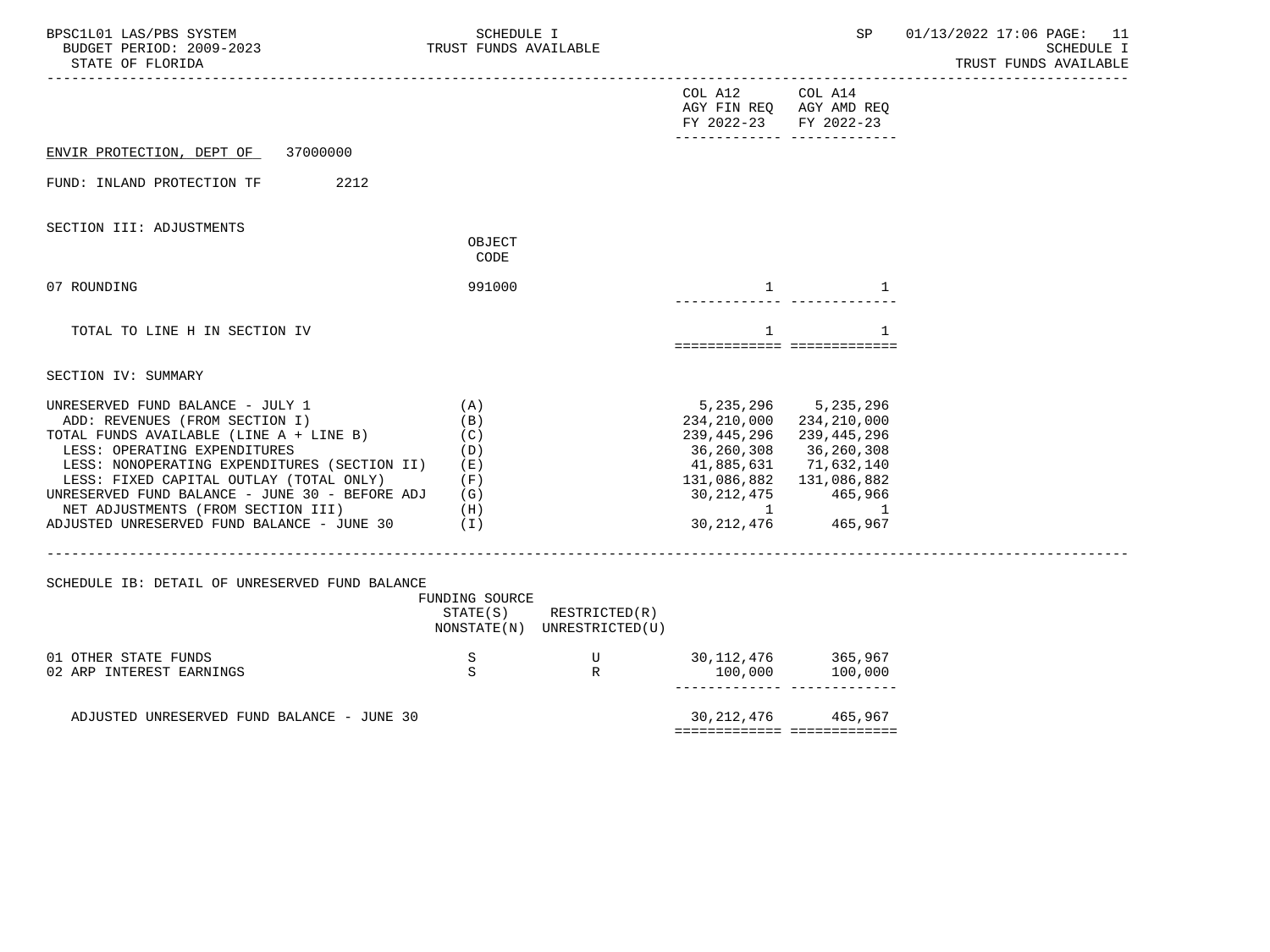COL A12 AGY FIN REQ FY 2022-23 | COL A14 AGY AMD REQ FY 2022-23

ENVIR PROTECTION, DEPT OF 37000000

FUND: INLAND PROTECTION TF 2212

SECTION III: ADJUSTMENTS

| | OBJECT CODE | COL A12 AGY FIN REQ FY 2022-23 | COL A14 AGY AMD REQ FY 2022-23 |
|---|---|---|---|
| 07 ROUNDING | 991000 | 1 | 1 |
| TOTAL TO LINE H IN SECTION IV | | 1 | 1 |

SECTION IV: SUMMARY

| | | COL A12 AGY FIN REQ FY 2022-23 | COL A14 AGY AMD REQ FY 2022-23 |
|---|---|---|---|
| UNRESERVED FUND BALANCE - JULY 1 | (A) | 5,235,296 | 5,235,296 |
| ADD: REVENUES (FROM SECTION I) | (B) | 234,210,000 | 234,210,000 |
| TOTAL FUNDS AVAILABLE (LINE A + LINE B) | (C) | 239,445,296 | 239,445,296 |
| LESS: OPERATING EXPENDITURES | (D) | 36,260,308 | 36,260,308 |
| LESS: NONOPERATING EXPENDITURES (SECTION II) | (E) | 41,885,631 | 71,632,140 |
| LESS: FIXED CAPITAL OUTLAY (TOTAL ONLY) | (F) | 131,086,882 | 131,086,882 |
| UNRESERVED FUND BALANCE - JUNE 30 - BEFORE ADJ | (G) | 30,212,475 | 465,966 |
| NET ADJUSTMENTS (FROM SECTION III) | (H) | 1 | 1 |
| ADJUSTED UNRESERVED FUND BALANCE - JUNE 30 | (I) | 30,212,476 | 465,967 |

SCHEDULE IB: DETAIL OF UNRESERVED FUND BALANCE

| | FUNDING SOURCE STATE(S) NONSTATE(N) | RESTRICTED(R) UNRESTRICTED(U) | COL A12 AGY FIN REQ FY 2022-23 | COL A14 AGY AMD REQ FY 2022-23 |
|---|---|---|---|---|
| 01 OTHER STATE FUNDS | S | U | 30,112,476 | 365,967 |
| 02 ARP INTEREST EARNINGS | S | R | 100,000 | 100,000 |
| ADJUSTED UNRESERVED FUND BALANCE - JUNE 30 | | | 30,212,476 | 465,967 |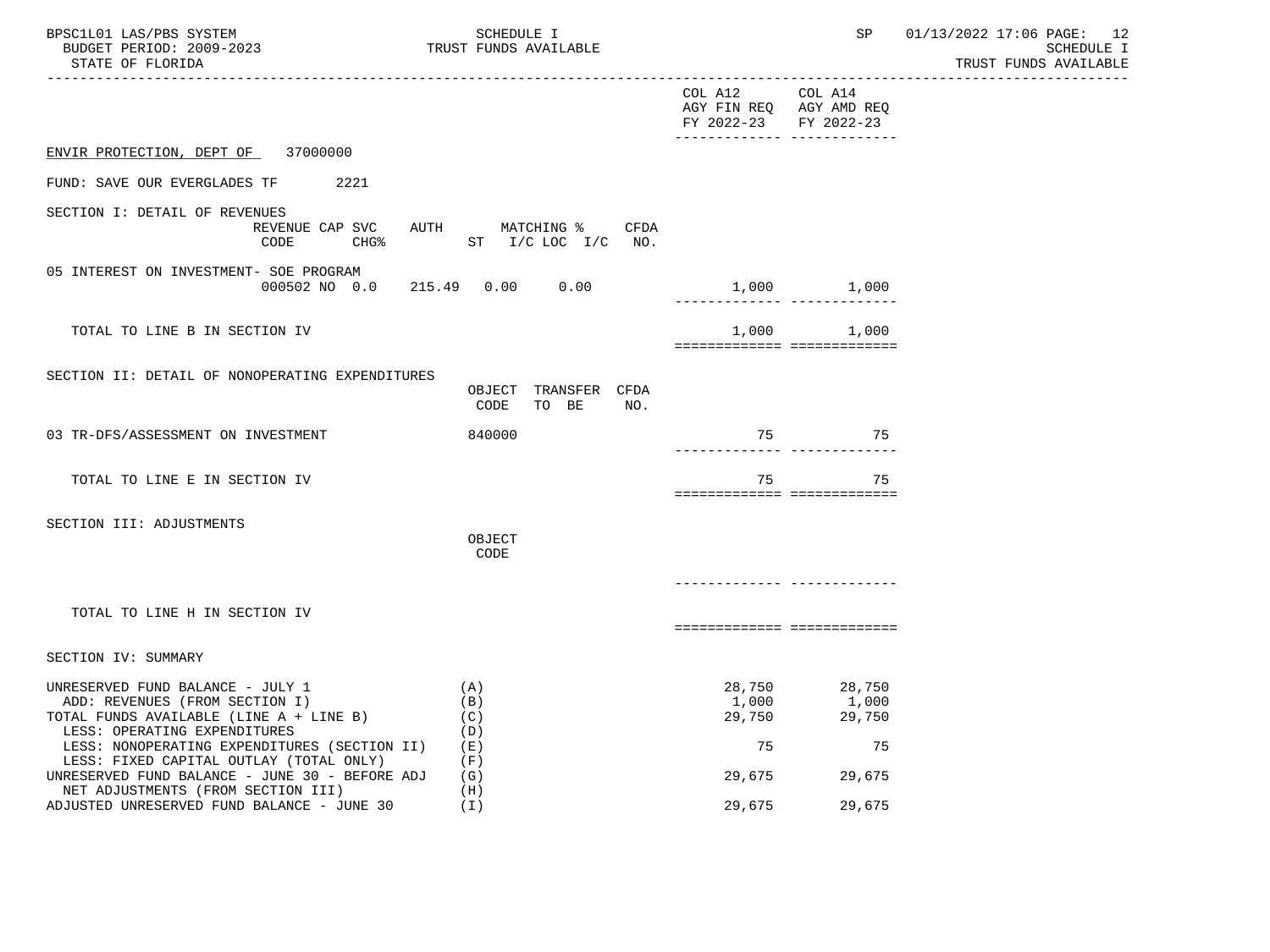## ENVIR PROTECTION, DEPT OF 37000000

FUND: SAVE OUR EVERGLADES TF 2221

| | COL A12 AGY FIN REQ FY 2022-23 | COL A14 AGY AMD REQ FY 2022-23 |
|---|---|---|
| **SECTION I: DETAIL OF REVENUES** (REVENUE CODE / CAP SVC CHG% / AUTH ST / MATCHING % I/C LOC I/C / CFDA NO.) | | |
| 05 INTEREST ON INVESTMENT- SOE PROGRAM 000502 NO 0.0 215.49 0.00 0.00 | 1,000 | 1,000 |
| TOTAL TO LINE B IN SECTION IV | 1,000 | 1,000 |
| **SECTION II: DETAIL OF NONOPERATING EXPENDITURES** (OBJECT CODE / TRANSFER TO BE / CFDA NO.) | | |
| 03 TR-DFS/ASSESSMENT ON INVESTMENT 840000 | 75 | 75 |
| TOTAL TO LINE E IN SECTION IV | 75 | 75 |
| **SECTION III: ADJUSTMENTS** (OBJECT CODE) | | |
| TOTAL TO LINE H IN SECTION IV | | |
| **SECTION IV: SUMMARY** | | |
| UNRESERVED FUND BALANCE - JULY 1 (A) | 28,750 | 28,750 |
| ADD: REVENUES (FROM SECTION I) (B) | 1,000 | 1,000 |
| TOTAL FUNDS AVAILABLE (LINE A + LINE B) (C) | 29,750 | 29,750 |
| LESS: OPERATING EXPENDITURES (D) | | |
| LESS: NONOPERATING EXPENDITURES (SECTION II) (E) | 75 | 75 |
| LESS: FIXED CAPITAL OUTLAY (TOTAL ONLY) (F) | | |
| UNRESERVED FUND BALANCE - JUNE 30 - BEFORE ADJ (G) | 29,675 | 29,675 |
| NET ADJUSTMENTS (FROM SECTION III) (H) | | |
| ADJUSTED UNRESERVED FUND BALANCE - JUNE 30 (I) | 29,675 | 29,675 |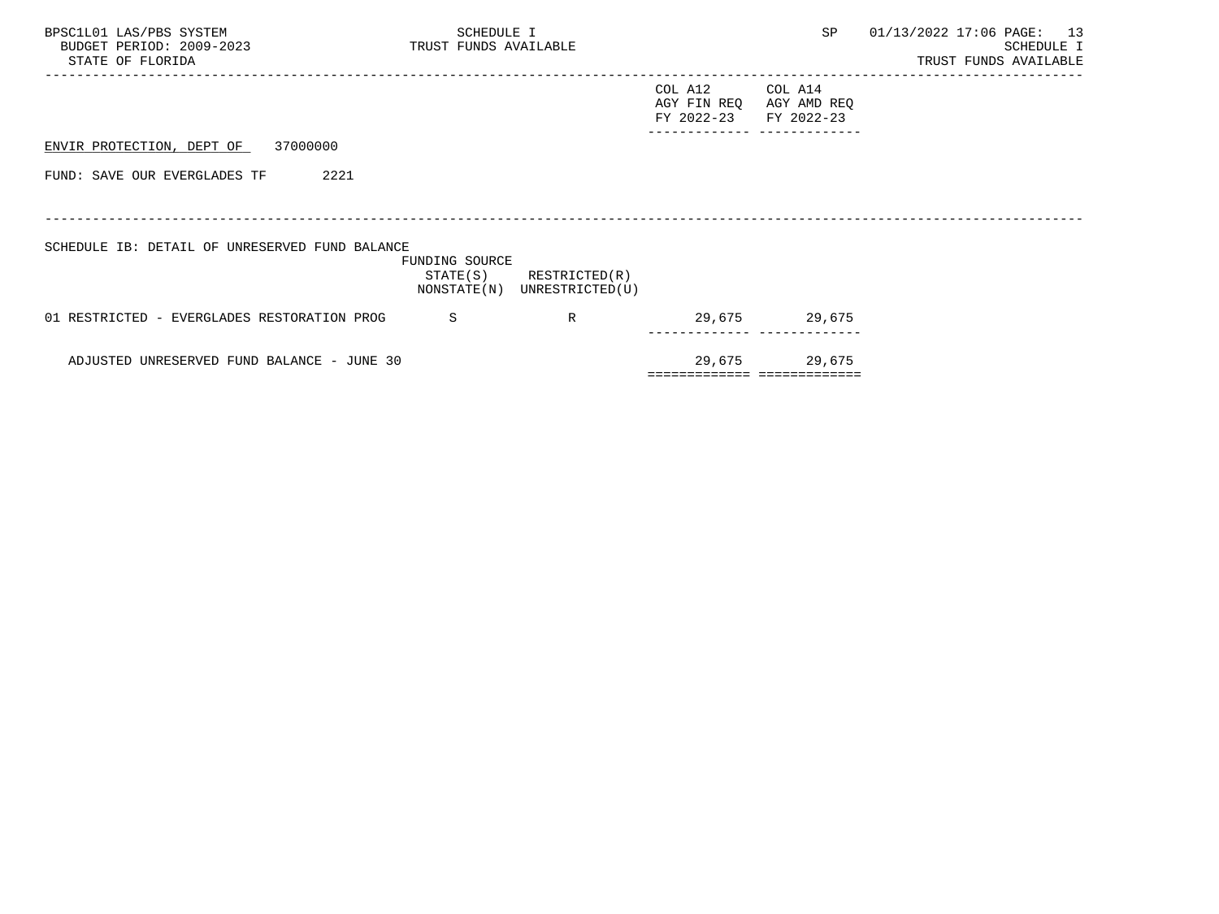ENVIR PROTECTION, DEPT OF 37000000

FUND: SAVE OUR EVERGLADES TF 2221

SCHEDULE IB: DETAIL OF UNRESERVED FUND BALANCE

| | FUNDING SOURCE STATE(S) NONSTATE(N) | RESTRICTED(R) UNRESTRICTED(U) | COL A12 AGY FIN REQ FY 2022-23 | COL A14 AGY AMD REQ FY 2022-23 |
|---|---|---|---|---|
| 01 RESTRICTED - EVERGLADES RESTORATION PROG | S | R | 29,675 | 29,675 |
| ADJUSTED UNRESERVED FUND BALANCE - JUNE 30 | | | 29,675 | 29,675 |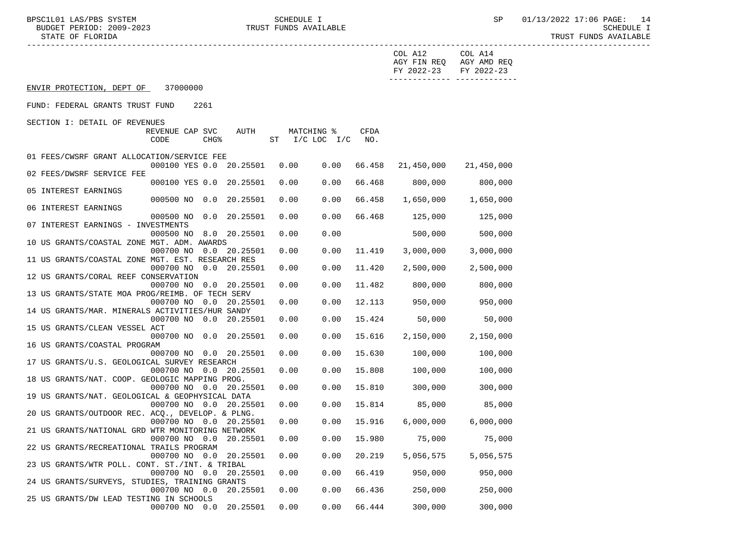ENVIR PROTECTION, DEPT OF 37000000

FUND: FEDERAL GRANTS TRUST FUND 2261

SECTION I: DETAIL OF REVENUES

| | REVENUE CODE | CAP SVC CHG% | | AUTH | MATCHING % ST | I/C LOC I/C | CFDA NO. | COL A12 AGY FIN REQ FY 2022-23 | COL A14 AGY AMD REQ FY 2022-23 |
|---|---|---|---|---|---|---|---|---|---|
| 01 FEES/CWSRF GRANT ALLOCATION/SERVICE FEE | 000100 | YES | 0.0 | 20.25501 | 0.00 | 0.00 | 66.458 | 21,450,000 | 21,450,000 |
| 02 FEES/DWSRF SERVICE FEE | 000100 | YES | 0.0 | 20.25501 | 0.00 | 0.00 | 66.468 | 800,000 | 800,000 |
| 05 INTEREST EARNINGS | 000500 | NO | 0.0 | 20.25501 | 0.00 | 0.00 | 66.458 | 1,650,000 | 1,650,000 |
| 06 INTEREST EARNINGS | 000500 | NO | 0.0 | 20.25501 | 0.00 | 0.00 | 66.468 | 125,000 | 125,000 |
| 07 INTEREST EARNINGS - INVESTMENTS | 000500 | NO | 8.0 | 20.25501 | 0.00 | 0.00 | | 500,000 | 500,000 |
| 10 US GRANTS/COASTAL ZONE MGT. ADM. AWARDS | 000700 | NO | 0.0 | 20.25501 | 0.00 | 0.00 | 11.419 | 3,000,000 | 3,000,000 |
| 11 US GRANTS/COASTAL ZONE MGT. EST. RESEARCH RES | 000700 | NO | 0.0 | 20.25501 | 0.00 | 0.00 | 11.420 | 2,500,000 | 2,500,000 |
| 12 US GRANTS/CORAL REEF CONSERVATION | 000700 | NO | 0.0 | 20.25501 | 0.00 | 0.00 | 11.482 | 800,000 | 800,000 |
| 13 US GRANTS/STATE MOA PROG/REIMB. OF TECH SERV | 000700 | NO | 0.0 | 20.25501 | 0.00 | 0.00 | 12.113 | 950,000 | 950,000 |
| 14 US GRANTS/MAR. MINERALS ACTIVITIES/HUR SANDY | 000700 | NO | 0.0 | 20.25501 | 0.00 | 0.00 | 15.424 | 50,000 | 50,000 |
| 15 US GRANTS/CLEAN VESSEL ACT | 000700 | NO | 0.0 | 20.25501 | 0.00 | 0.00 | 15.616 | 2,150,000 | 2,150,000 |
| 16 US GRANTS/COASTAL PROGRAM | 000700 | NO | 0.0 | 20.25501 | 0.00 | 0.00 | 15.630 | 100,000 | 100,000 |
| 17 US GRANTS/U.S. GEOLOGICAL SURVEY RESEARCH | 000700 | NO | 0.0 | 20.25501 | 0.00 | 0.00 | 15.808 | 100,000 | 100,000 |
| 18 US GRANTS/NAT. COOP. GEOLOGIC MAPPING PROG. | 000700 | NO | 0.0 | 20.25501 | 0.00 | 0.00 | 15.810 | 300,000 | 300,000 |
| 19 US GRANTS/NAT. GEOLOGICAL & GEOPHYSICAL DATA | 000700 | NO | 0.0 | 20.25501 | 0.00 | 0.00 | 15.814 | 85,000 | 85,000 |
| 20 US GRANTS/OUTDOOR REC. ACQ., DEVELOP. & PLNG. | 000700 | NO | 0.0 | 20.25501 | 0.00 | 0.00 | 15.916 | 6,000,000 | 6,000,000 |
| 21 US GRANTS/NATIONAL GRD WTR MONITORING NETWORK | 000700 | NO | 0.0 | 20.25501 | 0.00 | 0.00 | 15.980 | 75,000 | 75,000 |
| 22 US GRANTS/RECREATIONAL TRAILS PROGRAM | 000700 | NO | 0.0 | 20.25501 | 0.00 | 0.00 | 20.219 | 5,056,575 | 5,056,575 |
| 23 US GRANTS/WTR POLL. CONT. ST./INT. & TRIBAL | 000700 | NO | 0.0 | 20.25501 | 0.00 | 0.00 | 66.419 | 950,000 | 950,000 |
| 24 US GRANTS/SURVEYS, STUDIES, TRAINING GRANTS | 000700 | NO | 0.0 | 20.25501 | 0.00 | 0.00 | 66.436 | 250,000 | 250,000 |
| 25 US GRANTS/DW LEAD TESTING IN SCHOOLS | 000700 | NO | 0.0 | 20.25501 | 0.00 | 0.00 | 66.444 | 300,000 | 300,000 |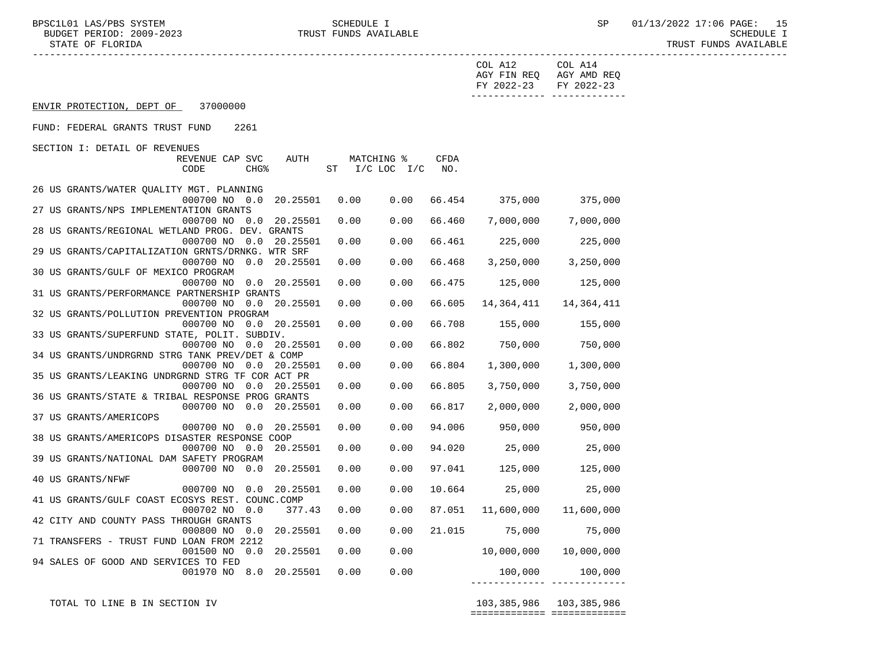ENVIR PROTECTION, DEPT OF 37000000

FUND: FEDERAL GRANTS TRUST FUND 2261

SECTION I: DETAIL OF REVENUES

| | REVENUE CODE | CAP CHG% | SVC | AUTH | MATCHING % ST | I/C LOC I/C | CFDA NO. | COL A12 AGY FIN REQ FY 2022-23 | COL A14 AGY AMD REQ FY 2022-23 |
|---|---|---|---|---|---|---|---|---|---|
| 26 US GRANTS/WATER QUALITY MGT. PLANNING | 000700 | NO | 0.0 | 20.25501 | 0.00 | 0.00 | 66.454 | 375,000 | 375,000 |
| 27 US GRANTS/NPS IMPLEMENTATION GRANTS | 000700 | NO | 0.0 | 20.25501 | 0.00 | 0.00 | 66.460 | 7,000,000 | 7,000,000 |
| 28 US GRANTS/REGIONAL WETLAND PROG. DEV. GRANTS | 000700 | NO | 0.0 | 20.25501 | 0.00 | 0.00 | 66.461 | 225,000 | 225,000 |
| 29 US GRANTS/CAPITALIZATION GRNTS/DRNKG. WTR SRF | 000700 | NO | 0.0 | 20.25501 | 0.00 | 0.00 | 66.468 | 3,250,000 | 3,250,000 |
| 30 US GRANTS/GULF OF MEXICO PROGRAM | 000700 | NO | 0.0 | 20.25501 | 0.00 | 0.00 | 66.475 | 125,000 | 125,000 |
| 31 US GRANTS/PERFORMANCE PARTNERSHIP GRANTS | 000700 | NO | 0.0 | 20.25501 | 0.00 | 0.00 | 66.605 | 14,364,411 | 14,364,411 |
| 32 US GRANTS/POLLUTION PREVENTION PROGRAM | 000700 | NO | 0.0 | 20.25501 | 0.00 | 0.00 | 66.708 | 155,000 | 155,000 |
| 33 US GRANTS/SUPERFUND STATE, POLIT. SUBDIV. | 000700 | NO | 0.0 | 20.25501 | 0.00 | 0.00 | 66.802 | 750,000 | 750,000 |
| 34 US GRANTS/UNDRGRND STRG TANK PREV/DET & COMP | 000700 | NO | 0.0 | 20.25501 | 0.00 | 0.00 | 66.804 | 1,300,000 | 1,300,000 |
| 35 US GRANTS/LEAKING UNDRGRND STRG TF COR ACT PR | 000700 | NO | 0.0 | 20.25501 | 0.00 | 0.00 | 66.805 | 3,750,000 | 3,750,000 |
| 36 US GRANTS/STATE & TRIBAL RESPONSE PROG GRANTS | 000700 | NO | 0.0 | 20.25501 | 0.00 | 0.00 | 66.817 | 2,000,000 | 2,000,000 |
| 37 US GRANTS/AMERICOPS | 000700 | NO | 0.0 | 20.25501 | 0.00 | 0.00 | 94.006 | 950,000 | 950,000 |
| 38 US GRANTS/AMERICOPS DISASTER RESPONSE COOP | 000700 | NO | 0.0 | 20.25501 | 0.00 | 0.00 | 94.020 | 25,000 | 25,000 |
| 39 US GRANTS/NATIONAL DAM SAFETY PROGRAM | 000700 | NO | 0.0 | 20.25501 | 0.00 | 0.00 | 97.041 | 125,000 | 125,000 |
| 40 US GRANTS/NFWF | 000700 | NO | 0.0 | 20.25501 | 0.00 | 0.00 | 10.664 | 25,000 | 25,000 |
| 41 US GRANTS/GULF COAST ECOSYS REST. COUNC.COMP | 000702 | NO | 0.0 | 377.43 | 0.00 | 0.00 | 87.051 | 11,600,000 | 11,600,000 |
| 42 CITY AND COUNTY PASS THROUGH GRANTS | 000800 | NO | 0.0 | 20.25501 | 0.00 | 0.00 | 21.015 | 75,000 | 75,000 |
| 71 TRANSFERS - TRUST FUND LOAN FROM 2212 | 001500 | NO | 0.0 | 20.25501 | 0.00 | 0.00 | | 10,000,000 | 10,000,000 |
| 94 SALES OF GOOD AND SERVICES TO FED | 001970 | NO | 8.0 | 20.25501 | 0.00 | 0.00 | | 100,000 | 100,000 |
| TOTAL TO LINE B IN SECTION IV | | | | | | | | 103,385,986 | 103,385,986 |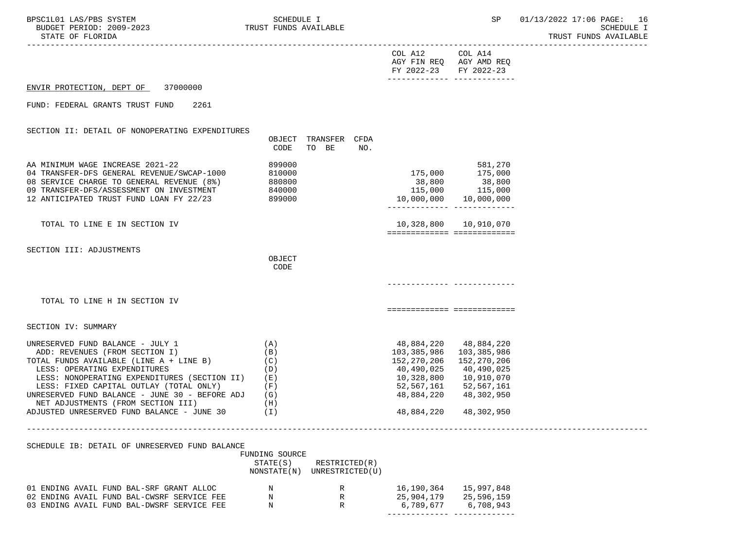ENVIR PROTECTION, DEPT OF 37000000

FUND: FEDERAL GRANTS TRUST FUND 2261

## SECTION II: DETAIL OF NONOPERATING EXPENDITURES

| | OBJECT CODE | TRANSFER TO BE | CFDA NO. | COL A12 AGY FIN REQ FY 2022-23 | COL A14 AGY AMD REQ FY 2022-23 |
|---|---|---|---|---|---|
| AA MINIMUM WAGE INCREASE 2021-22 | 899000 | | | | 581,270 |
| 04 TRANSFER-DFS GENERAL REVENUE/SWCAP-1000 | 810000 | | | 175,000 | 175,000 |
| 08 SERVICE CHARGE TO GENERAL REVENUE (8%) | 880800 | | | 38,800 | 38,800 |
| 09 TRANSFER-DFS/ASSESSMENT ON INVESTMENT | 840000 | | | 115,000 | 115,000 |
| 12 ANTICIPATED TRUST FUND LOAN FY 22/23 | 899000 | | | 10,000,000 | 10,000,000 |
| TOTAL TO LINE E IN SECTION IV | | | | 10,328,800 | 10,910,070 |

## SECTION III: ADJUSTMENTS

| | OBJECT CODE | COL A12 | COL A14 |
|---|---|---|---|
| TOTAL TO LINE H IN SECTION IV | | | |

## SECTION IV: SUMMARY

| | | COL A12 | COL A14 |
|---|---|---|---|
| UNRESERVED FUND BALANCE - JULY 1 | (A) | 48,884,220 | 48,884,220 |
| ADD: REVENUES (FROM SECTION I) | (B) | 103,385,986 | 103,385,986 |
| TOTAL FUNDS AVAILABLE (LINE A + LINE B) | (C) | 152,270,206 | 152,270,206 |
| LESS: OPERATING EXPENDITURES | (D) | 40,490,025 | 40,490,025 |
| LESS: NONOPERATING EXPENDITURES (SECTION II) | (E) | 10,328,800 | 10,910,070 |
| LESS: FIXED CAPITAL OUTLAY (TOTAL ONLY) | (F) | 52,567,161 | 52,567,161 |
| UNRESERVED FUND BALANCE - JUNE 30 - BEFORE ADJ | (G) | 48,884,220 | 48,302,950 |
| NET ADJUSTMENTS (FROM SECTION III) | (H) | | |
| ADJUSTED UNRESERVED FUND BALANCE - JUNE 30 | (I) | 48,884,220 | 48,302,950 |

## SCHEDULE IB: DETAIL OF UNRESERVED FUND BALANCE

| | FUNDING SOURCE STATE(S) NONSTATE(N) | RESTRICTED(R) UNRESTRICTED(U) | COL A12 | COL A14 |
|---|---|---|---|---|
| 01 ENDING AVAIL FUND BAL-SRF GRANT ALLOC | N | R | 16,190,364 | 15,997,848 |
| 02 ENDING AVAIL FUND BAL-CWSRF SERVICE FEE | N | R | 25,904,179 | 25,596,159 |
| 03 ENDING AVAIL FUND BAL-DWSRF SERVICE FEE | N | R | 6,789,677 | 6,708,943 |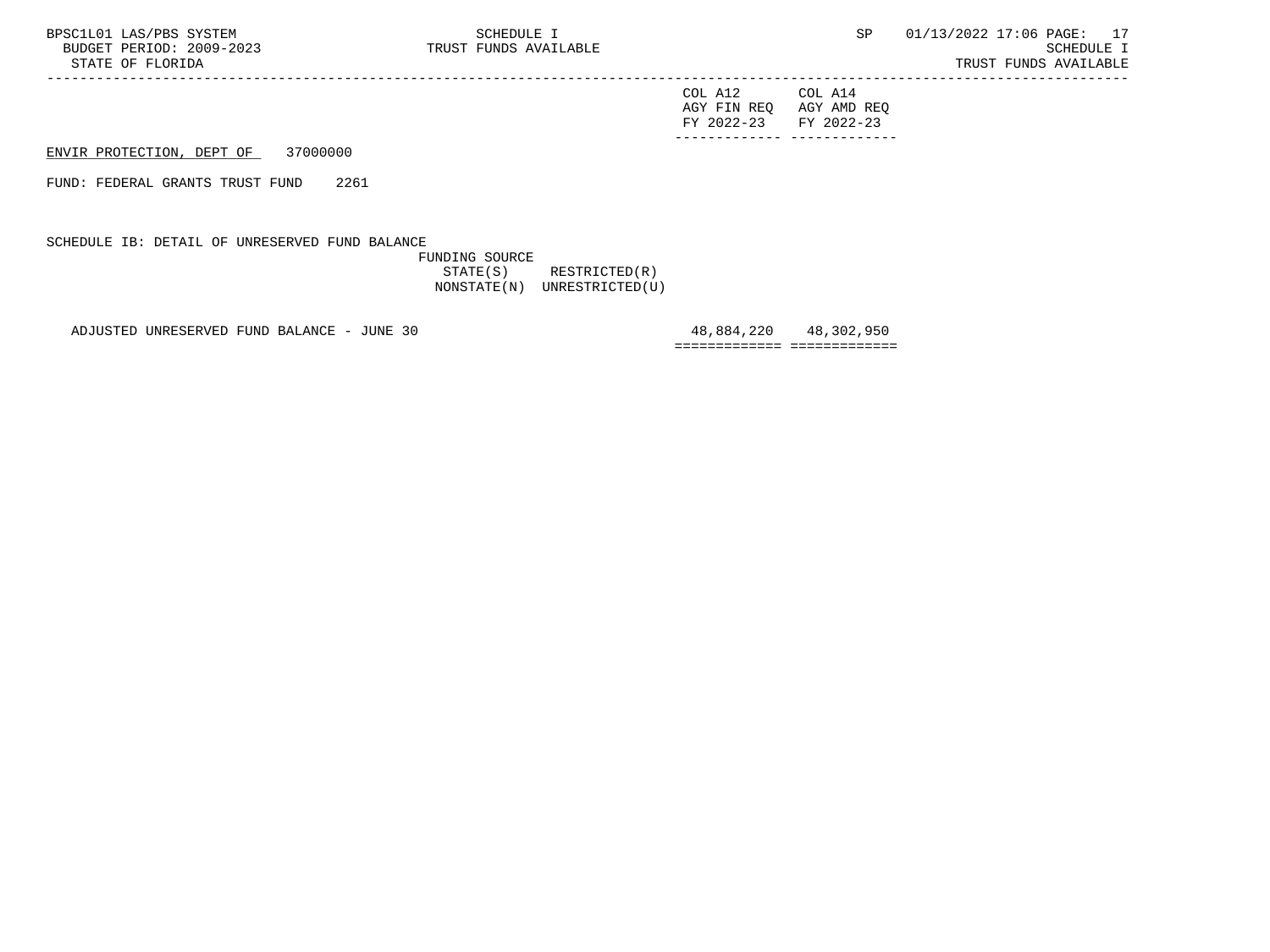ENVIR PROTECTION, DEPT OF 37000000

FUND: FEDERAL GRANTS TRUST FUND 2261

SCHEDULE IB: DETAIL OF UNRESERVED FUND BALANCE

| | FUNDING SOURCE STATE(S) NONSTATE(N) | RESTRICTED(R) UNRESTRICTED(U) | COL A12 AGY FIN REQ FY 2022-23 | COL A14 AGY AMD REQ FY 2022-23 |
|---|---|---|---|---|
| ADJUSTED UNRESERVED FUND BALANCE - JUNE 30 | | | 48,884,220 | 48,302,950 |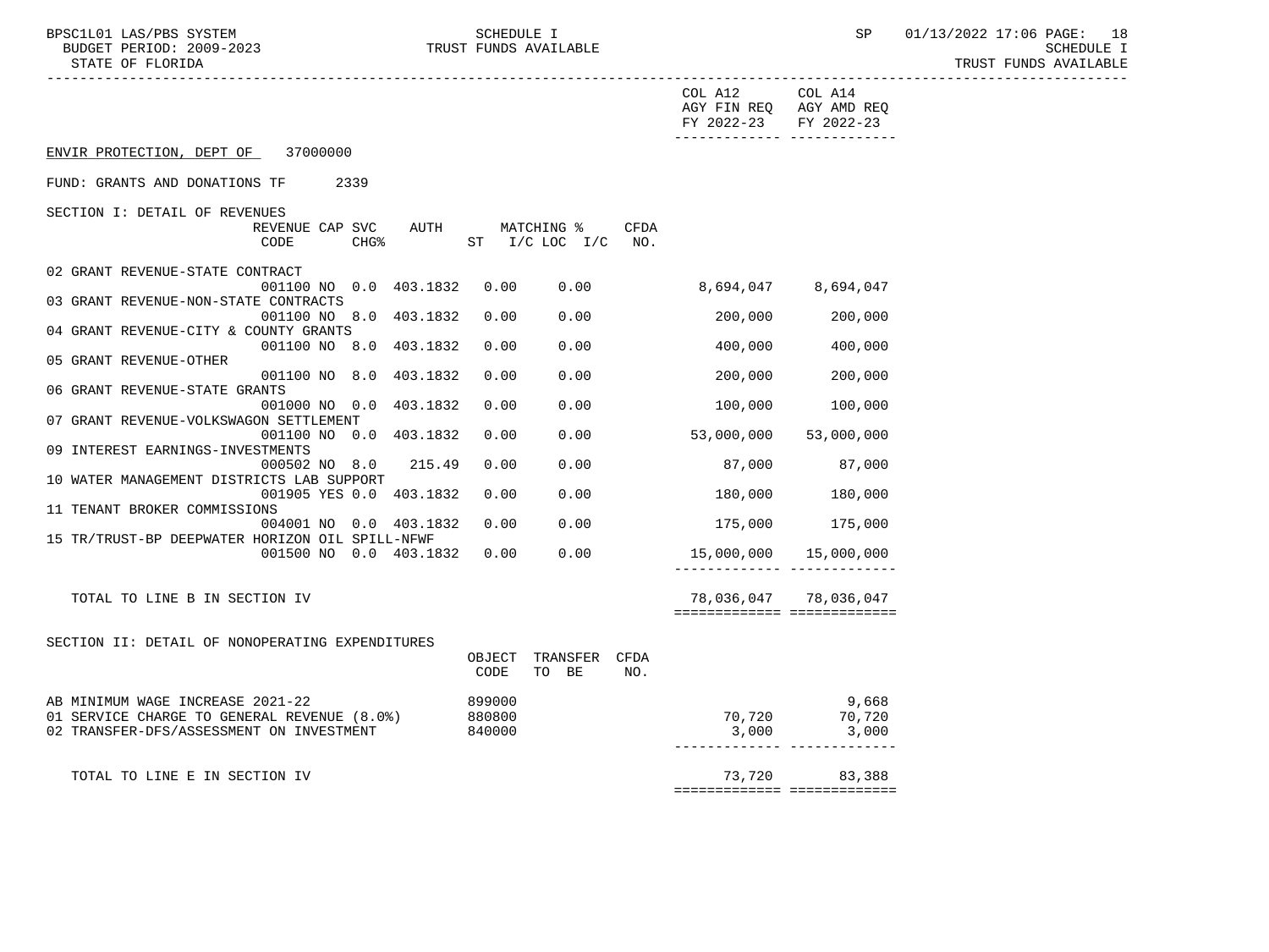BPSC1L01 LAS/PBS SYSTEM — SCHEDULE I — TRUST FUNDS AVAILABLE

BUDGET PERIOD: 2009-2023

STATE OF FLORIDA

ENVIR PROTECTION, DEPT OF 37000000

FUND: GRANTS AND DONATIONS TF 2339

## SECTION I: DETAIL OF REVENUES

| Revenue | Revenue Code | Cap | SVC CHG% | Auth ST | Matching % I/C | LOC I/C | CFDA No. | COL A12 AGY FIN REQ FY 2022-23 | COL A14 AGY AMD REQ FY 2022-23 |
|---|---|---|---|---|---|---|---|---|---|
| 02 GRANT REVENUE-STATE CONTRACT | 001100 | NO | 0.0 | 403.1832 | 0.00 | 0.00 | | 8,694,047 | 8,694,047 |
| 03 GRANT REVENUE-NON-STATE CONTRACTS | 001100 | NO | 8.0 | 403.1832 | 0.00 | 0.00 | | 200,000 | 200,000 |
| 04 GRANT REVENUE-CITY & COUNTY GRANTS | 001100 | NO | 8.0 | 403.1832 | 0.00 | 0.00 | | 400,000 | 400,000 |
| 05 GRANT REVENUE-OTHER | 001100 | NO | 8.0 | 403.1832 | 0.00 | 0.00 | | 200,000 | 200,000 |
| 06 GRANT REVENUE-STATE GRANTS | 001000 | NO | 0.0 | 403.1832 | 0.00 | 0.00 | | 100,000 | 100,000 |
| 07 GRANT REVENUE-VOLKSWAGON SETTLEMENT | 001100 | NO | 0.0 | 403.1832 | 0.00 | 0.00 | | 53,000,000 | 53,000,000 |
| 09 INTEREST EARNINGS-INVESTMENTS | 000502 | NO | 8.0 | 215.49 | 0.00 | 0.00 | | 87,000 | 87,000 |
| 10 WATER MANAGEMENT DISTRICTS LAB SUPPORT | 001905 | YES | 0.0 | 403.1832 | 0.00 | 0.00 | | 180,000 | 180,000 |
| 11 TENANT BROKER COMMISSIONS | 004001 | NO | 0.0 | 403.1832 | 0.00 | 0.00 | | 175,000 | 175,000 |
| 15 TR/TRUST-BP DEEPWATER HORIZON OIL SPILL-NFWF | 001500 | NO | 0.0 | 403.1832 | 0.00 | 0.00 | | 15,000,000 | 15,000,000 |
| TOTAL TO LINE B IN SECTION IV | | | | | | | | 78,036,047 | 78,036,047 |

## SECTION II: DETAIL OF NONOPERATING EXPENDITURES

| Expenditure | Object Code | Transfer To BE | CFDA No. | COL A12 AGY FIN REQ FY 2022-23 | COL A14 AGY AMD REQ FY 2022-23 |
|---|---|---|---|---|---|
| AB MINIMUM WAGE INCREASE 2021-22 | 899000 | | | | 9,668 |
| 01 SERVICE CHARGE TO GENERAL REVENUE (8.0%) | 880800 | | | 70,720 | 70,720 |
| 02 TRANSFER-DFS/ASSESSMENT ON INVESTMENT | 840000 | | | 3,000 | 3,000 |
| TOTAL TO LINE E IN SECTION IV | | | | 73,720 | 83,388 |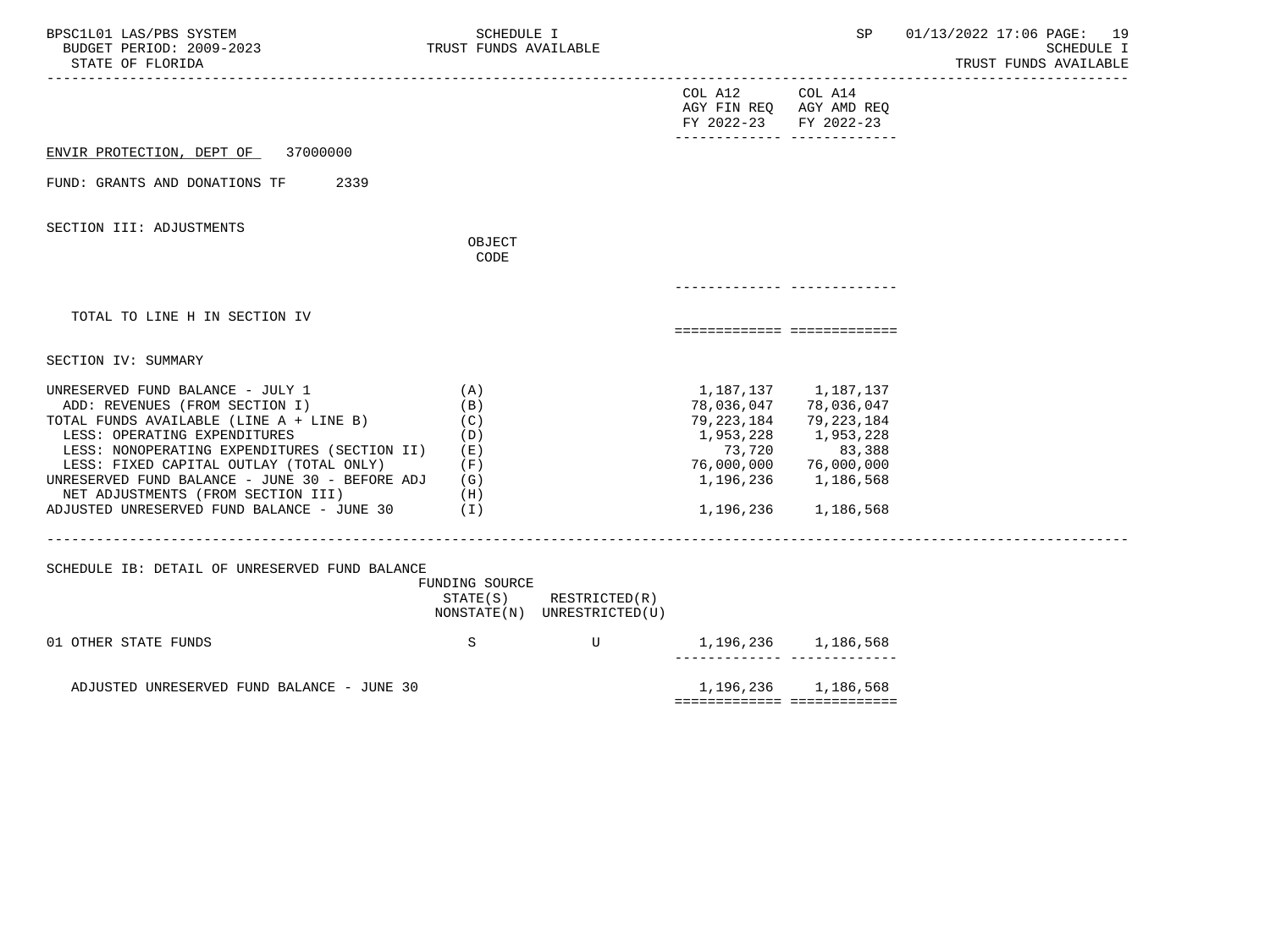ENVIR PROTECTION, DEPT OF 37000000

FUND: GRANTS AND DONATIONS TF 2339

SECTION III: ADJUSTMENTS

| | OBJECT CODE | COL A12 AGY FIN REQ FY 2022-23 | COL A14 AGY AMD REQ FY 2022-23 |
|---|---|---|---|
| TOTAL TO LINE H IN SECTION IV | | | |

SECTION IV: SUMMARY

| | | COL A12 AGY FIN REQ FY 2022-23 | COL A14 AGY AMD REQ FY 2022-23 |
|---|---|---|---|
| UNRESERVED FUND BALANCE - JULY 1 | (A) | 1,187,137 | 1,187,137 |
| ADD: REVENUES (FROM SECTION I) | (B) | 78,036,047 | 78,036,047 |
| TOTAL FUNDS AVAILABLE (LINE A + LINE B) | (C) | 79,223,184 | 79,223,184 |
| LESS: OPERATING EXPENDITURES | (D) | 1,953,228 | 1,953,228 |
| LESS: NONOPERATING EXPENDITURES (SECTION II) | (E) | 73,720 | 83,388 |
| LESS: FIXED CAPITAL OUTLAY (TOTAL ONLY) | (F) | 76,000,000 | 76,000,000 |
| UNRESERVED FUND BALANCE - JUNE 30 - BEFORE ADJ | (G) | 1,196,236 | 1,186,568 |
| NET ADJUSTMENTS (FROM SECTION III) | (H) | | |
| ADJUSTED UNRESERVED FUND BALANCE - JUNE 30 | (I) | 1,196,236 | 1,186,568 |

SCHEDULE IB: DETAIL OF UNRESERVED FUND BALANCE

| | FUNDING SOURCE STATE(S) NONSTATE(N) | RESTRICTED(R) UNRESTRICTED(U) | COL A12 | COL A14 |
|---|---|---|---|---|
| 01 OTHER STATE FUNDS | S | U | 1,196,236 | 1,186,568 |
| ADJUSTED UNRESERVED FUND BALANCE - JUNE 30 | | | 1,196,236 | 1,186,568 |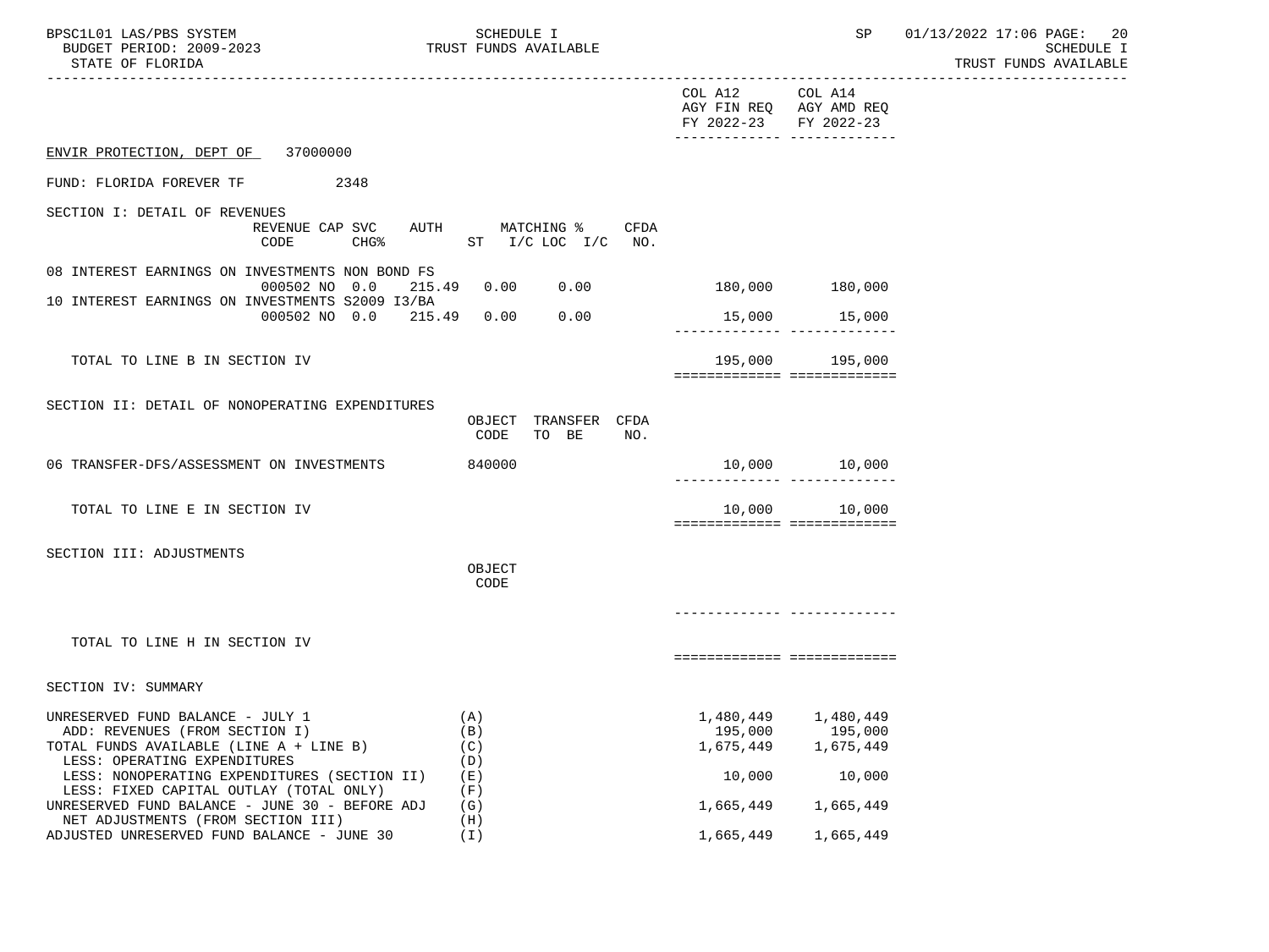## ENVIR PROTECTION, DEPT OF 37000000

### FUND: FLORIDA FOREVER TF 2348

| | COL A12 AGY FIN REQ FY 2022-23 | COL A14 AGY AMD REQ FY 2022-23 |
|---|---|---|

**SECTION I: DETAIL OF REVENUES**

| | REVENUE CODE | CAP SVC CHG% | AUTH ST | MATCHING % I/C | LOC I/C | CFDA NO. | COL A12 AGY FIN REQ FY 2022-23 | COL A14 AGY AMD REQ FY 2022-23 |
|---|---|---|---|---|---|---|---|---|
| 08 INTEREST EARNINGS ON INVESTMENTS NON BOND FS | 000502 | NO 0.0 | 215.49 | 0.00 | 0.00 | | 180,000 | 180,000 |
| 10 INTEREST EARNINGS ON INVESTMENTS S2009 I3/BA | 000502 | NO 0.0 | 215.49 | 0.00 | 0.00 | | 15,000 | 15,000 |
| TOTAL TO LINE B IN SECTION IV | | | | | | | 195,000 | 195,000 |

**SECTION II: DETAIL OF NONOPERATING EXPENDITURES**

| | OBJECT CODE | TRANSFER TO BE | CFDA NO. | COL A12 | COL A14 |
|---|---|---|---|---|---|
| 06 TRANSFER-DFS/ASSESSMENT ON INVESTMENTS | 840000 | | | 10,000 | 10,000 |
| TOTAL TO LINE E IN SECTION IV | | | | 10,000 | 10,000 |

**SECTION III: ADJUSTMENTS**

| | OBJECT CODE | COL A12 | COL A14 |
|---|---|---|---|
| TOTAL TO LINE H IN SECTION IV | | | |

**SECTION IV: SUMMARY**

| | | COL A12 | COL A14 |
|---|---|---|---|
| UNRESERVED FUND BALANCE - JULY 1 | (A) | 1,480,449 | 1,480,449 |
| ADD: REVENUES (FROM SECTION I) | (B) | 195,000 | 195,000 |
| TOTAL FUNDS AVAILABLE (LINE A + LINE B) | (C) | 1,675,449 | 1,675,449 |
| LESS: OPERATING EXPENDITURES | (D) | | |
| LESS: NONOPERATING EXPENDITURES (SECTION II) | (E) | 10,000 | 10,000 |
| LESS: FIXED CAPITAL OUTLAY (TOTAL ONLY) | (F) | | |
| UNRESERVED FUND BALANCE - JUNE 30 - BEFORE ADJ | (G) | 1,665,449 | 1,665,449 |
| NET ADJUSTMENTS (FROM SECTION III) | (H) | | |
| ADJUSTED UNRESERVED FUND BALANCE - JUNE 30 | (I) | 1,665,449 | 1,665,449 |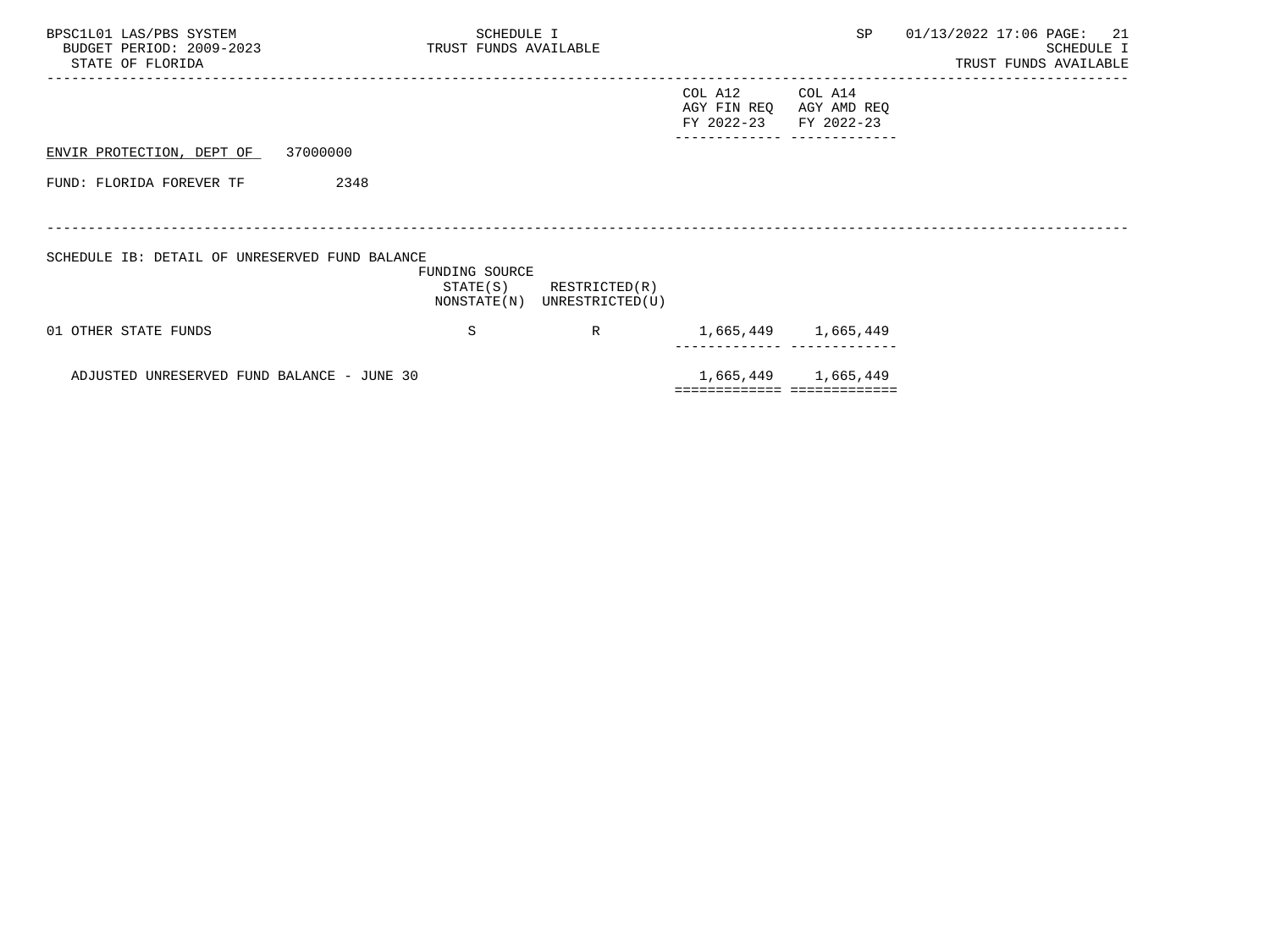ENVIR PROTECTION, DEPT OF 37000000

FUND: FLORIDA FOREVER TF 2348

SCHEDULE IB: DETAIL OF UNRESERVED FUND BALANCE

| | FUNDING SOURCE STATE(S) NONSTATE(N) | RESTRICTED(R) UNRESTRICTED(U) | COL A12 AGY FIN REQ FY 2022-23 | COL A14 AGY AMD REQ FY 2022-23 |
|---|---|---|---|---|
| 01 OTHER STATE FUNDS | S | R | 1,665,449 | 1,665,449 |
| ADJUSTED UNRESERVED FUND BALANCE - JUNE 30 | | | 1,665,449 | 1,665,449 |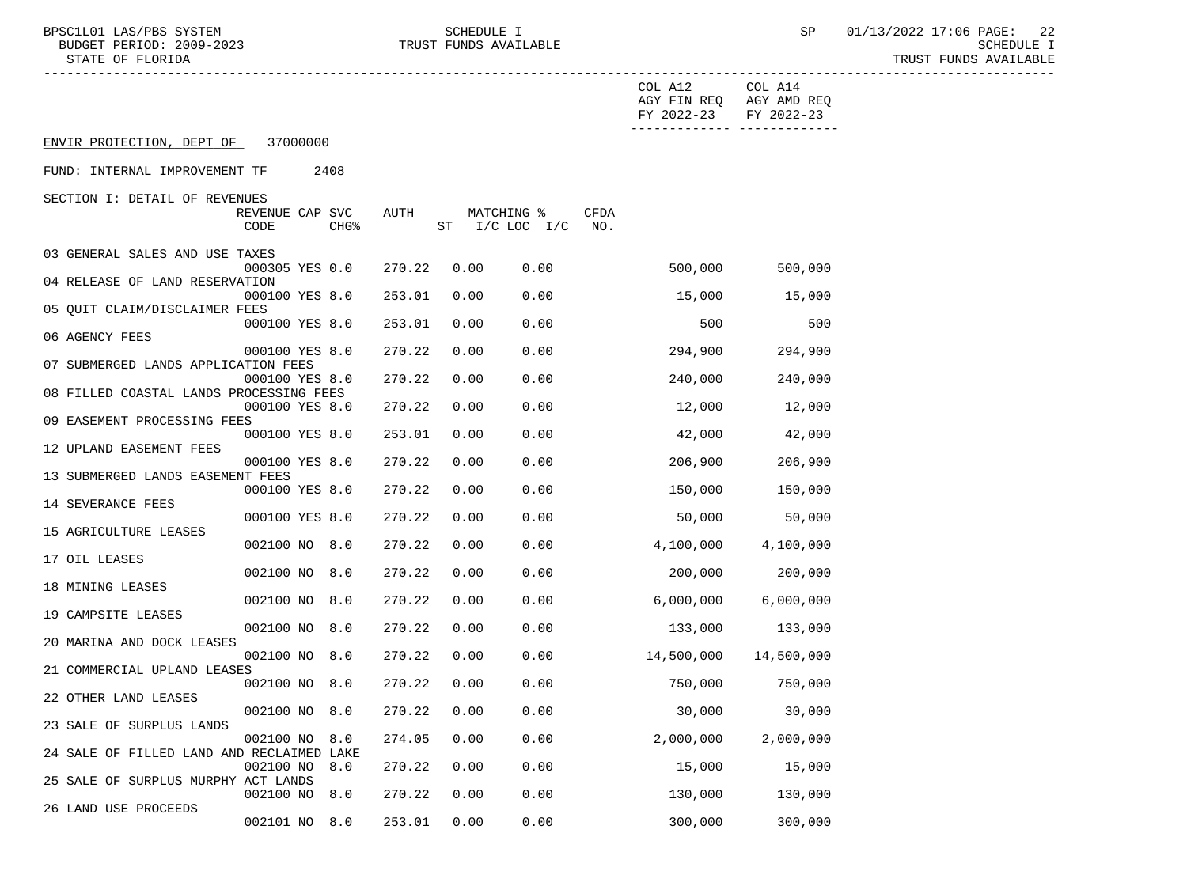ENVIR PROTECTION, DEPT OF 37000000

FUND: INTERNAL IMPROVEMENT TF 2408

SECTION I: DETAIL OF REVENUES

| | REVENUE CODE | CAP | SVC CHG% | AUTH | MATCHING % ST | I/C LOC | I/C | CFDA NO. | COL A12 AGY FIN REQ FY 2022-23 | COL A14 AGY AMD REQ FY 2022-23 |
|---|---|---|---|---|---|---|---|---|---|---|
| 03 GENERAL SALES AND USE TAXES | 000305 | YES | 0.0 | 270.22 | 0.00 | 0.00 | | | 500,000 | 500,000 |
| 04 RELEASE OF LAND RESERVATION | 000100 | YES | 8.0 | 253.01 | 0.00 | 0.00 | | | 15,000 | 15,000 |
| 05 QUIT CLAIM/DISCLAIMER FEES | 000100 | YES | 8.0 | 253.01 | 0.00 | 0.00 | | | 500 | 500 |
| 06 AGENCY FEES | 000100 | YES | 8.0 | 270.22 | 0.00 | 0.00 | | | 294,900 | 294,900 |
| 07 SUBMERGED LANDS APPLICATION FEES | 000100 | YES | 8.0 | 270.22 | 0.00 | 0.00 | | | 240,000 | 240,000 |
| 08 FILLED COASTAL LANDS PROCESSING FEES | 000100 | YES | 8.0 | 270.22 | 0.00 | 0.00 | | | 12,000 | 12,000 |
| 09 EASEMENT PROCESSING FEES | 000100 | YES | 8.0 | 253.01 | 0.00 | 0.00 | | | 42,000 | 42,000 |
| 12 UPLAND EASEMENT FEES | 000100 | YES | 8.0 | 270.22 | 0.00 | 0.00 | | | 206,900 | 206,900 |
| 13 SUBMERGED LANDS EASEMENT FEES | 000100 | YES | 8.0 | 270.22 | 0.00 | 0.00 | | | 150,000 | 150,000 |
| 14 SEVERANCE FEES | 000100 | YES | 8.0 | 270.22 | 0.00 | 0.00 | | | 50,000 | 50,000 |
| 15 AGRICULTURE LEASES | 002100 | NO | 8.0 | 270.22 | 0.00 | 0.00 | | | 4,100,000 | 4,100,000 |
| 17 OIL LEASES | 002100 | NO | 8.0 | 270.22 | 0.00 | 0.00 | | | 200,000 | 200,000 |
| 18 MINING LEASES | 002100 | NO | 8.0 | 270.22 | 0.00 | 0.00 | | | 6,000,000 | 6,000,000 |
| 19 CAMPSITE LEASES | 002100 | NO | 8.0 | 270.22 | 0.00 | 0.00 | | | 133,000 | 133,000 |
| 20 MARINA AND DOCK LEASES | 002100 | NO | 8.0 | 270.22 | 0.00 | 0.00 | | | 14,500,000 | 14,500,000 |
| 21 COMMERCIAL UPLAND LEASES | 002100 | NO | 8.0 | 270.22 | 0.00 | 0.00 | | | 750,000 | 750,000 |
| 22 OTHER LAND LEASES | 002100 | NO | 8.0 | 270.22 | 0.00 | 0.00 | | | 30,000 | 30,000 |
| 23 SALE OF SURPLUS LANDS | 002100 | NO | 8.0 | 274.05 | 0.00 | 0.00 | | | 2,000,000 | 2,000,000 |
| 24 SALE OF FILLED LAND AND RECLAIMED LAKE | 002100 | NO | 8.0 | 270.22 | 0.00 | 0.00 | | | 15,000 | 15,000 |
| 25 SALE OF SURPLUS MURPHY ACT LANDS | 002100 | NO | 8.0 | 270.22 | 0.00 | 0.00 | | | 130,000 | 130,000 |
| 26 LAND USE PROCEEDS | 002101 | NO | 8.0 | 253.01 | 0.00 | 0.00 | | | 300,000 | 300,000 |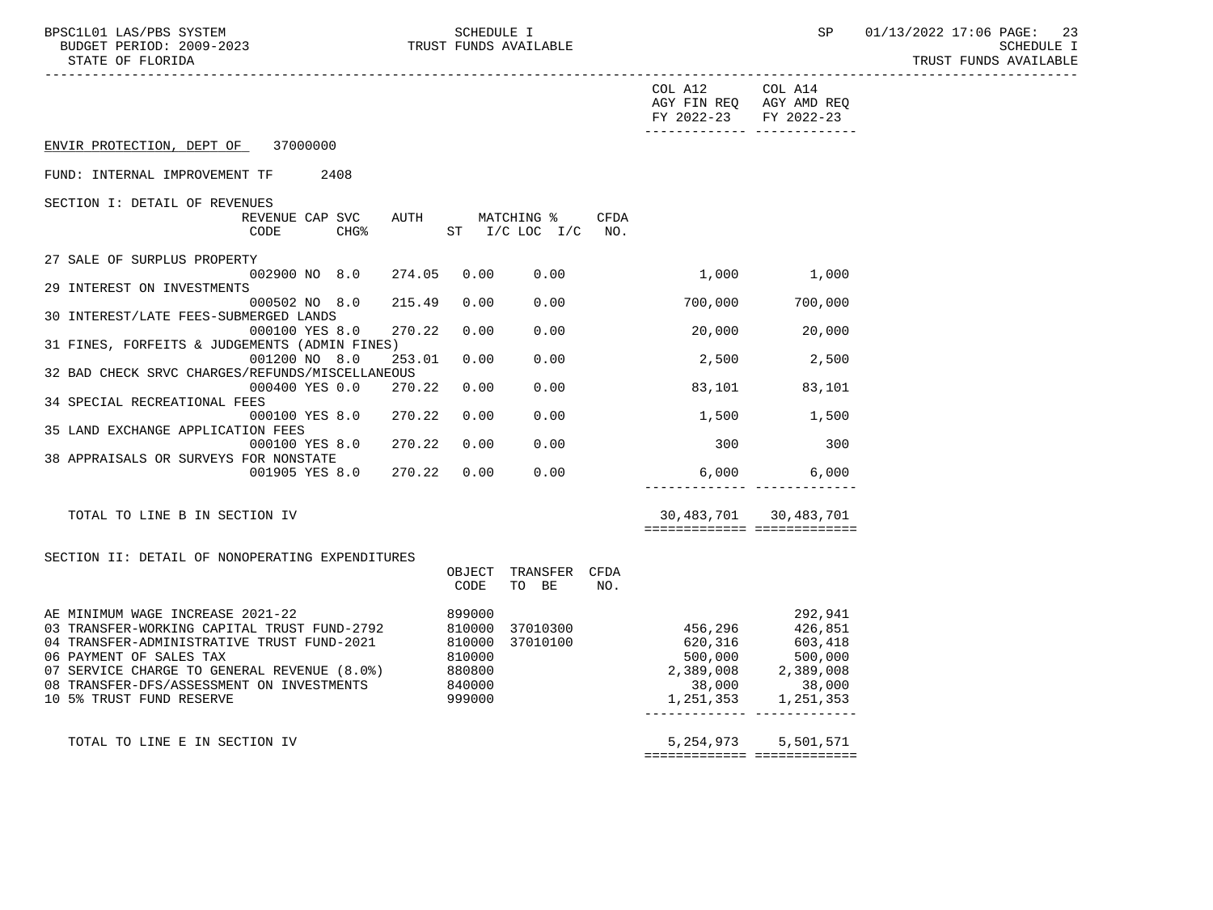ENVIR PROTECTION, DEPT OF 37000000

FUND: INTERNAL IMPROVEMENT TF 2408

SECTION I: DETAIL OF REVENUES

| | REVENUE CODE | CAP | SVC CHG% | AUTH ST | MATCHING % I/C LOC | I/C | CFDA NO. | COL A12 AGY FIN REQ FY 2022-23 | COL A14 AGY AMD REQ FY 2022-23 |
|---|---|---|---|---|---|---|---|---|---|
| 27 SALE OF SURPLUS PROPERTY | 002900 | NO | 8.0 | 274.05 | 0.00 | 0.00 | | 1,000 | 1,000 |
| 29 INTEREST ON INVESTMENTS | 000502 | NO | 8.0 | 215.49 | 0.00 | 0.00 | | 700,000 | 700,000 |
| 30 INTEREST/LATE FEES-SUBMERGED LANDS | 000100 | YES | 8.0 | 270.22 | 0.00 | 0.00 | | 20,000 | 20,000 |
| 31 FINES, FORFEITS & JUDGEMENTS (ADMIN FINES) | 001200 | NO | 8.0 | 253.01 | 0.00 | 0.00 | | 2,500 | 2,500 |
| 32 BAD CHECK SRVC CHARGES/REFUNDS/MISCELLANEOUS | 000400 | YES | 0.0 | 270.22 | 0.00 | 0.00 | | 83,101 | 83,101 |
| 34 SPECIAL RECREATIONAL FEES | 000100 | YES | 8.0 | 270.22 | 0.00 | 0.00 | | 1,500 | 1,500 |
| 35 LAND EXCHANGE APPLICATION FEES | 000100 | YES | 8.0 | 270.22 | 0.00 | 0.00 | | 300 | 300 |
| 38 APPRAISALS OR SURVEYS FOR NONSTATE | 001905 | YES | 8.0 | 270.22 | 0.00 | 0.00 | | 6,000 | 6,000 |
| TOTAL TO LINE B IN SECTION IV | | | | | | | | 30,483,701 | 30,483,701 |

SECTION II: DETAIL OF NONOPERATING EXPENDITURES

| | OBJECT CODE | TRANSFER TO BE | CFDA NO. | COL A12 AGY FIN REQ FY 2022-23 | COL A14 AGY AMD REQ FY 2022-23 |
|---|---|---|---|---|---|
| AE MINIMUM WAGE INCREASE 2021-22 | 899000 | | | | 292,941 |
| 03 TRANSFER-WORKING CAPITAL TRUST FUND-2792 | 810000 | 37010300 | | 456,296 | 426,851 |
| 04 TRANSFER-ADMINISTRATIVE TRUST FUND-2021 | 810000 | 37010100 | | 620,316 | 603,418 |
| 06 PAYMENT OF SALES TAX | 810000 | | | 500,000 | 500,000 |
| 07 SERVICE CHARGE TO GENERAL REVENUE (8.0%) | 880800 | | | 2,389,008 | 2,389,008 |
| 08 TRANSFER-DFS/ASSESSMENT ON INVESTMENTS | 840000 | | | 38,000 | 38,000 |
| 10 5% TRUST FUND RESERVE | 999000 | | | 1,251,353 | 1,251,353 |
| TOTAL TO LINE E IN SECTION IV | | | | 5,254,973 | 5,501,571 |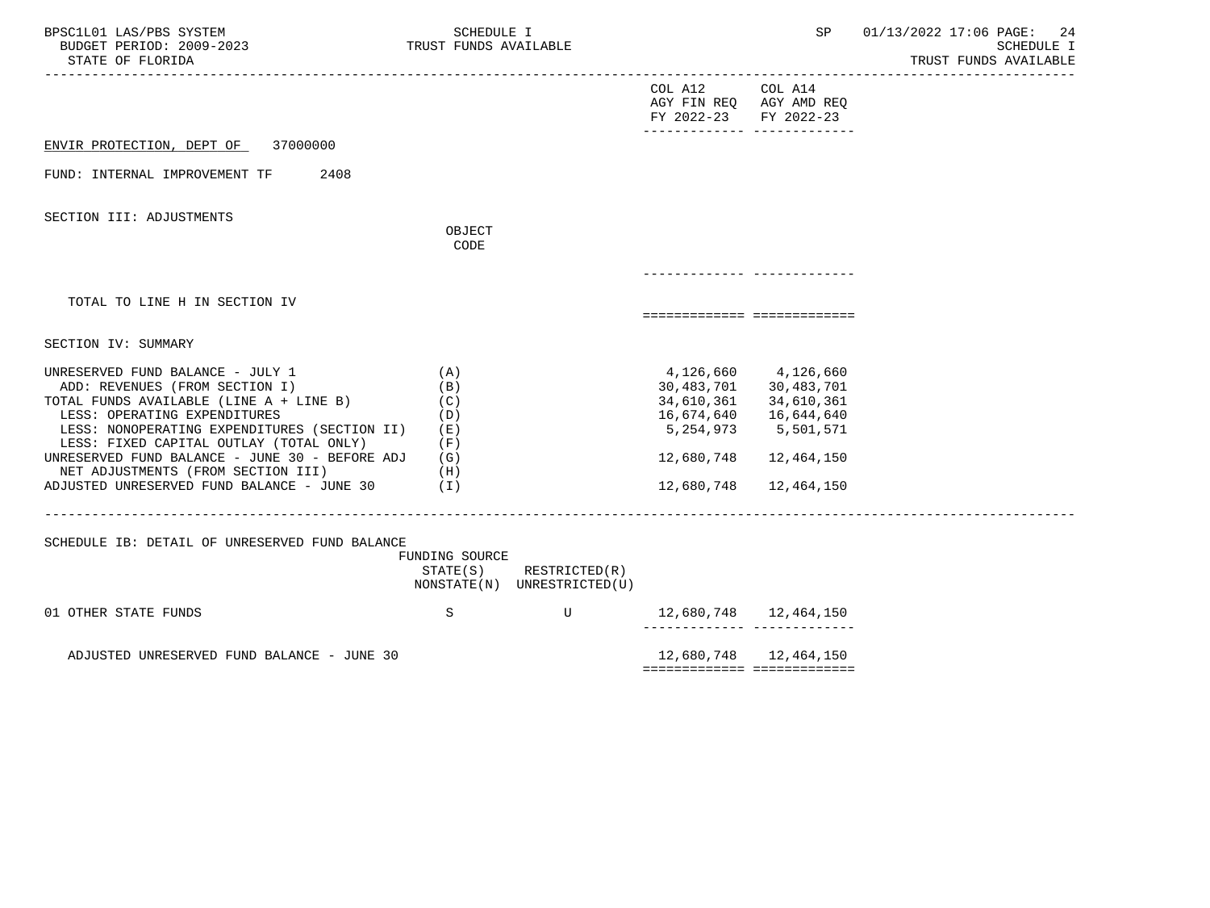ENVIR PROTECTION, DEPT OF 37000000

FUND: INTERNAL IMPROVEMENT TF 2408

SECTION III: ADJUSTMENTS

| | OBJECT CODE | COL A12 AGY FIN REQ FY 2022-23 | COL A14 AGY AMD REQ FY 2022-23 |
|---|---|---|---|
| TOTAL TO LINE H IN SECTION IV | | | |

SECTION IV: SUMMARY

| | | COL A12 AGY FIN REQ FY 2022-23 | COL A14 AGY AMD REQ FY 2022-23 |
|---|---|---|---|
| UNRESERVED FUND BALANCE - JULY 1 | (A) | 4,126,660 | 4,126,660 |
| ADD: REVENUES (FROM SECTION I) | (B) | 30,483,701 | 30,483,701 |
| TOTAL FUNDS AVAILABLE (LINE A + LINE B) | (C) | 34,610,361 | 34,610,361 |
| LESS: OPERATING EXPENDITURES | (D) | 16,674,640 | 16,644,640 |
| LESS: NONOPERATING EXPENDITURES (SECTION II) | (E) | 5,254,973 | 5,501,571 |
| LESS: FIXED CAPITAL OUTLAY (TOTAL ONLY) | (F) | | |
| UNRESERVED FUND BALANCE - JUNE 30 - BEFORE ADJ | (G) | 12,680,748 | 12,464,150 |
| NET ADJUSTMENTS (FROM SECTION III) | (H) | | |
| ADJUSTED UNRESERVED FUND BALANCE - JUNE 30 | (I) | 12,680,748 | 12,464,150 |

SCHEDULE IB: DETAIL OF UNRESERVED FUND BALANCE

| | FUNDING SOURCE STATE(S) NONSTATE(N) | RESTRICTED(R) UNRESTRICTED(U) | COL A12 | COL A14 |
|---|---|---|---|---|
| 01 OTHER STATE FUNDS | S | U | 12,680,748 | 12,464,150 |
| ADJUSTED UNRESERVED FUND BALANCE - JUNE 30 | | | 12,680,748 | 12,464,150 |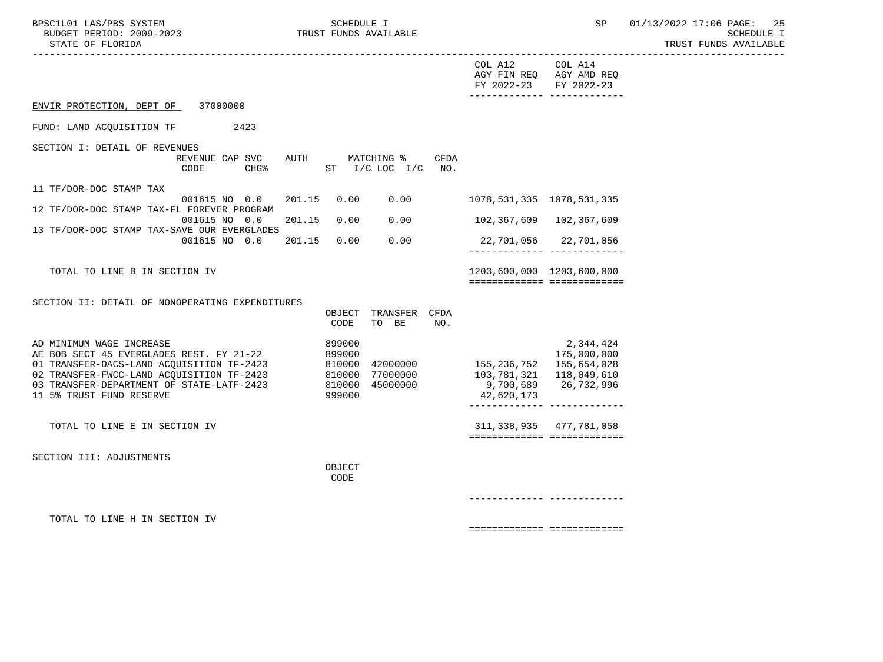ENVIR PROTECTION, DEPT OF 37000000

FUND: LAND ACQUISITION TF 2423

## SECTION I: DETAIL OF REVENUES

| | REVENUE CODE | CAP SVC CHG% | AUTH | MATCHING % ST | I/C LOC I/C | CFDA NO. | COL A12 AGY FIN REQ FY 2022-23 | COL A14 AGY AMD REQ FY 2022-23 |
|---|---|---|---|---|---|---|---|---|
| 11 TF/DOR-DOC STAMP TAX | 001615 | NO 0.0 | 201.15 | 0.00 | 0.00 | | 1078,531,335 | 1078,531,335 |
| 12 TF/DOR-DOC STAMP TAX-FL FOREVER PROGRAM | 001615 | NO 0.0 | 201.15 | 0.00 | 0.00 | | 102,367,609 | 102,367,609 |
| 13 TF/DOR-DOC STAMP TAX-SAVE OUR EVERGLADES | 001615 | NO 0.0 | 201.15 | 0.00 | 0.00 | | 22,701,056 | 22,701,056 |
| TOTAL TO LINE B IN SECTION IV | | | | | | | 1203,600,000 | 1203,600,000 |

## SECTION II: DETAIL OF NONOPERATING EXPENDITURES

| | OBJECT CODE | TRANSFER TO BE | CFDA NO. | COL A12 AGY FIN REQ FY 2022-23 | COL A14 AGY AMD REQ FY 2022-23 |
|---|---|---|---|---|---|
| AD MINIMUM WAGE INCREASE | 899000 | | | | 2,344,424 |
| AE BOB SECT 45 EVERGLADES REST. FY 21-22 | 899000 | | | | 175,000,000 |
| 01 TRANSFER-DACS-LAND ACQUISITION TF-2423 | 810000 | 42000000 | | 155,236,752 | 155,654,028 |
| 02 TRANSFER-FWCC-LAND ACQUISITION TF-2423 | 810000 | 77000000 | | 103,781,321 | 118,049,610 |
| 03 TRANSFER-DEPARTMENT OF STATE-LATF-2423 | 810000 | 45000000 | | 9,700,689 | 26,732,996 |
| 11 5% TRUST FUND RESERVE | 999000 | | | 42,620,173 | |
| TOTAL TO LINE E IN SECTION IV | | | | 311,338,935 | 477,781,058 |

## SECTION III: ADJUSTMENTS

| | OBJECT CODE | COL A12 AGY FIN REQ FY 2022-23 | COL A14 AGY AMD REQ FY 2022-23 |
|---|---|---|---|
| TOTAL TO LINE H IN SECTION IV | | | |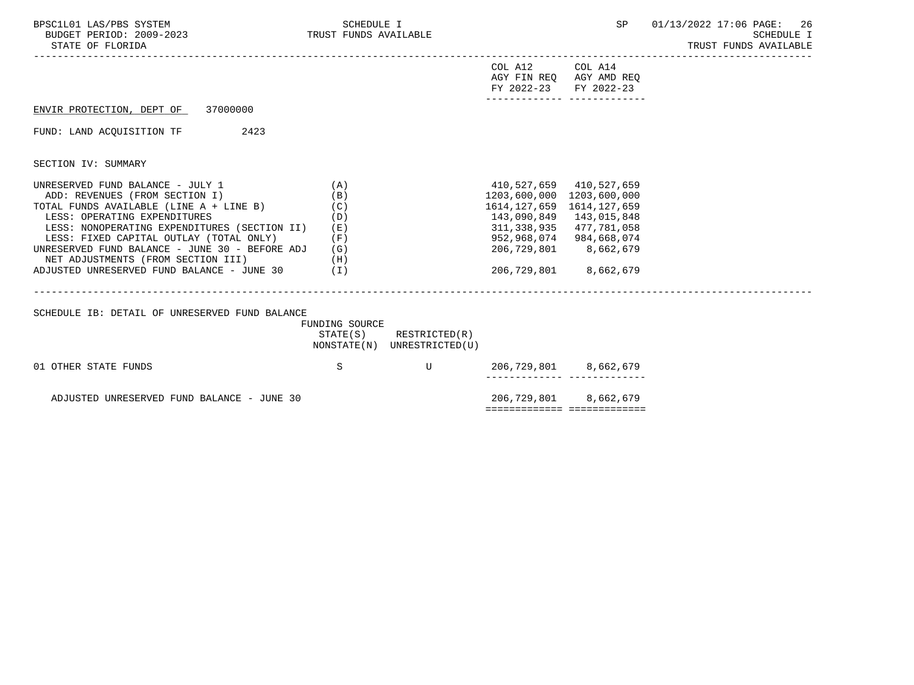ENVIR PROTECTION, DEPT OF 37000000

FUND: LAND ACQUISITION TF 2423

SECTION IV: SUMMARY

| | | COL A12 AGY FIN REQ FY 2022-23 | COL A14 AGY AMD REQ FY 2022-23 |
|---|---|---|---|
| UNRESERVED FUND BALANCE - JULY 1 | (A) | 410,527,659 | 410,527,659 |
| ADD: REVENUES (FROM SECTION I) | (B) | 1203,600,000 | 1203,600,000 |
| TOTAL FUNDS AVAILABLE (LINE A + LINE B) | (C) | 1614,127,659 | 1614,127,659 |
| LESS: OPERATING EXPENDITURES | (D) | 143,090,849 | 143,015,848 |
| LESS: NONOPERATING EXPENDITURES (SECTION II) | (E) | 311,338,935 | 477,781,058 |
| LESS: FIXED CAPITAL OUTLAY (TOTAL ONLY) | (F) | 952,968,074 | 984,668,074 |
| UNRESERVED FUND BALANCE - JUNE 30 - BEFORE ADJ | (G) | 206,729,801 | 8,662,679 |
| NET ADJUSTMENTS (FROM SECTION III) | (H) | | |
| ADJUSTED UNRESERVED FUND BALANCE - JUNE 30 | (I) | 206,729,801 | 8,662,679 |

SCHEDULE IB: DETAIL OF UNRESERVED FUND BALANCE

| | FUNDING SOURCE STATE(S) NONSTATE(N) | RESTRICTED(R) UNRESTRICTED(U) | COL A12 | COL A14 |
|---|---|---|---|---|
| 01 OTHER STATE FUNDS | S | U | 206,729,801 | 8,662,679 |
| ADJUSTED UNRESERVED FUND BALANCE - JUNE 30 | | | 206,729,801 | 8,662,679 |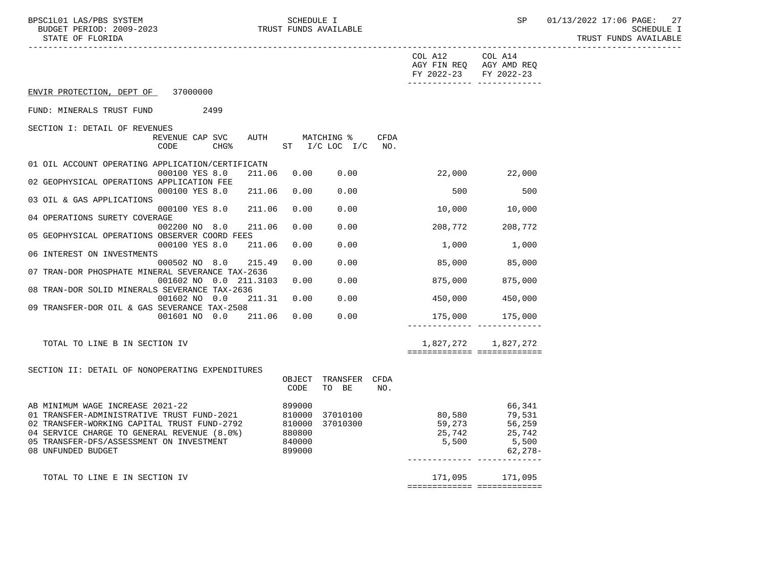ENVIR PROTECTION, DEPT OF 37000000

FUND: MINERALS TRUST FUND 2499

## SECTION I: DETAIL OF REVENUES

| | REVENUE CODE | CAP SVC CHG% | AUTH ST | MATCHING % I/C | LOC I/C | CFDA NO. | COL A12 AGY FIN REQ FY 2022-23 | COL A14 AGY AMD REQ FY 2022-23 |
|---|---|---|---|---|---|---|---|---|
| 01 OIL ACCOUNT OPERATING APPLICATION/CERTIFICATN | 000100 | YES 8.0 | 211.06 | 0.00 | 0.00 | | 22,000 | 22,000 |
| 02 GEOPHYSICAL OPERATIONS APPLICATION FEE | 000100 | YES 8.0 | 211.06 | 0.00 | 0.00 | | 500 | 500 |
| 03 OIL & GAS APPLICATIONS | 000100 | YES 8.0 | 211.06 | 0.00 | 0.00 | | 10,000 | 10,000 |
| 04 OPERATIONS SURETY COVERAGE | 002200 | NO 8.0 | 211.06 | 0.00 | 0.00 | | 208,772 | 208,772 |
| 05 GEOPHYSICAL OPERATIONS OBSERVER COORD FEES | 000100 | YES 8.0 | 211.06 | 0.00 | 0.00 | | 1,000 | 1,000 |
| 06 INTEREST ON INVESTMENTS | 000502 | NO 8.0 | 215.49 | 0.00 | 0.00 | | 85,000 | 85,000 |
| 07 TRAN-DOR PHOSPHATE MINERAL SEVERANCE TAX-2636 | 001602 | NO 0.0 | 211.3103 | 0.00 | 0.00 | | 875,000 | 875,000 |
| 08 TRAN-DOR SOLID MINERALS SEVERANCE TAX-2636 | 001602 | NO 0.0 | 211.31 | 0.00 | 0.00 | | 450,000 | 450,000 |
| 09 TRANSFER-DOR OIL & GAS SEVERANCE TAX-2508 | 001601 | NO 0.0 | 211.06 | 0.00 | 0.00 | | 175,000 | 175,000 |
| TOTAL TO LINE B IN SECTION IV | | | | | | | 1,827,272 | 1,827,272 |

## SECTION II: DETAIL OF NONOPERATING EXPENDITURES

| | OBJECT CODE | TRANSFER TO BE | CFDA NO. | COL A12 AGY FIN REQ FY 2022-23 | COL A14 AGY AMD REQ FY 2022-23 |
|---|---|---|---|---|---|
| AB MINIMUM WAGE INCREASE 2021-22 | 899000 | | | | 66,341 |
| 01 TRANSFER-ADMINISTRATIVE TRUST FUND-2021 | 810000 | 37010100 | | 80,580 | 79,531 |
| 02 TRANSFER-WORKING CAPITAL TRUST FUND-2792 | 810000 | 37010300 | | 59,273 | 56,259 |
| 04 SERVICE CHARGE TO GENERAL REVENUE (8.0%) | 880800 | | | 25,742 | 25,742 |
| 05 TRANSFER-DFS/ASSESSMENT ON INVESTMENT | 840000 | | | 5,500 | 5,500 |
| 08 UNFUNDED BUDGET | 899000 | | | | 62,278- |
| TOTAL TO LINE E IN SECTION IV | | | | 171,095 | 171,095 |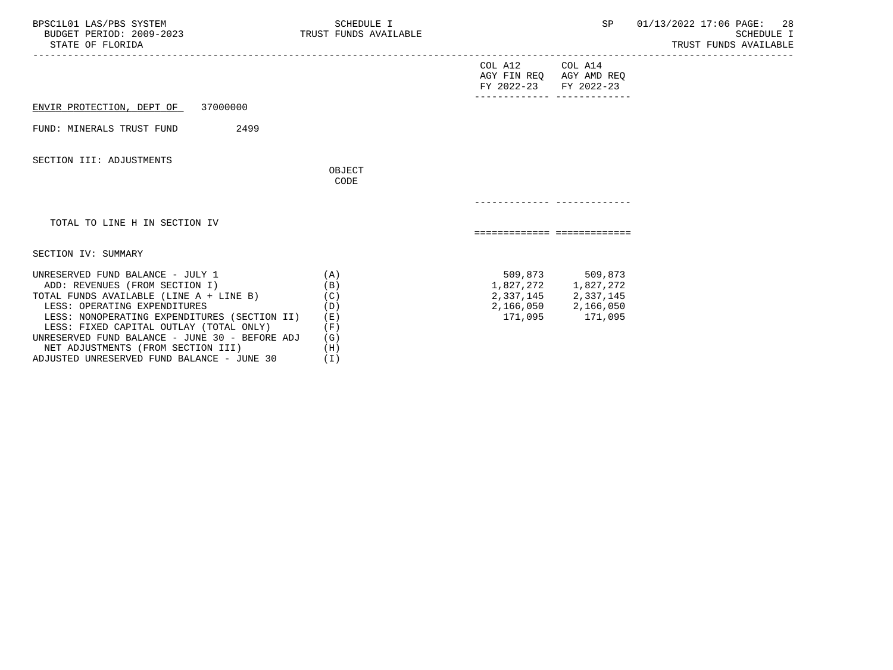ENVIR PROTECTION, DEPT OF 37000000

FUND: MINERALS TRUST FUND 2499

SECTION III: ADJUSTMENTS

| | OBJECT CODE | COL A12 AGY FIN REQ FY 2022-23 | COL A14 AGY AMD REQ FY 2022-23 |
|---|---|---|---|
| TOTAL TO LINE H IN SECTION IV | | | |

SECTION IV: SUMMARY

| | | COL A12 AGY FIN REQ FY 2022-23 | COL A14 AGY AMD REQ FY 2022-23 |
|---|---|---|---|
| UNRESERVED FUND BALANCE - JULY 1 | (A) | 509,873 | 509,873 |
| ADD: REVENUES (FROM SECTION I) | (B) | 1,827,272 | 1,827,272 |
| TOTAL FUNDS AVAILABLE (LINE A + LINE B) | (C) | 2,337,145 | 2,337,145 |
| LESS: OPERATING EXPENDITURES | (D) | 2,166,050 | 2,166,050 |
| LESS: NONOPERATING EXPENDITURES (SECTION II) | (E) | 171,095 | 171,095 |
| LESS: FIXED CAPITAL OUTLAY (TOTAL ONLY) | (F) | | |
| UNRESERVED FUND BALANCE - JUNE 30 - BEFORE ADJ | (G) | | |
| NET ADJUSTMENTS (FROM SECTION III) | (H) | | |
| ADJUSTED UNRESERVED FUND BALANCE - JUNE 30 | (I) | | |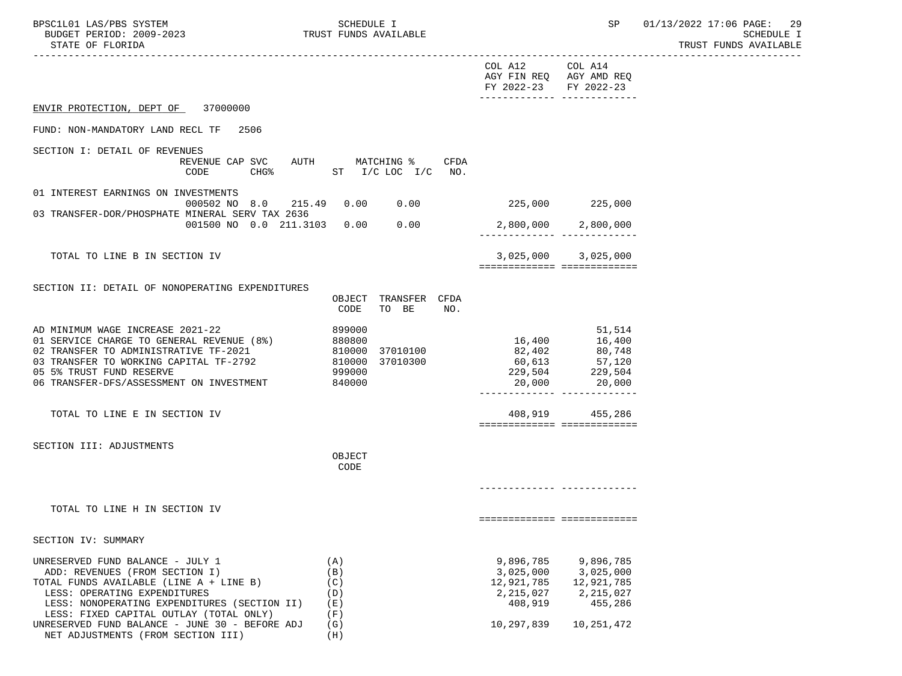COL A12 AGY FIN REQ FY 2022-23 | COL A14 AGY AMD REQ FY 2022-23

ENVIR PROTECTION, DEPT OF 37000000

FUND: NON-MANDATORY LAND RECL TF 2506

SECTION I: DETAIL OF REVENUES

| | REVENUE CODE | CAP SVC CHG% | AUTH | MATCHING % ST | I/C LOC I/C | CFDA NO. | COL A12 AGY FIN REQ FY 2022-23 | COL A14 AGY AMD REQ FY 2022-23 |
|---|---|---|---|---|---|---|---|---|
| 01 INTEREST EARNINGS ON INVESTMENTS | 000502 | NO 8.0 | 215.49 | 0.00 | 0.00 | | 225,000 | 225,000 |
| 03 TRANSFER-DOR/PHOSPHATE MINERAL SERV TAX 2636 | 001500 | NO 0.0 | 211.3103 | 0.00 | 0.00 | | 2,800,000 | 2,800,000 |
| TOTAL TO LINE B IN SECTION IV | | | | | | | 3,025,000 | 3,025,000 |

SECTION II: DETAIL OF NONOPERATING EXPENDITURES

| | OBJECT CODE | TRANSFER TO BE | CFDA NO. | COL A12 AGY FIN REQ FY 2022-23 | COL A14 AGY AMD REQ FY 2022-23 |
|---|---|---|---|---|---|
| AD MINIMUM WAGE INCREASE 2021-22 | 899000 | | | | 51,514 |
| 01 SERVICE CHARGE TO GENERAL REVENUE (8%) | 880800 | | | 16,400 | 16,400 |
| 02 TRANSFER TO ADMINISTRATIVE TF-2021 | 810000 | 37010100 | | 82,402 | 80,748 |
| 03 TRANSFER TO WORKING CAPITAL TF-2792 | 810000 | 37010300 | | 60,613 | 57,120 |
| 05 5% TRUST FUND RESERVE | 999000 | | | 229,504 | 229,504 |
| 06 TRANSFER-DFS/ASSESSMENT ON INVESTMENT | 840000 | | | 20,000 | 20,000 |
| TOTAL TO LINE E IN SECTION IV | | | | 408,919 | 455,286 |

SECTION III: ADJUSTMENTS

| | OBJECT CODE | COL A12 AGY FIN REQ FY 2022-23 | COL A14 AGY AMD REQ FY 2022-23 |
|---|---|---|---|
| TOTAL TO LINE H IN SECTION IV | | | |

SECTION IV: SUMMARY

| | | COL A12 AGY FIN REQ FY 2022-23 | COL A14 AGY AMD REQ FY 2022-23 |
|---|---|---|---|
| UNRESERVED FUND BALANCE - JULY 1 | (A) | 9,896,785 | 9,896,785 |
| ADD: REVENUES (FROM SECTION I) | (B) | 3,025,000 | 3,025,000 |
| TOTAL FUNDS AVAILABLE (LINE A + LINE B) | (C) | 12,921,785 | 12,921,785 |
| LESS: OPERATING EXPENDITURES | (D) | 2,215,027 | 2,215,027 |
| LESS: NONOPERATING EXPENDITURES (SECTION II) | (E) | 408,919 | 455,286 |
| LESS: FIXED CAPITAL OUTLAY (TOTAL ONLY) | (F) | | |
| UNRESERVED FUND BALANCE - JUNE 30 - BEFORE ADJ | (G) | 10,297,839 | 10,251,472 |
| NET ADJUSTMENTS (FROM SECTION III) | (H) | | |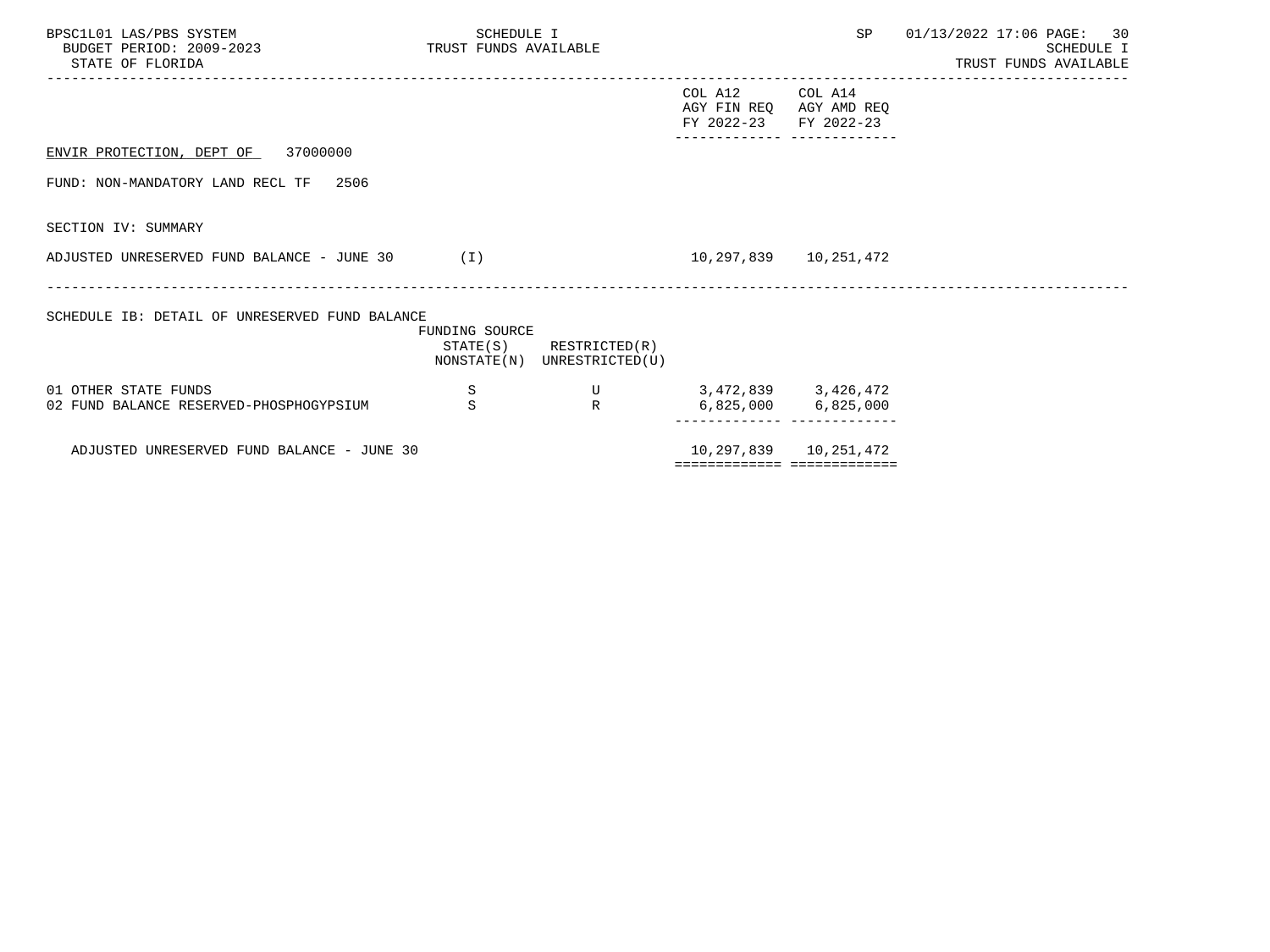ENVIR PROTECTION, DEPT OF 37000000

FUND: NON-MANDATORY LAND RECL TF 2506

SECTION IV: SUMMARY

| | | | COL A12 AGY FIN REQ FY 2022-23 | COL A14 AGY AMD REQ FY 2022-23 |
|---|---|---|---|---|
| ADJUSTED UNRESERVED FUND BALANCE - JUNE 30 (I) | | | 10,297,839 | 10,251,472 |

SCHEDULE IB: DETAIL OF UNRESERVED FUND BALANCE

| | FUNDING SOURCE STATE(S) NONSTATE(N) | RESTRICTED(R) UNRESTRICTED(U) | COL A12 AGY FIN REQ FY 2022-23 | COL A14 AGY AMD REQ FY 2022-23 |
|---|---|---|---|---|
| 01 OTHER STATE FUNDS | S | U | 3,472,839 | 3,426,472 |
| 02 FUND BALANCE RESERVED-PHOSPHOGYPSIUM | S | R | 6,825,000 | 6,825,000 |
| ADJUSTED UNRESERVED FUND BALANCE - JUNE 30 | | | 10,297,839 | 10,251,472 |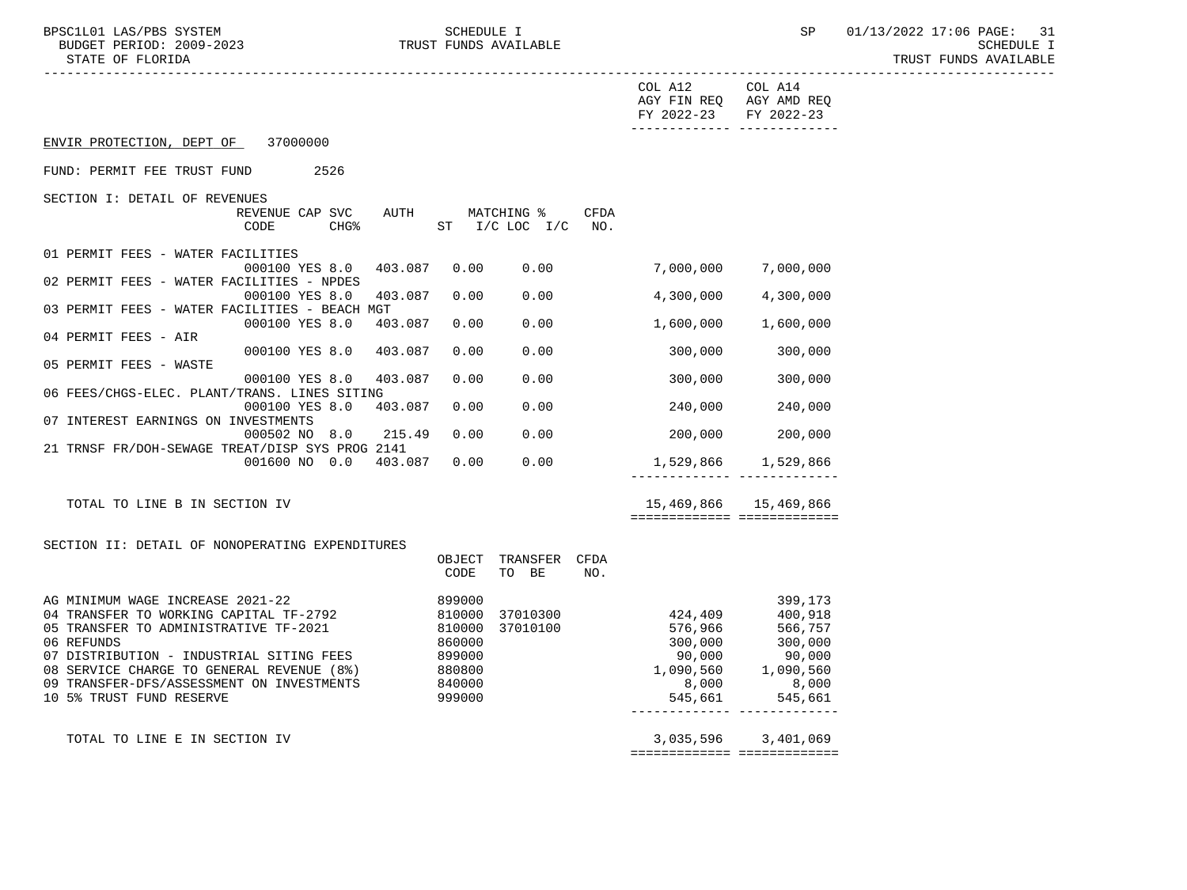ENVIR PROTECTION, DEPT OF 37000000

FUND: PERMIT FEE TRUST FUND 2526

SECTION I: DETAIL OF REVENUES

| | REVENUE CODE | CAP SVC CHG% | AUTH | MATCHING % ST | I/C LOC | I/C | CFDA NO. | COL A12 AGY FIN REQ FY 2022-23 | COL A14 AGY AMD REQ FY 2022-23 |
|---|---|---|---|---|---|---|---|---|---|
| 01 PERMIT FEES - WATER FACILITIES | 000100 | YES 8.0 | 403.087 | 0.00 | 0.00 | | | 7,000,000 | 7,000,000 |
| 02 PERMIT FEES - WATER FACILITIES - NPDES | 000100 | YES 8.0 | 403.087 | 0.00 | 0.00 | | | 4,300,000 | 4,300,000 |
| 03 PERMIT FEES - WATER FACILITIES - BEACH MGT | 000100 | YES 8.0 | 403.087 | 0.00 | 0.00 | | | 1,600,000 | 1,600,000 |
| 04 PERMIT FEES - AIR | 000100 | YES 8.0 | 403.087 | 0.00 | 0.00 | | | 300,000 | 300,000 |
| 05 PERMIT FEES - WASTE | 000100 | YES 8.0 | 403.087 | 0.00 | 0.00 | | | 300,000 | 300,000 |
| 06 FEES/CHGS-ELEC. PLANT/TRANS. LINES SITING | 000100 | YES 8.0 | 403.087 | 0.00 | 0.00 | | | 240,000 | 240,000 |
| 07 INTEREST EARNINGS ON INVESTMENTS | 000502 | NO 8.0 | 215.49 | 0.00 | 0.00 | | | 200,000 | 200,000 |
| 21 TRNSF FR/DOH-SEWAGE TREAT/DISP SYS PROG 2141 | 001600 | NO 0.0 | 403.087 | 0.00 | 0.00 | | | 1,529,866 | 1,529,866 |
| TOTAL TO LINE B IN SECTION IV | | | | | | | | 15,469,866 | 15,469,866 |

SECTION II: DETAIL OF NONOPERATING EXPENDITURES

| | OBJECT CODE | TRANSFER TO BE | CFDA NO. | COL A12 AGY FIN REQ FY 2022-23 | COL A14 AGY AMD REQ FY 2022-23 |
|---|---|---|---|---|---|
| AG MINIMUM WAGE INCREASE 2021-22 | 899000 | | | | 399,173 |
| 04 TRANSFER TO WORKING CAPITAL TF-2792 | 810000 | 37010300 | | 424,409 | 400,918 |
| 05 TRANSFER TO ADMINISTRATIVE TF-2021 | 810000 | 37010100 | | 576,966 | 566,757 |
| 06 REFUNDS | 860000 | | | 300,000 | 300,000 |
| 07 DISTRIBUTION - INDUSTRIAL SITING FEES | 899000 | | | 90,000 | 90,000 |
| 08 SERVICE CHARGE TO GENERAL REVENUE (8%) | 880800 | | | 1,090,560 | 1,090,560 |
| 09 TRANSFER-DFS/ASSESSMENT ON INVESTMENTS | 840000 | | | 8,000 | 8,000 |
| 10 5% TRUST FUND RESERVE | 999000 | | | 545,661 | 545,661 |
| TOTAL TO LINE E IN SECTION IV | | | | 3,035,596 | 3,401,069 |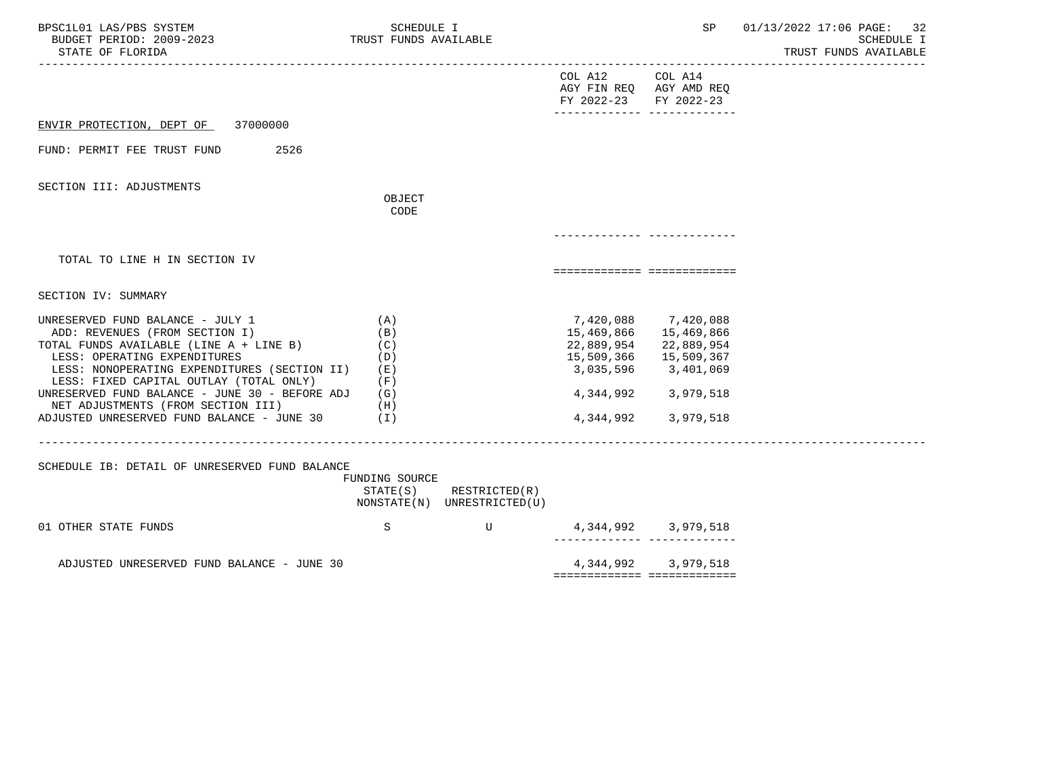COL A12 AGY FIN REQ FY 2022-23 | COL A14 AGY AMD REQ FY 2022-23

ENVIR PROTECTION, DEPT OF 37000000

FUND: PERMIT FEE TRUST FUND 2526

SECTION III: ADJUSTMENTS

| | OBJECT CODE | COL A12 AGY FIN REQ FY 2022-23 | COL A14 AGY AMD REQ FY 2022-23 |
|---|---|---|---|
| TOTAL TO LINE H IN SECTION IV | | | |

SECTION IV: SUMMARY

| | | COL A12 AGY FIN REQ FY 2022-23 | COL A14 AGY AMD REQ FY 2022-23 |
|---|---|---|---|
| UNRESERVED FUND BALANCE - JULY 1 | (A) | 7,420,088 | 7,420,088 |
| ADD: REVENUES (FROM SECTION I) | (B) | 15,469,866 | 15,469,866 |
| TOTAL FUNDS AVAILABLE (LINE A + LINE B) | (C) | 22,889,954 | 22,889,954 |
| LESS: OPERATING EXPENDITURES | (D) | 15,509,366 | 15,509,367 |
| LESS: NONOPERATING EXPENDITURES (SECTION II) | (E) | 3,035,596 | 3,401,069 |
| LESS: FIXED CAPITAL OUTLAY (TOTAL ONLY) | (F) | | |
| UNRESERVED FUND BALANCE - JUNE 30 - BEFORE ADJ | (G) | 4,344,992 | 3,979,518 |
| NET ADJUSTMENTS (FROM SECTION III) | (H) | | |
| ADJUSTED UNRESERVED FUND BALANCE - JUNE 30 | (I) | 4,344,992 | 3,979,518 |

SCHEDULE IB: DETAIL OF UNRESERVED FUND BALANCE

| | FUNDING SOURCE STATE(S) NONSTATE(N) | RESTRICTED(R) UNRESTRICTED(U) | COL A12 | COL A14 |
|---|---|---|---|---|
| 01 OTHER STATE FUNDS | S | U | 4,344,992 | 3,979,518 |
| ADJUSTED UNRESERVED FUND BALANCE - JUNE 30 | | | 4,344,992 | 3,979,518 |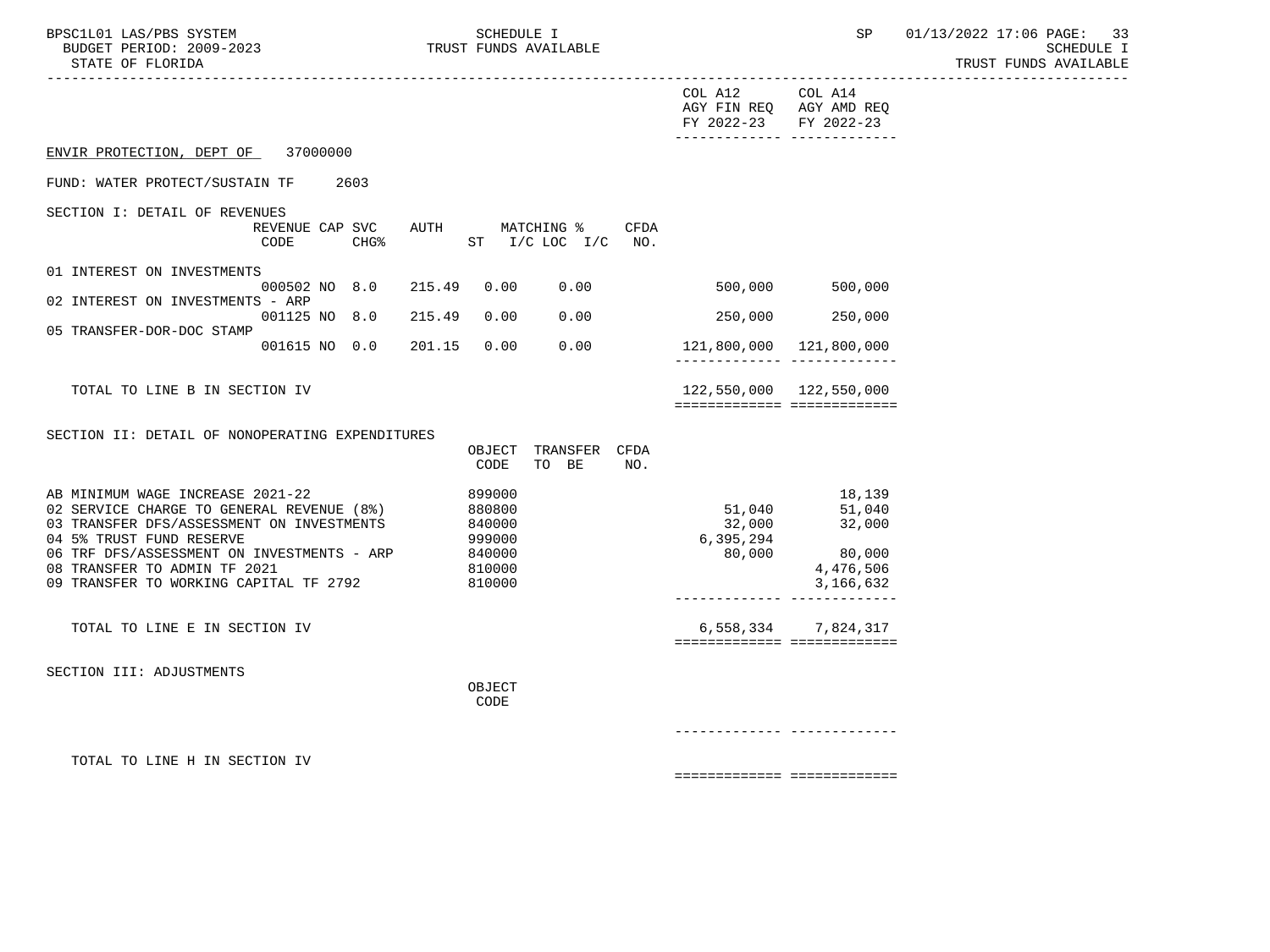ENVIR PROTECTION, DEPT OF 37000000

FUND: WATER PROTECT/SUSTAIN TF 2603

| | | | | | | | | | COL A12 AGY FIN REQ FY 2022-23 | COL A14 AGY AMD REQ FY 2022-23 |
|---|---|---|---|---|---|---|---|---|---|---|
| **SECTION I: DETAIL OF REVENUES** | REVENUE CODE | CAP | SVC CHG% | AUTH | MATCHING % ST | I/C LOC | I/C | CFDA NO. | | |
| 01 INTEREST ON INVESTMENTS | 000502 | NO | 8.0 | 215.49 | 0.00 | 0.00 | | | 500,000 | 500,000 |
| 02 INTEREST ON INVESTMENTS - ARP | 001125 | NO | 8.0 | 215.49 | 0.00 | 0.00 | | | 250,000 | 250,000 |
| 05 TRANSFER-DOR-DOC STAMP | 001615 | NO | 0.0 | 201.15 | 0.00 | 0.00 | | | 121,800,000 | 121,800,000 |
| TOTAL TO LINE B IN SECTION IV | | | | | | | | | 122,550,000 | 122,550,000 |

| SECTION II: DETAIL OF NONOPERATING EXPENDITURES | OBJECT CODE | TRANSFER TO BE | CFDA NO. | COL A12 AGY FIN REQ FY 2022-23 | COL A14 AGY AMD REQ FY 2022-23 |
|---|---|---|---|---|---|
| AB MINIMUM WAGE INCREASE 2021-22 | 899000 | | | | 18,139 |
| 02 SERVICE CHARGE TO GENERAL REVENUE (8%) | 880800 | | | 51,040 | 51,040 |
| 03 TRANSFER DFS/ASSESSMENT ON INVESTMENTS | 840000 | | | 32,000 | 32,000 |
| 04 5% TRUST FUND RESERVE | 999000 | | | 6,395,294 | |
| 06 TRF DFS/ASSESSMENT ON INVESTMENTS - ARP | 840000 | | | 80,000 | 80,000 |
| 08 TRANSFER TO ADMIN TF 2021 | 810000 | | | | 4,476,506 |
| 09 TRANSFER TO WORKING CAPITAL TF 2792 | 810000 | | | | 3,166,632 |
| TOTAL TO LINE E IN SECTION IV | | | | 6,558,334 | 7,824,317 |

| SECTION III: ADJUSTMENTS | OBJECT CODE | COL A12 AGY FIN REQ FY 2022-23 | COL A14 AGY AMD REQ FY 2022-23 |
|---|---|---|---|
| TOTAL TO LINE H IN SECTION IV | | | |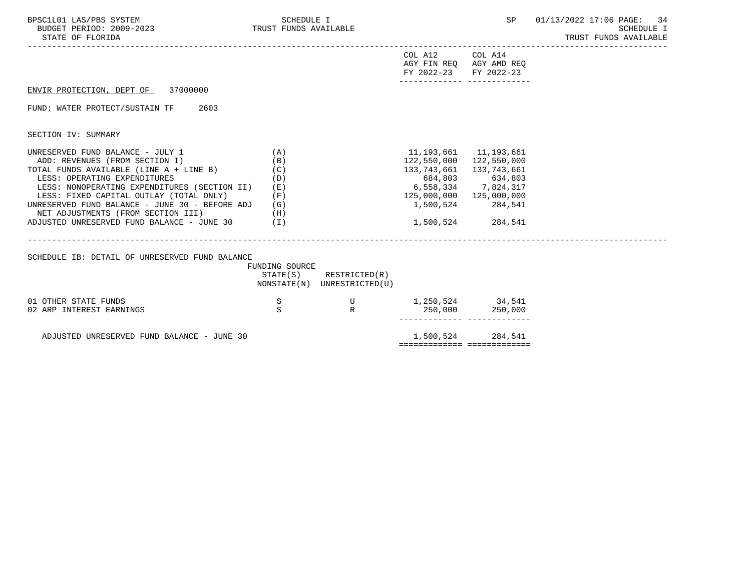COL A12 AGY FIN REQ FY 2022-23 | COL A14 AGY AMD REQ FY 2022-23

ENVIR PROTECTION, DEPT OF 37000000

FUND: WATER PROTECT/SUSTAIN TF 2603

SECTION IV: SUMMARY

| | | COL A12 AGY FIN REQ FY 2022-23 | COL A14 AGY AMD REQ FY 2022-23 |
|---|---|---|---|
| UNRESERVED FUND BALANCE - JULY 1 | (A) | 11,193,661 | 11,193,661 |
| ADD: REVENUES (FROM SECTION I) | (B) | 122,550,000 | 122,550,000 |
| TOTAL FUNDS AVAILABLE (LINE A + LINE B) | (C) | 133,743,661 | 133,743,661 |
| LESS: OPERATING EXPENDITURES | (D) | 684,803 | 634,803 |
| LESS: NONOPERATING EXPENDITURES (SECTION II) | (E) | 6,558,334 | 7,824,317 |
| LESS: FIXED CAPITAL OUTLAY (TOTAL ONLY) | (F) | 125,000,000 | 125,000,000 |
| UNRESERVED FUND BALANCE - JUNE 30 - BEFORE ADJ | (G) | 1,500,524 | 284,541 |
| NET ADJUSTMENTS (FROM SECTION III) | (H) | | |
| ADJUSTED UNRESERVED FUND BALANCE - JUNE 30 | (I) | 1,500,524 | 284,541 |

SCHEDULE IB: DETAIL OF UNRESERVED FUND BALANCE

| | FUNDING SOURCE STATE(S) NONSTATE(N) | RESTRICTED(R) UNRESTRICTED(U) | COL A12 | COL A14 |
|---|---|---|---|---|
| 01 OTHER STATE FUNDS | S | U | 1,250,524 | 34,541 |
| 02 ARP INTEREST EARNINGS | S | R | 250,000 | 250,000 |
| ADJUSTED UNRESERVED FUND BALANCE - JUNE 30 | | | 1,500,524 | 284,541 |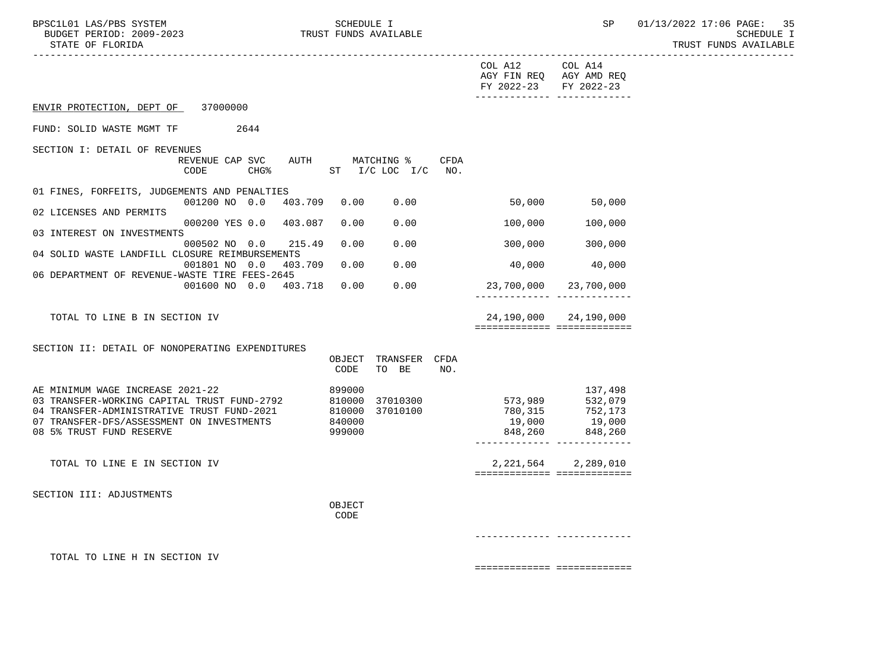ENVIR PROTECTION, DEPT OF 37000000

FUND: SOLID WASTE MGMT TF 2644

## SECTION I: DETAIL OF REVENUES

| | REVENUE CODE | CAP SVC CHG% | AUTH ST | MATCHING % I/C LOC | I/C | CFDA NO. | COL A12 AGY FIN REQ FY 2022-23 | COL A14 AGY AMD REQ FY 2022-23 |
|---|---|---|---|---|---|---|---|---|
| 01 FINES, FORFEITS, JUDGEMENTS AND PENALTIES | 001200 NO | 0.0 | 403.709 | 0.00 | 0.00 | | 50,000 | 50,000 |
| 02 LICENSES AND PERMITS | 000200 YES | 0.0 | 403.087 | 0.00 | 0.00 | | 100,000 | 100,000 |
| 03 INTEREST ON INVESTMENTS | 000502 NO | 0.0 | 215.49 | 0.00 | 0.00 | | 300,000 | 300,000 |
| 04 SOLID WASTE LANDFILL CLOSURE REIMBURSEMENTS | 001801 NO | 0.0 | 403.709 | 0.00 | 0.00 | | 40,000 | 40,000 |
| 06 DEPARTMENT OF REVENUE-WASTE TIRE FEES-2645 | 001600 NO | 0.0 | 403.718 | 0.00 | 0.00 | | 23,700,000 | 23,700,000 |
| TOTAL TO LINE B IN SECTION IV | | | | | | | 24,190,000 | 24,190,000 |

## SECTION II: DETAIL OF NONOPERATING EXPENDITURES

| | OBJECT CODE | TRANSFER TO BE | CFDA NO. | COL A12 AGY FIN REQ FY 2022-23 | COL A14 AGY AMD REQ FY 2022-23 |
|---|---|---|---|---|---|
| AE MINIMUM WAGE INCREASE 2021-22 | 899000 | | | | 137,498 |
| 03 TRANSFER-WORKING CAPITAL TRUST FUND-2792 | 810000 | 37010300 | | 573,989 | 532,079 |
| 04 TRANSFER-ADMINISTRATIVE TRUST FUND-2021 | 810000 | 37010100 | | 780,315 | 752,173 |
| 07 TRANSFER-DFS/ASSESSMENT ON INVESTMENTS | 840000 | | | 19,000 | 19,000 |
| 08 5% TRUST FUND RESERVE | 999000 | | | 848,260 | 848,260 |
| TOTAL TO LINE E IN SECTION IV | | | | 2,221,564 | 2,289,010 |

## SECTION III: ADJUSTMENTS

| | OBJECT CODE | COL A12 AGY FIN REQ FY 2022-23 | COL A14 AGY AMD REQ FY 2022-23 |
|---|---|---|---|
| TOTAL TO LINE H IN SECTION IV | | | |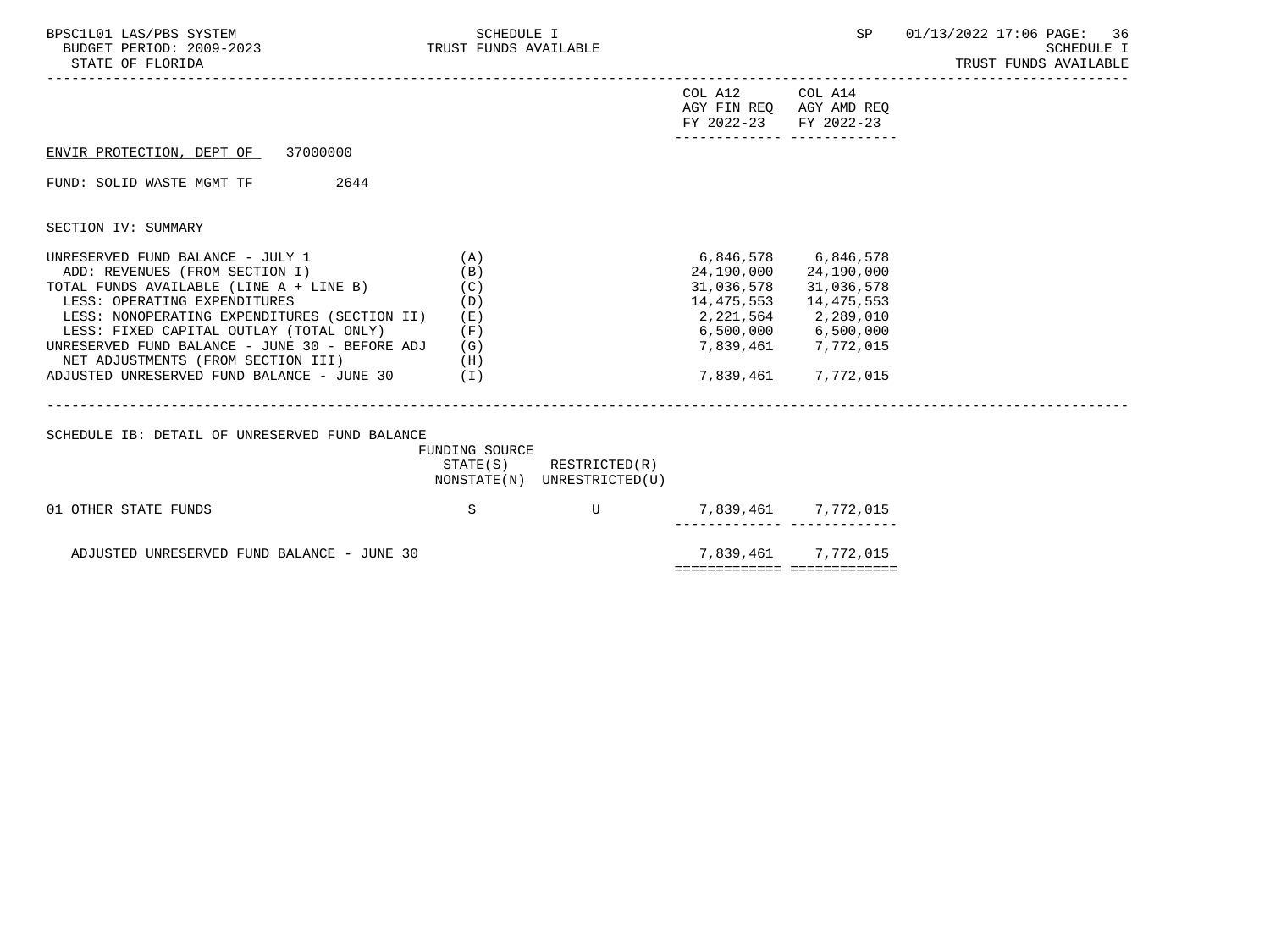| | | COL A12 AGY FIN REQ FY 2022-23 | COL A14 AGY AMD REQ FY 2022-23 |
|---|---|---|---|

ENVIR PROTECTION, DEPT OF 37000000

FUND: SOLID WASTE MGMT TF 2644

SECTION IV: SUMMARY

| | | COL A12 AGY FIN REQ FY 2022-23 | COL A14 AGY AMD REQ FY 2022-23 |
|---|---|---|---|
| UNRESERVED FUND BALANCE - JULY 1 | (A) | 6,846,578 | 6,846,578 |
| ADD: REVENUES (FROM SECTION I) | (B) | 24,190,000 | 24,190,000 |
| TOTAL FUNDS AVAILABLE (LINE A + LINE B) | (C) | 31,036,578 | 31,036,578 |
| LESS: OPERATING EXPENDITURES | (D) | 14,475,553 | 14,475,553 |
| LESS: NONOPERATING EXPENDITURES (SECTION II) | (E) | 2,221,564 | 2,289,010 |
| LESS: FIXED CAPITAL OUTLAY (TOTAL ONLY) | (F) | 6,500,000 | 6,500,000 |
| UNRESERVED FUND BALANCE - JUNE 30 - BEFORE ADJ | (G) | 7,839,461 | 7,772,015 |
| NET ADJUSTMENTS (FROM SECTION III) | (H) | | |
| ADJUSTED UNRESERVED FUND BALANCE - JUNE 30 | (I) | 7,839,461 | 7,772,015 |

SCHEDULE IB: DETAIL OF UNRESERVED FUND BALANCE

| | FUNDING SOURCE STATE(S) NONSTATE(N) | RESTRICTED(R) UNRESTRICTED(U) | COL A12 | COL A14 |
|---|---|---|---|---|
| 01 OTHER STATE FUNDS | S | U | 7,839,461 | 7,772,015 |
| ADJUSTED UNRESERVED FUND BALANCE - JUNE 30 | | | 7,839,461 | 7,772,015 |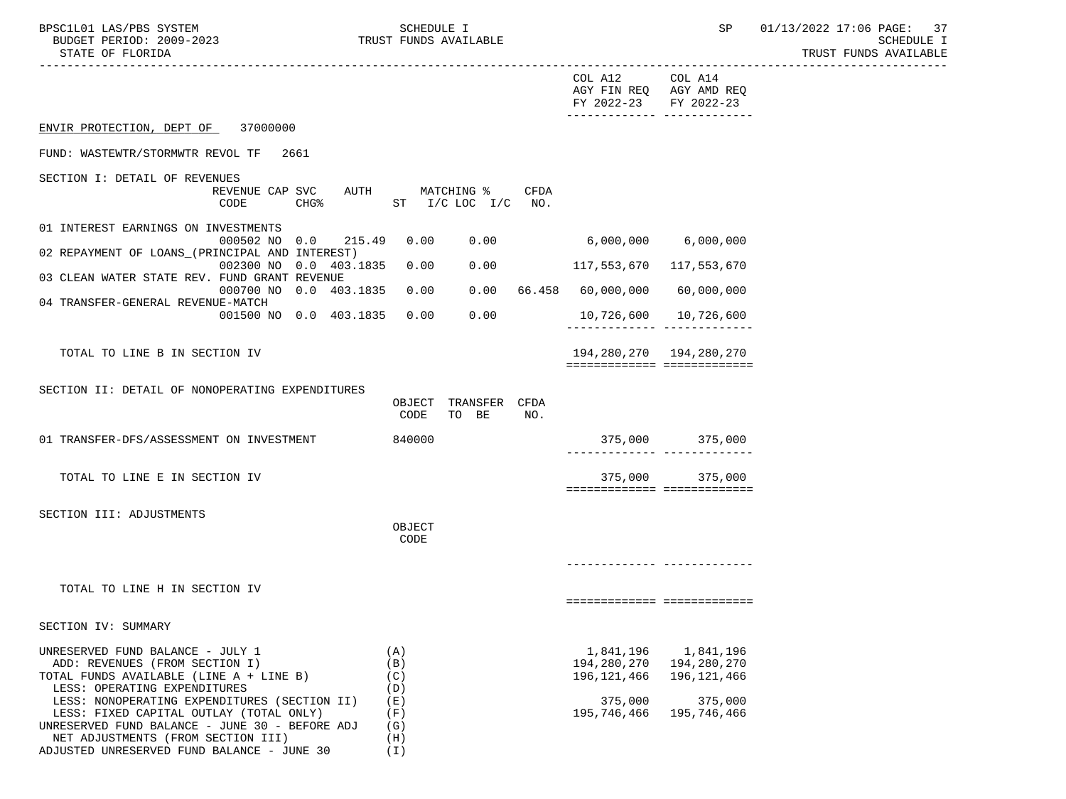SCHEDULE I
TRUST FUNDS AVAILABLE
STATE OF FLORIDA

|  | COL A12 AGY FIN REQ FY 2022-23 | COL A14 AGY AMD REQ FY 2022-23 |
|---|---|---|

ENVIR PROTECTION, DEPT OF 37000000

FUND: WASTEWTR/STORMWTR REVOL TF 2661

SECTION I: DETAIL OF REVENUES

| | REVENUE CODE | CAP | SVC CHG% | AUTH | MATCHING % ST | I/C LOC | I/C | CFDA NO. | COL A12 | COL A14 |
|---|---|---|---|---|---|---|---|---|---|---|
| 01 INTEREST EARNINGS ON INVESTMENTS | 000502 | NO | 0.0 | 215.49 | 0.00 | 0.00 | | | 6,000,000 | 6,000,000 |
| 02 REPAYMENT OF LOANS_(PRINCIPAL AND INTEREST) | 002300 | NO | 0.0 | 403.1835 | 0.00 | 0.00 | | | 117,553,670 | 117,553,670 |
| 03 CLEAN WATER STATE REV. FUND GRANT REVENUE | 000700 | NO | 0.0 | 403.1835 | 0.00 | 0.00 | | 66.458 | 60,000,000 | 60,000,000 |
| 04 TRANSFER-GENERAL REVENUE-MATCH | 001500 | NO | 0.0 | 403.1835 | 0.00 | 0.00 | | | 10,726,600 | 10,726,600 |
| TOTAL TO LINE B IN SECTION IV | | | | | | | | | 194,280,270 | 194,280,270 |

SECTION II: DETAIL OF NONOPERATING EXPENDITURES

| | OBJECT CODE | TRANSFER TO BE | CFDA NO. | COL A12 | COL A14 |
|---|---|---|---|---|---|
| 01 TRANSFER-DFS/ASSESSMENT ON INVESTMENT | 840000 | | | 375,000 | 375,000 |
| TOTAL TO LINE E IN SECTION IV | | | | 375,000 | 375,000 |

SECTION III: ADJUSTMENTS

| | OBJECT CODE | COL A12 | COL A14 |
|---|---|---|---|
| TOTAL TO LINE H IN SECTION IV | | | |

SECTION IV: SUMMARY

| | | COL A12 | COL A14 |
|---|---|---|---|
| UNRESERVED FUND BALANCE - JULY 1 | (A) | 1,841,196 | 1,841,196 |
| ADD: REVENUES (FROM SECTION I) | (B) | 194,280,270 | 194,280,270 |
| TOTAL FUNDS AVAILABLE (LINE A + LINE B) | (C) | 196,121,466 | 196,121,466 |
| LESS: OPERATING EXPENDITURES | (D) | | |
| LESS: NONOPERATING EXPENDITURES (SECTION II) | (E) | 375,000 | 375,000 |
| LESS: FIXED CAPITAL OUTLAY (TOTAL ONLY) | (F) | 195,746,466 | 195,746,466 |
| UNRESERVED FUND BALANCE - JUNE 30 - BEFORE ADJ | (G) | | |
| NET ADJUSTMENTS (FROM SECTION III) | (H) | | |
| ADJUSTED UNRESERVED FUND BALANCE - JUNE 30 | (I) | | |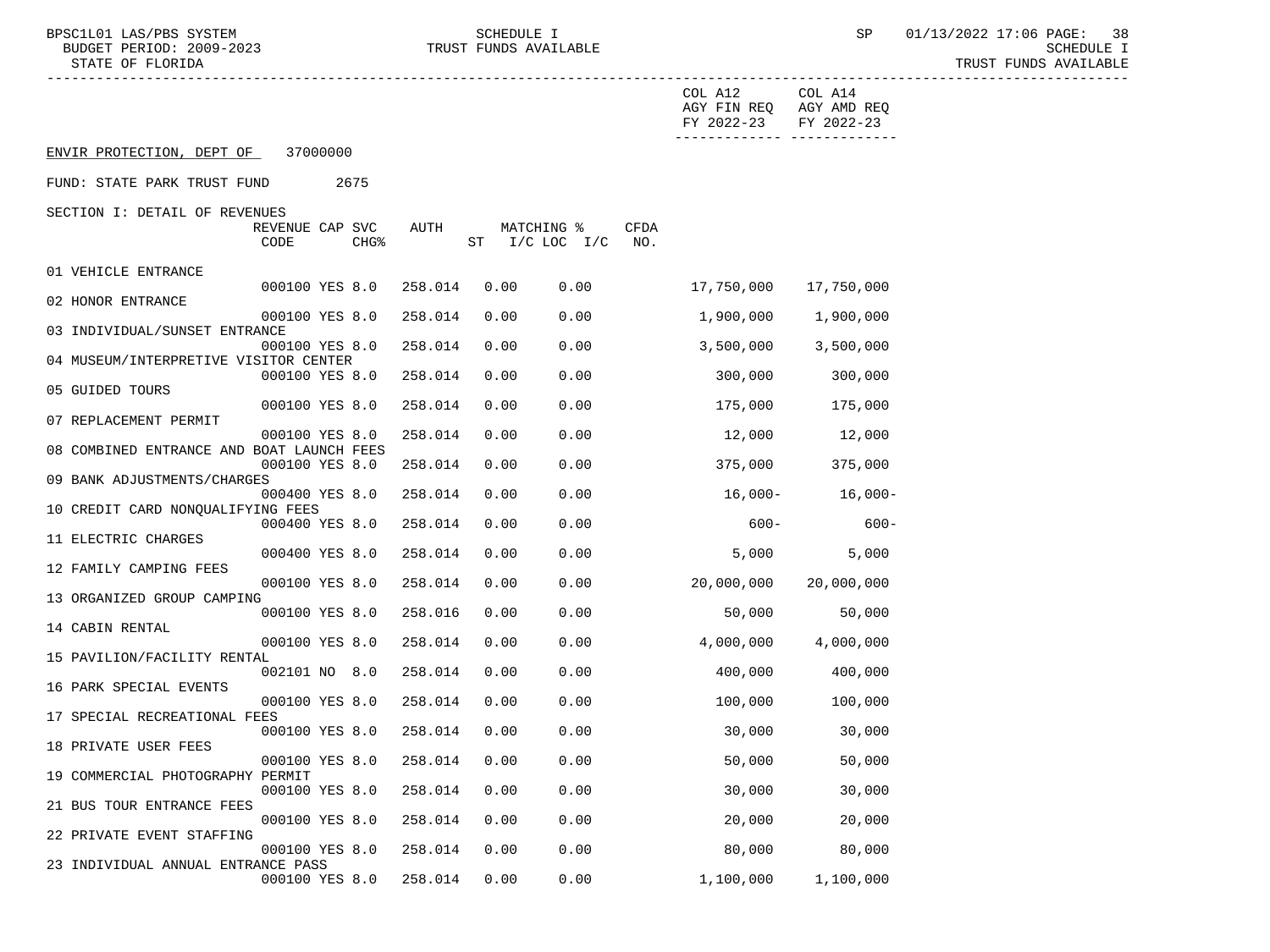ENVIR PROTECTION, DEPT OF 37000000

FUND: STATE PARK TRUST FUND 2675

SECTION I: DETAIL OF REVENUES

| | REVENUE CODE | CAP SVC CHG% | | AUTH | MATCHING % ST | I/C LOC I/C | CFDA NO. | COL A12 AGY FIN REQ FY 2022-23 | COL A14 AGY AMD REQ FY 2022-23 |
|---|---|---|---|---|---|---|---|---|---|
| 01 VEHICLE ENTRANCE | 000100 | YES | 8.0 | 258.014 | 0.00 | 0.00 | | 17,750,000 | 17,750,000 |
| 02 HONOR ENTRANCE | 000100 | YES | 8.0 | 258.014 | 0.00 | 0.00 | | 1,900,000 | 1,900,000 |
| 03 INDIVIDUAL/SUNSET ENTRANCE | 000100 | YES | 8.0 | 258.014 | 0.00 | 0.00 | | 3,500,000 | 3,500,000 |
| 04 MUSEUM/INTERPRETIVE VISITOR CENTER | 000100 | YES | 8.0 | 258.014 | 0.00 | 0.00 | | 300,000 | 300,000 |
| 05 GUIDED TOURS | 000100 | YES | 8.0 | 258.014 | 0.00 | 0.00 | | 175,000 | 175,000 |
| 07 REPLACEMENT PERMIT | 000100 | YES | 8.0 | 258.014 | 0.00 | 0.00 | | 12,000 | 12,000 |
| 08 COMBINED ENTRANCE AND BOAT LAUNCH FEES | 000100 | YES | 8.0 | 258.014 | 0.00 | 0.00 | | 375,000 | 375,000 |
| 09 BANK ADJUSTMENTS/CHARGES | 000400 | YES | 8.0 | 258.014 | 0.00 | 0.00 | | 16,000- | 16,000- |
| 10 CREDIT CARD NONQUALIFYING FEES | 000400 | YES | 8.0 | 258.014 | 0.00 | 0.00 | | 600- | 600- |
| 11 ELECTRIC CHARGES | 000400 | YES | 8.0 | 258.014 | 0.00 | 0.00 | | 5,000 | 5,000 |
| 12 FAMILY CAMPING FEES | 000100 | YES | 8.0 | 258.014 | 0.00 | 0.00 | | 20,000,000 | 20,000,000 |
| 13 ORGANIZED GROUP CAMPING | 000100 | YES | 8.0 | 258.016 | 0.00 | 0.00 | | 50,000 | 50,000 |
| 14 CABIN RENTAL | 000100 | YES | 8.0 | 258.014 | 0.00 | 0.00 | | 4,000,000 | 4,000,000 |
| 15 PAVILION/FACILITY RENTAL | 002101 | NO | 8.0 | 258.014 | 0.00 | 0.00 | | 400,000 | 400,000 |
| 16 PARK SPECIAL EVENTS | 000100 | YES | 8.0 | 258.014 | 0.00 | 0.00 | | 100,000 | 100,000 |
| 17 SPECIAL RECREATIONAL FEES | 000100 | YES | 8.0 | 258.014 | 0.00 | 0.00 | | 30,000 | 30,000 |
| 18 PRIVATE USER FEES | 000100 | YES | 8.0 | 258.014 | 0.00 | 0.00 | | 50,000 | 50,000 |
| 19 COMMERCIAL PHOTOGRAPHY PERMIT | 000100 | YES | 8.0 | 258.014 | 0.00 | 0.00 | | 30,000 | 30,000 |
| 21 BUS TOUR ENTRANCE FEES | 000100 | YES | 8.0 | 258.014 | 0.00 | 0.00 | | 20,000 | 20,000 |
| 22 PRIVATE EVENT STAFFING | 000100 | YES | 8.0 | 258.014 | 0.00 | 0.00 | | 80,000 | 80,000 |
| 23 INDIVIDUAL ANNUAL ENTRANCE PASS | 000100 | YES | 8.0 | 258.014 | 0.00 | 0.00 | | 1,100,000 | 1,100,000 |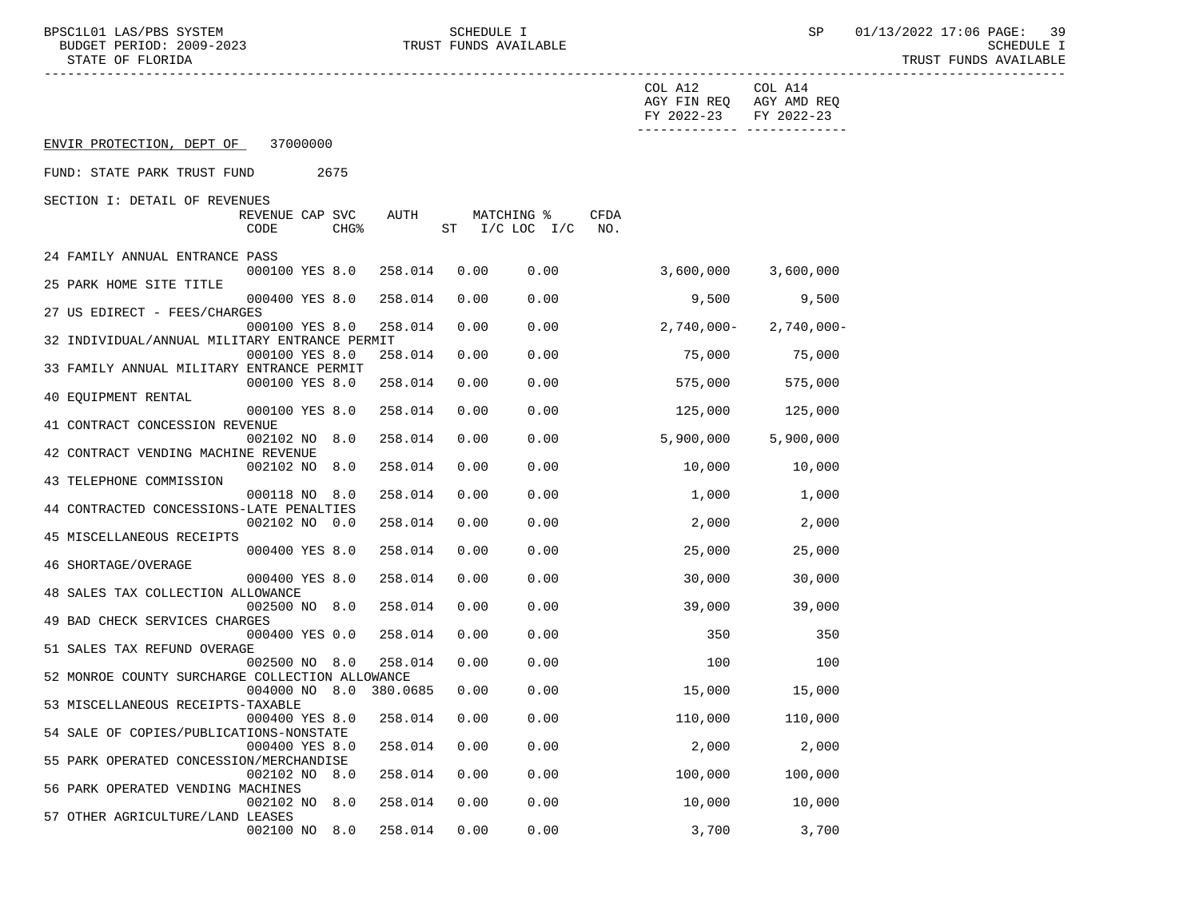COL A12 AGY FIN REQ FY 2022-23 | COL A14 AGY AMD REQ FY 2022-23

ENVIR PROTECTION, DEPT OF 37000000

FUND: STATE PARK TRUST FUND 2675

SECTION I: DETAIL OF REVENUES

| | REVENUE CODE | CAP SVC | CHG% | AUTH | MATCHING % ST | I/C LOC | I/C | CFDA NO. | COL A12 AGY FIN REQ FY 2022-23 | COL A14 AGY AMD REQ FY 2022-23 |
|---|---|---|---|---|---|---|---|---|---|---|
| 24 FAMILY ANNUAL ENTRANCE PASS | 000100 | YES | 8.0 | 258.014 | 0.00 | 0.00 | | | 3,600,000 | 3,600,000 |
| 25 PARK HOME SITE TITLE | 000400 | YES | 8.0 | 258.014 | 0.00 | 0.00 | | | 9,500 | 9,500 |
| 27 US EDIRECT - FEES/CHARGES | 000100 | YES | 8.0 | 258.014 | 0.00 | 0.00 | | | 2,740,000- | 2,740,000- |
| 32 INDIVIDUAL/ANNUAL MILITARY ENTRANCE PERMIT | 000100 | YES | 8.0 | 258.014 | 0.00 | 0.00 | | | 75,000 | 75,000 |
| 33 FAMILY ANNUAL MILITARY ENTRANCE PERMIT | 000100 | YES | 8.0 | 258.014 | 0.00 | 0.00 | | | 575,000 | 575,000 |
| 40 EQUIPMENT RENTAL | 000100 | YES | 8.0 | 258.014 | 0.00 | 0.00 | | | 125,000 | 125,000 |
| 41 CONTRACT CONCESSION REVENUE | 002102 | NO | 8.0 | 258.014 | 0.00 | 0.00 | | | 5,900,000 | 5,900,000 |
| 42 CONTRACT VENDING MACHINE REVENUE | 002102 | NO | 8.0 | 258.014 | 0.00 | 0.00 | | | 10,000 | 10,000 |
| 43 TELEPHONE COMMISSION | 000118 | NO | 8.0 | 258.014 | 0.00 | 0.00 | | | 1,000 | 1,000 |
| 44 CONTRACTED CONCESSIONS-LATE PENALTIES | 002102 | NO | 0.0 | 258.014 | 0.00 | 0.00 | | | 2,000 | 2,000 |
| 45 MISCELLANEOUS RECEIPTS | 000400 | YES | 8.0 | 258.014 | 0.00 | 0.00 | | | 25,000 | 25,000 |
| 46 SHORTAGE/OVERAGE | 000400 | YES | 8.0 | 258.014 | 0.00 | 0.00 | | | 30,000 | 30,000 |
| 48 SALES TAX COLLECTION ALLOWANCE | 002500 | NO | 8.0 | 258.014 | 0.00 | 0.00 | | | 39,000 | 39,000 |
| 49 BAD CHECK SERVICES CHARGES | 000400 | YES | 0.0 | 258.014 | 0.00 | 0.00 | | | 350 | 350 |
| 51 SALES TAX REFUND OVERAGE | 002500 | NO | 8.0 | 258.014 | 0.00 | 0.00 | | | 100 | 100 |
| 52 MONROE COUNTY SURCHARGE COLLECTION ALLOWANCE | 004000 | NO | 8.0 | 380.0685 | 0.00 | 0.00 | | | 15,000 | 15,000 |
| 53 MISCELLANEOUS RECEIPTS-TAXABLE | 000400 | YES | 8.0 | 258.014 | 0.00 | 0.00 | | | 110,000 | 110,000 |
| 54 SALE OF COPIES/PUBLICATIONS-NONSTATE | 000400 | YES | 8.0 | 258.014 | 0.00 | 0.00 | | | 2,000 | 2,000 |
| 55 PARK OPERATED CONCESSION/MERCHANDISE | 002102 | NO | 8.0 | 258.014 | 0.00 | 0.00 | | | 100,000 | 100,000 |
| 56 PARK OPERATED VENDING MACHINES | 002102 | NO | 8.0 | 258.014 | 0.00 | 0.00 | | | 10,000 | 10,000 |
| 57 OTHER AGRICULTURE/LAND LEASES | 002100 | NO | 8.0 | 258.014 | 0.00 | 0.00 | | | 3,700 | 3,700 |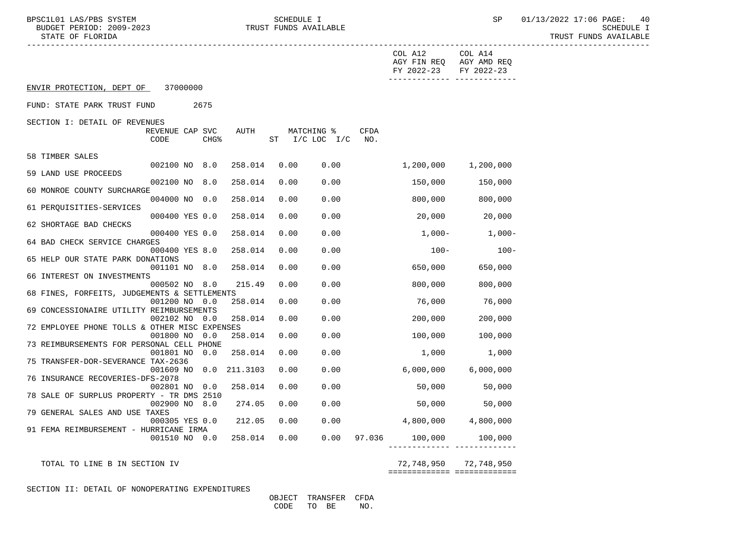ENVIR PROTECTION, DEPT OF 37000000

FUND: STATE PARK TRUST FUND 2675

SECTION I: DETAIL OF REVENUES

| | REVENUE CODE | CAP | SVC CHG% | AUTH | MATCHING % ST | I/C LOC | I/C | CFDA NO. | COL A12 AGY FIN REQ FY 2022-23 | COL A14 AGY AMD REQ FY 2022-23 |
|---|---|---|---|---|---|---|---|---|---|---|
| 58 TIMBER SALES | 002100 | NO | 8.0 | 258.014 | 0.00 | 0.00 | | | 1,200,000 | 1,200,000 |
| 59 LAND USE PROCEEDS | 002100 | NO | 8.0 | 258.014 | 0.00 | 0.00 | | | 150,000 | 150,000 |
| 60 MONROE COUNTY SURCHARGE | 004000 | NO | 0.0 | 258.014 | 0.00 | 0.00 | | | 800,000 | 800,000 |
| 61 PERQUISITIES-SERVICES | 000400 | YES | 0.0 | 258.014 | 0.00 | 0.00 | | | 20,000 | 20,000 |
| 62 SHORTAGE BAD CHECKS | 000400 | YES | 0.0 | 258.014 | 0.00 | 0.00 | | | 1,000- | 1,000- |
| 64 BAD CHECK SERVICE CHARGES | 000400 | YES | 8.0 | 258.014 | 0.00 | 0.00 | | | 100- | 100- |
| 65 HELP OUR STATE PARK DONATIONS | 001101 | NO | 8.0 | 258.014 | 0.00 | 0.00 | | | 650,000 | 650,000 |
| 66 INTEREST ON INVESTMENTS | 000502 | NO | 8.0 | 215.49 | 0.00 | 0.00 | | | 800,000 | 800,000 |
| 68 FINES, FORFEITS, JUDGEMENTS & SETTLEMENTS | 001200 | NO | 0.0 | 258.014 | 0.00 | 0.00 | | | 76,000 | 76,000 |
| 69 CONCESSIONAIRE UTILITY REIMBURSEMENTS | 002102 | NO | 0.0 | 258.014 | 0.00 | 0.00 | | | 200,000 | 200,000 |
| 72 EMPLOYEE PHONE TOLLS & OTHER MISC EXPENSES | 001800 | NO | 0.0 | 258.014 | 0.00 | 0.00 | | | 100,000 | 100,000 |
| 73 REIMBURSEMENTS FOR PERSONAL CELL PHONE | 001801 | NO | 0.0 | 258.014 | 0.00 | 0.00 | | | 1,000 | 1,000 |
| 75 TRANSFER-DOR-SEVERANCE TAX-2636 | 001609 | NO | 0.0 | 211.3103 | 0.00 | 0.00 | | | 6,000,000 | 6,000,000 |
| 76 INSURANCE RECOVERIES-DFS-2078 | 002801 | NO | 0.0 | 258.014 | 0.00 | 0.00 | | | 50,000 | 50,000 |
| 78 SALE OF SURPLUS PROPERTY - TR DMS 2510 | 002900 | NO | 8.0 | 274.05 | 0.00 | 0.00 | | | 50,000 | 50,000 |
| 79 GENERAL SALES AND USE TAXES | 000305 | YES | 0.0 | 212.05 | 0.00 | 0.00 | | | 4,800,000 | 4,800,000 |
| 91 FEMA REIMBURSEMENT - HURRICANE IRMA | 001510 | NO | 0.0 | 258.014 | 0.00 | 0.00 | | 97.036 | 100,000 | 100,000 |
| TOTAL TO LINE B IN SECTION IV | | | | | | | | | 72,748,950 | 72,748,950 |

SECTION II: DETAIL OF NONOPERATING EXPENDITURES

| | OBJECT CODE | TRANSFER TO BE | CFDA NO. |
|---|---|---|---|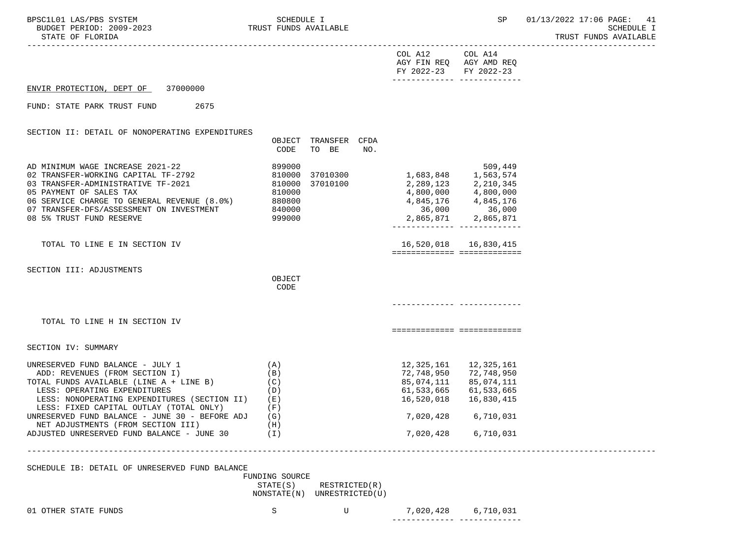ENVIR PROTECTION, DEPT OF 37000000

FUND: STATE PARK TRUST FUND 2675

## SECTION II: DETAIL OF NONOPERATING EXPENDITURES

| | OBJECT CODE | TRANSFER TO BE | CFDA NO. | COL A12 AGY FIN REQ FY 2022-23 | COL A14 AGY AMD REQ FY 2022-23 |
|---|---|---|---|---|---|
| AD MINIMUM WAGE INCREASE 2021-22 | 899000 | | | | 509,449 |
| 02 TRANSFER-WORKING CAPITAL TF-2792 | 810000 | 37010300 | | 1,683,848 | 1,563,574 |
| 03 TRANSFER-ADMINISTRATIVE TF-2021 | 810000 | 37010100 | | 2,289,123 | 2,210,345 |
| 05 PAYMENT OF SALES TAX | 810000 | | | 4,800,000 | 4,800,000 |
| 06 SERVICE CHARGE TO GENERAL REVENUE (8.0%) | 880800 | | | 4,845,176 | 4,845,176 |
| 07 TRANSFER-DFS/ASSESSMENT ON INVESTMENT | 840000 | | | 36,000 | 36,000 |
| 08 5% TRUST FUND RESERVE | 999000 | | | 2,865,871 | 2,865,871 |
| TOTAL TO LINE E IN SECTION IV | | | | 16,520,018 | 16,830,415 |

## SECTION III: ADJUSTMENTS

| | OBJECT CODE | COL A12 | COL A14 |
|---|---|---|---|
| TOTAL TO LINE H IN SECTION IV | | | |

## SECTION IV: SUMMARY

| | | COL A12 | COL A14 |
|---|---|---|---|
| UNRESERVED FUND BALANCE - JULY 1 | (A) | 12,325,161 | 12,325,161 |
| ADD: REVENUES (FROM SECTION I) | (B) | 72,748,950 | 72,748,950 |
| TOTAL FUNDS AVAILABLE (LINE A + LINE B) | (C) | 85,074,111 | 85,074,111 |
| LESS: OPERATING EXPENDITURES | (D) | 61,533,665 | 61,533,665 |
| LESS: NONOPERATING EXPENDITURES (SECTION II) | (E) | 16,520,018 | 16,830,415 |
| LESS: FIXED CAPITAL OUTLAY (TOTAL ONLY) | (F) | | |
| UNRESERVED FUND BALANCE - JUNE 30 - BEFORE ADJ | (G) | 7,020,428 | 6,710,031 |
| NET ADJUSTMENTS (FROM SECTION III) | (H) | | |
| ADJUSTED UNRESERVED FUND BALANCE - JUNE 30 | (I) | 7,020,428 | 6,710,031 |

## SCHEDULE IB: DETAIL OF UNRESERVED FUND BALANCE

| | FUNDING SOURCE STATE(S) NONSTATE(N) | RESTRICTED(R) UNRESTRICTED(U) | COL A12 | COL A14 |
|---|---|---|---|---|
| 01 OTHER STATE FUNDS | S | U | 7,020,428 | 6,710,031 |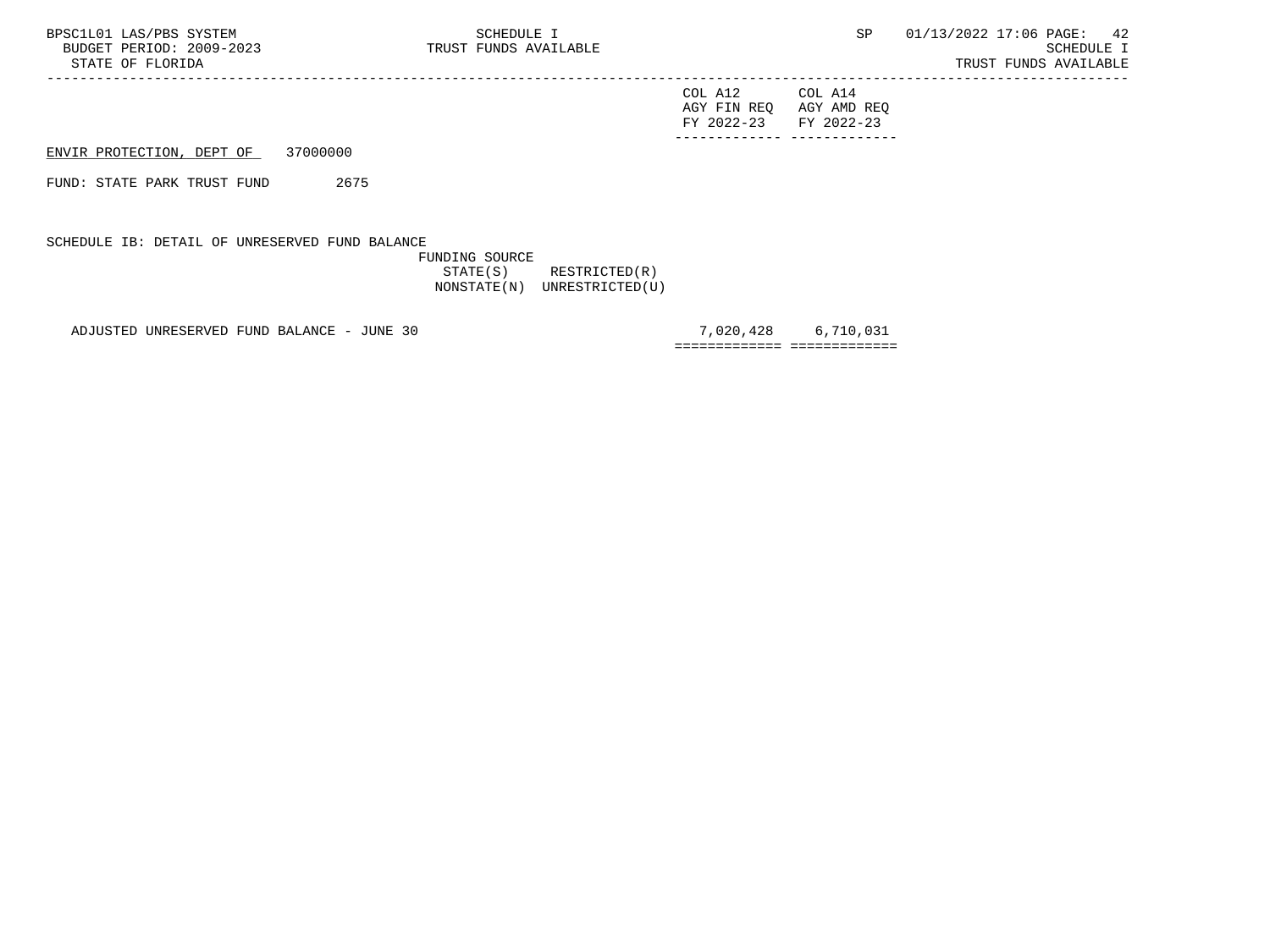ENVIR PROTECTION, DEPT OF 37000000

FUND: STATE PARK TRUST FUND 2675

SCHEDULE IB: DETAIL OF UNRESERVED FUND BALANCE

| | FUNDING SOURCE STATE(S) NONSTATE(N) | RESTRICTED(R) UNRESTRICTED(U) | COL A12 AGY FIN REQ FY 2022-23 | COL A14 AGY AMD REQ FY 2022-23 |
|---|---|---|---|---|
| ADJUSTED UNRESERVED FUND BALANCE - JUNE 30 | | | 7,020,428 | 6,710,031 |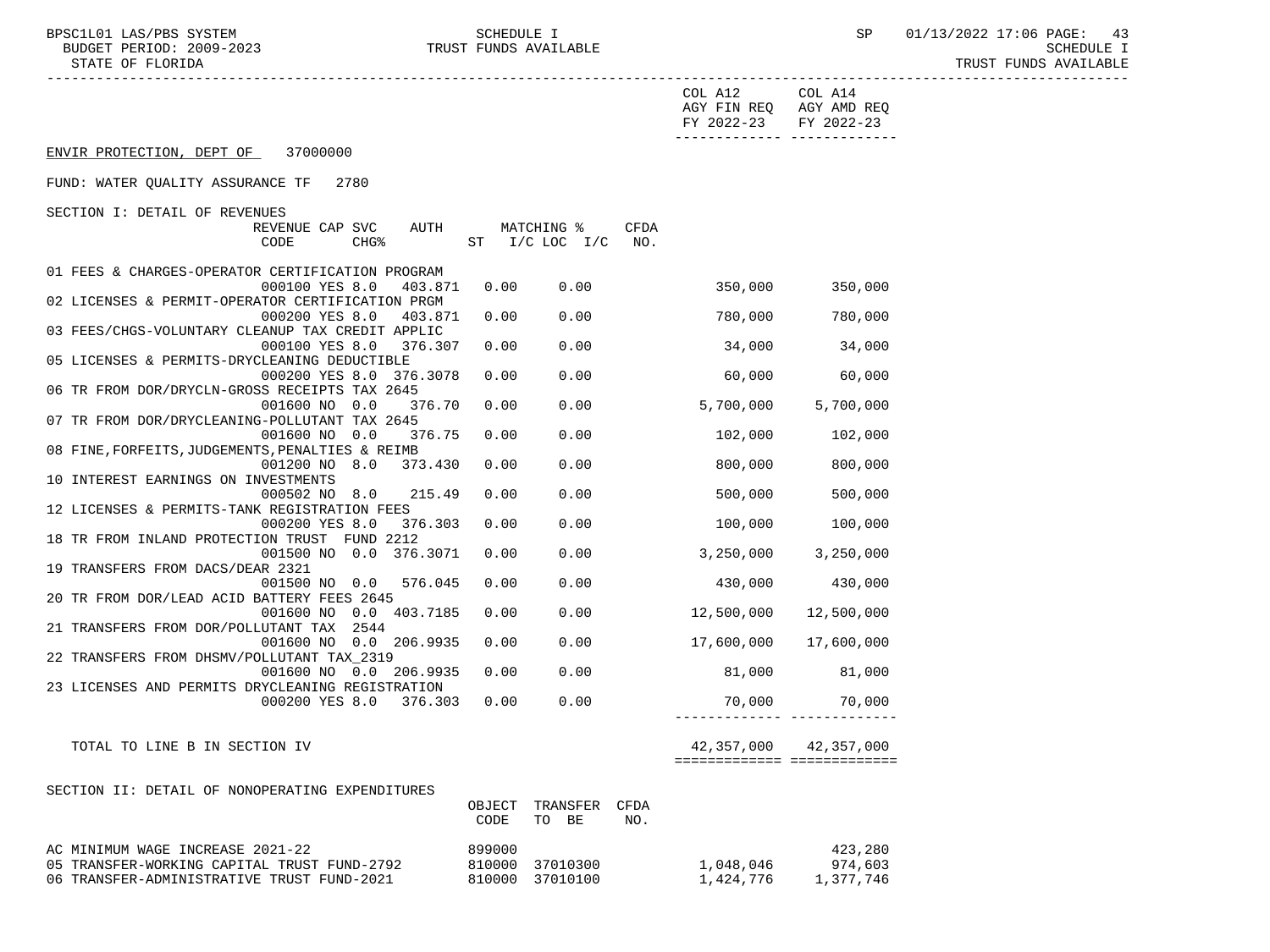COL A12 AGY FIN REQ FY 2022-23 | COL A14 AGY AMD REQ FY 2022-23

ENVIR PROTECTION, DEPT OF 37000000

FUND: WATER QUALITY ASSURANCE TF 2780

SECTION I: DETAIL OF REVENUES

| | REVENUE CODE | CAP SVC CHG% | AUTH ST | MATCHING % I/C LOC | I/C | CFDA NO. | COL A12 AGY FIN REQ FY 2022-23 | COL A14 AGY AMD REQ FY 2022-23 |
|---|---|---|---|---|---|---|---|---|
| 01 FEES & CHARGES-OPERATOR CERTIFICATION PROGRAM | 000100 | YES 8.0 | 403.871 | 0.00 | 0.00 | | 350,000 | 350,000 |
| 02 LICENSES & PERMIT-OPERATOR CERTIFICATION PRGM | 000200 | YES 8.0 | 403.871 | 0.00 | 0.00 | | 780,000 | 780,000 |
| 03 FEES/CHGS-VOLUNTARY CLEANUP TAX CREDIT APPLIC | 000100 | YES 8.0 | 376.307 | 0.00 | 0.00 | | 34,000 | 34,000 |
| 05 LICENSES & PERMITS-DRYCLEANING DEDUCTIBLE | 000200 | YES 8.0 | 376.3078 | 0.00 | 0.00 | | 60,000 | 60,000 |
| 06 TR FROM DOR/DRYCLN-GROSS RECEIPTS TAX 2645 | 001600 | NO 0.0 | 376.70 | 0.00 | 0.00 | | 5,700,000 | 5,700,000 |
| 07 TR FROM DOR/DRYCLEANING-POLLUTANT TAX 2645 | 001600 | NO 0.0 | 376.75 | 0.00 | 0.00 | | 102,000 | 102,000 |
| 08 FINE,FORFEITS,JUDGEMENTS,PENALTIES & REIMB | 001200 | NO 8.0 | 373.430 | 0.00 | 0.00 | | 800,000 | 800,000 |
| 10 INTEREST EARNINGS ON INVESTMENTS | 000502 | NO 8.0 | 215.49 | 0.00 | 0.00 | | 500,000 | 500,000 |
| 12 LICENSES & PERMITS-TANK REGISTRATION FEES | 000200 | YES 8.0 | 376.303 | 0.00 | 0.00 | | 100,000 | 100,000 |
| 18 TR FROM INLAND PROTECTION TRUST FUND 2212 | 001500 | NO 0.0 | 376.3071 | 0.00 | 0.00 | | 3,250,000 | 3,250,000 |
| 19 TRANSFERS FROM DACS/DEAR 2321 | 001500 | NO 0.0 | 576.045 | 0.00 | 0.00 | | 430,000 | 430,000 |
| 20 TR FROM DOR/LEAD ACID BATTERY FEES 2645 | 001600 | NO 0.0 | 403.7185 | 0.00 | 0.00 | | 12,500,000 | 12,500,000 |
| 21 TRANSFERS FROM DOR/POLLUTANT TAX 2544 | 001600 | NO 0.0 | 206.9935 | 0.00 | 0.00 | | 17,600,000 | 17,600,000 |
| 22 TRANSFERS FROM DHSMV/POLLUTANT TAX_2319 | 001600 | NO 0.0 | 206.9935 | 0.00 | 0.00 | | 81,000 | 81,000 |
| 23 LICENSES AND PERMITS DRYCLEANING REGISTRATION | 000200 | YES 8.0 | 376.303 | 0.00 | 0.00 | | 70,000 | 70,000 |
| TOTAL TO LINE B IN SECTION IV | | | | | | | 42,357,000 | 42,357,000 |

SECTION II: DETAIL OF NONOPERATING EXPENDITURES

| | OBJECT CODE | TRANSFER TO BE | CFDA NO. | COL A12 AGY FIN REQ FY 2022-23 | COL A14 AGY AMD REQ FY 2022-23 |
|---|---|---|---|---|---|
| AC MINIMUM WAGE INCREASE 2021-22 | 899000 | | | | 423,280 |
| 05 TRANSFER-WORKING CAPITAL TRUST FUND-2792 | 810000 | 37010300 | | 1,048,046 | 974,603 |
| 06 TRANSFER-ADMINISTRATIVE TRUST FUND-2021 | 810000 | 37010100 | | 1,424,776 | 1,377,746 |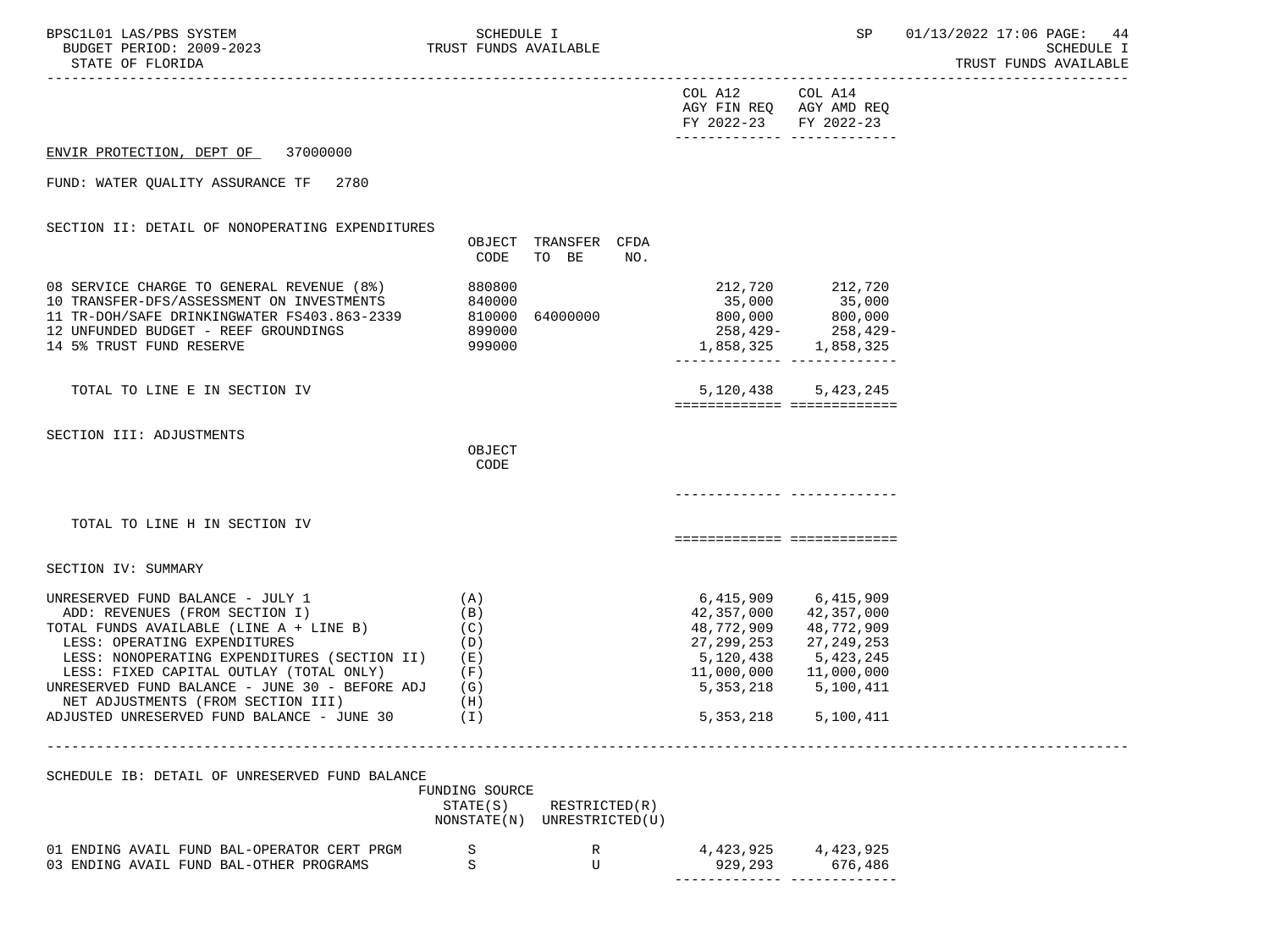ENVIR PROTECTION, DEPT OF 37000000

FUND: WATER QUALITY ASSURANCE TF 2780

SECTION II: DETAIL OF NONOPERATING EXPENDITURES

| | OBJECT CODE | TRANSFER TO BE | CFDA NO. | COL A12 AGY FIN REQ FY 2022-23 | COL A14 AGY AMD REQ FY 2022-23 |
|---|---|---|---|---|---|
| 08 SERVICE CHARGE TO GENERAL REVENUE (8%) | 880800 | | | 212,720 | 212,720 |
| 10 TRANSFER-DFS/ASSESSMENT ON INVESTMENTS | 840000 | | | 35,000 | 35,000 |
| 11 TR-DOH/SAFE DRINKINGWATER FS403.863-2339 | 810000 | 64000000 | | 800,000 | 800,000 |
| 12 UNFUNDED BUDGET - REEF GROUNDINGS | 899000 | | | 258,429- | 258,429- |
| 14 5% TRUST FUND RESERVE | 999000 | | | 1,858,325 | 1,858,325 |
| TOTAL TO LINE E IN SECTION IV | | | | 5,120,438 | 5,423,245 |

SECTION III: ADJUSTMENTS

| | OBJECT CODE | COL A12 AGY FIN REQ FY 2022-23 | COL A14 AGY AMD REQ FY 2022-23 |
|---|---|---|---|
| TOTAL TO LINE H IN SECTION IV | | | |

SECTION IV: SUMMARY

| | | COL A12 AGY FIN REQ FY 2022-23 | COL A14 AGY AMD REQ FY 2022-23 |
|---|---|---|---|
| UNRESERVED FUND BALANCE - JULY 1 | (A) | 6,415,909 | 6,415,909 |
| ADD: REVENUES (FROM SECTION I) | (B) | 42,357,000 | 42,357,000 |
| TOTAL FUNDS AVAILABLE (LINE A + LINE B) | (C) | 48,772,909 | 48,772,909 |
| LESS: OPERATING EXPENDITURES | (D) | 27,299,253 | 27,249,253 |
| LESS: NONOPERATING EXPENDITURES (SECTION II) | (E) | 5,120,438 | 5,423,245 |
| LESS: FIXED CAPITAL OUTLAY (TOTAL ONLY) | (F) | 11,000,000 | 11,000,000 |
| UNRESERVED FUND BALANCE - JUNE 30 - BEFORE ADJ | (G) | 5,353,218 | 5,100,411 |
| NET ADJUSTMENTS (FROM SECTION III) | (H) | | |
| ADJUSTED UNRESERVED FUND BALANCE - JUNE 30 | (I) | 5,353,218 | 5,100,411 |

SCHEDULE IB: DETAIL OF UNRESERVED FUND BALANCE

| | FUNDING SOURCE STATE(S) NONSTATE(N) | RESTRICTED(R) UNRESTRICTED(U) | COL A12 AGY FIN REQ FY 2022-23 | COL A14 AGY AMD REQ FY 2022-23 |
|---|---|---|---|---|
| 01 ENDING AVAIL FUND BAL-OPERATOR CERT PRGM | S | R | 4,423,925 | 4,423,925 |
| 03 ENDING AVAIL FUND BAL-OTHER PROGRAMS | S | U | 929,293 | 676,486 |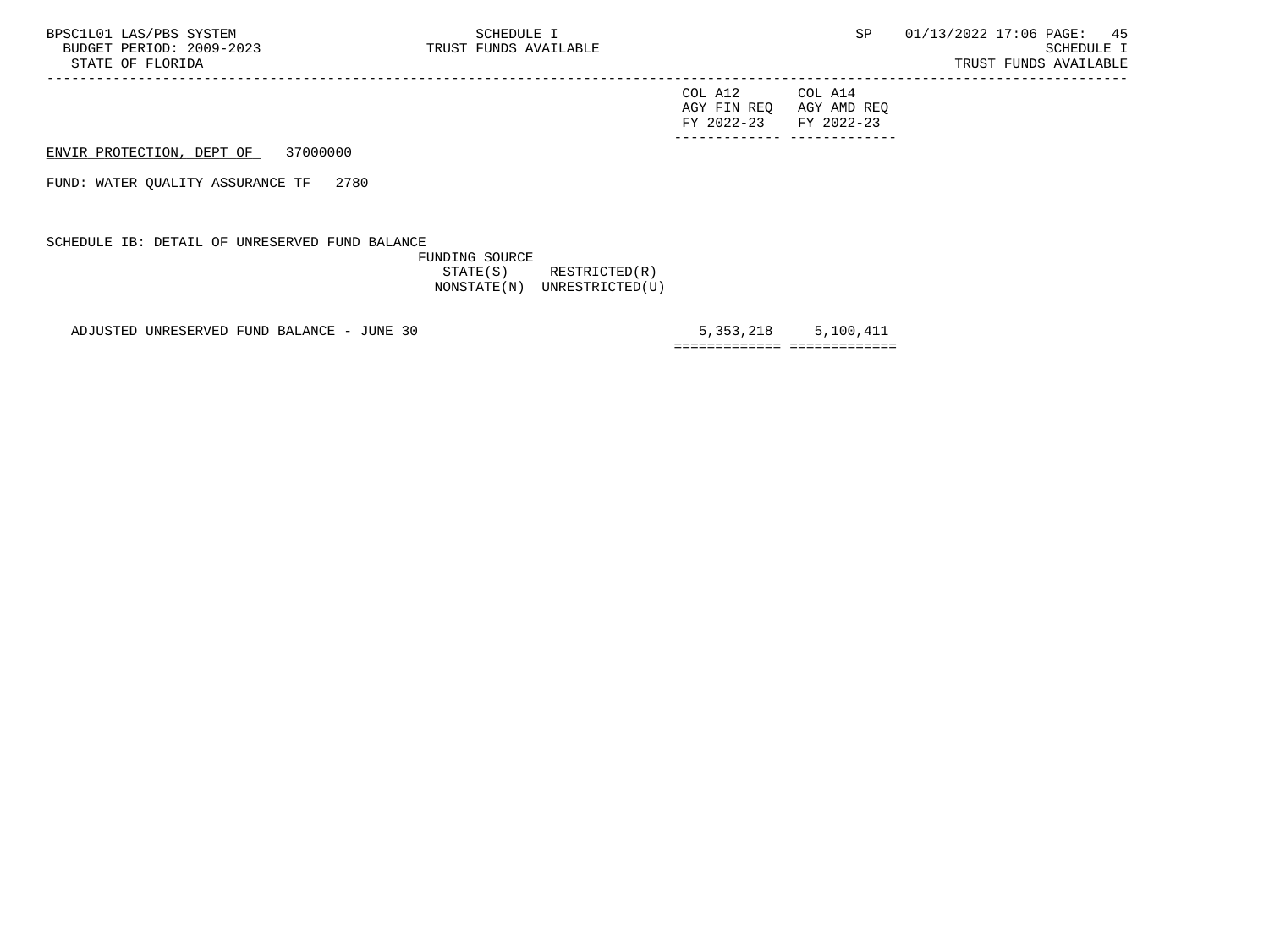ENVIR PROTECTION, DEPT OF 37000000

FUND: WATER QUALITY ASSURANCE TF 2780

SCHEDULE IB: DETAIL OF UNRESERVED FUND BALANCE

FUNDING SOURCE
STATE(S) RESTRICTED(R)
NONSTATE(N) UNRESTRICTED(U)

| | COL A12 AGY FIN REQ FY 2022-23 | COL A14 AGY AMD REQ FY 2022-23 |
|---|---|---|
| ADJUSTED UNRESERVED FUND BALANCE - JUNE 30 | 5,353,218 | 5,100,411 |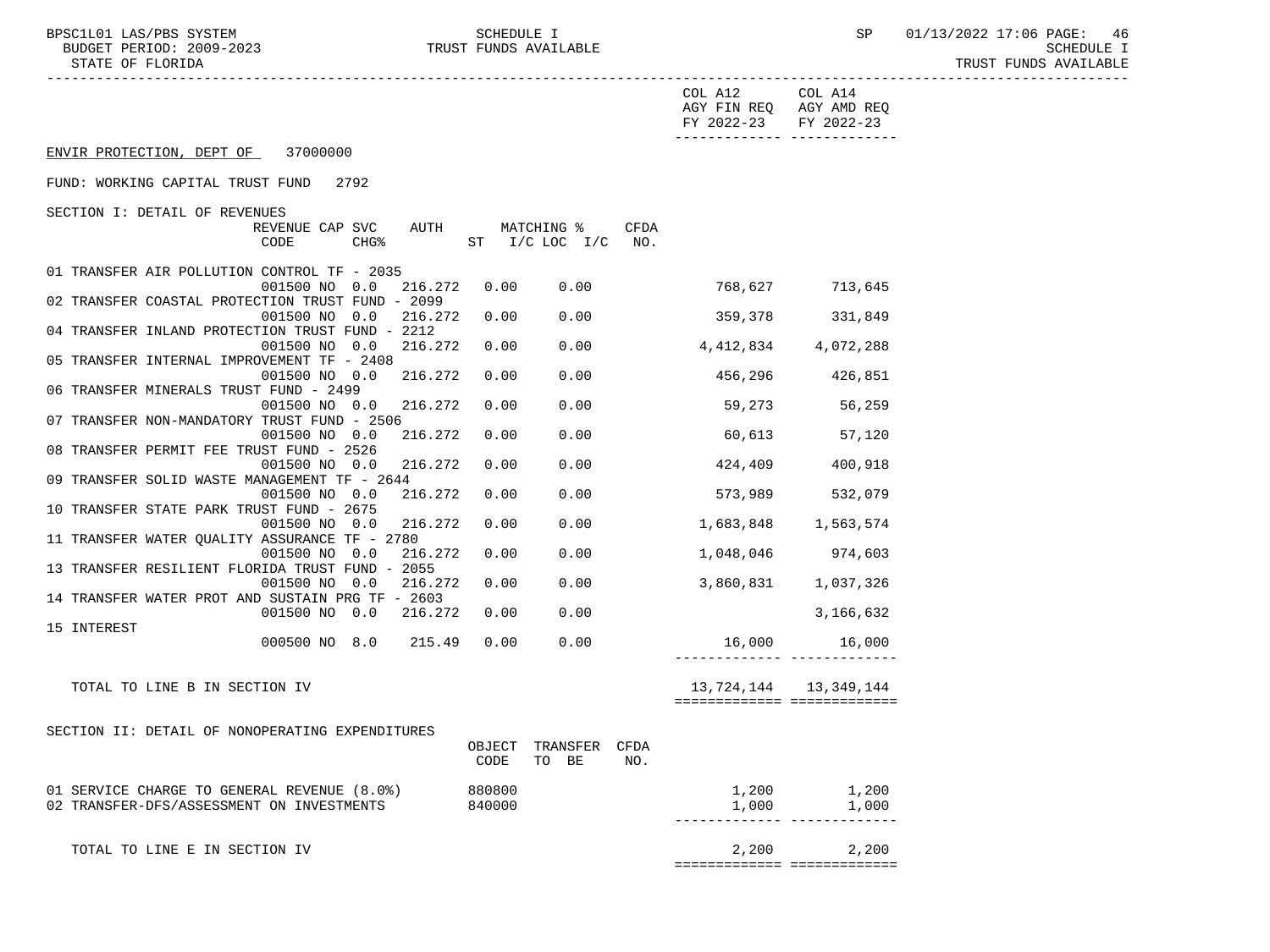ENVIR PROTECTION, DEPT OF 37000000

FUND: WORKING CAPITAL TRUST FUND 2792

## SECTION I: DETAIL OF REVENUES

| | REVENUE CODE | CAP | SVC CHG% | AUTH | MATCHING % ST | I/C LOC I/C | CFDA NO. | COL A12 AGY FIN REQ FY 2022-23 | COL A14 AGY AMD REQ FY 2022-23 |
|---|---|---|---|---|---|---|---|---|---|
| 01 TRANSFER AIR POLLUTION CONTROL TF - 2035 | 001500 | NO | 0.0 | 216.272 | 0.00 | 0.00 | | 768,627 | 713,645 |
| 02 TRANSFER COASTAL PROTECTION TRUST FUND - 2099 | 001500 | NO | 0.0 | 216.272 | 0.00 | 0.00 | | 359,378 | 331,849 |
| 04 TRANSFER INLAND PROTECTION TRUST FUND - 2212 | 001500 | NO | 0.0 | 216.272 | 0.00 | 0.00 | | 4,412,834 | 4,072,288 |
| 05 TRANSFER INTERNAL IMPROVEMENT TF - 2408 | 001500 | NO | 0.0 | 216.272 | 0.00 | 0.00 | | 456,296 | 426,851 |
| 06 TRANSFER MINERALS TRUST FUND - 2499 | 001500 | NO | 0.0 | 216.272 | 0.00 | 0.00 | | 59,273 | 56,259 |
| 07 TRANSFER NON-MANDATORY TRUST FUND - 2506 | 001500 | NO | 0.0 | 216.272 | 0.00 | 0.00 | | 60,613 | 57,120 |
| 08 TRANSFER PERMIT FEE TRUST FUND - 2526 | 001500 | NO | 0.0 | 216.272 | 0.00 | 0.00 | | 424,409 | 400,918 |
| 09 TRANSFER SOLID WASTE MANAGEMENT TF - 2644 | 001500 | NO | 0.0 | 216.272 | 0.00 | 0.00 | | 573,989 | 532,079 |
| 10 TRANSFER STATE PARK TRUST FUND - 2675 | 001500 | NO | 0.0 | 216.272 | 0.00 | 0.00 | | 1,683,848 | 1,563,574 |
| 11 TRANSFER WATER QUALITY ASSURANCE TF - 2780 | 001500 | NO | 0.0 | 216.272 | 0.00 | 0.00 | | 1,048,046 | 974,603 |
| 13 TRANSFER RESILIENT FLORIDA TRUST FUND - 2055 | 001500 | NO | 0.0 | 216.272 | 0.00 | 0.00 | | 3,860,831 | 1,037,326 |
| 14 TRANSFER WATER PROT AND SUSTAIN PRG TF - 2603 | 001500 | NO | 0.0 | 216.272 | 0.00 | 0.00 | | | 3,166,632 |
| 15 INTEREST | 000500 | NO | 8.0 | 215.49 | 0.00 | 0.00 | | 16,000 | 16,000 |
| TOTAL TO LINE B IN SECTION IV | | | | | | | | 13,724,144 | 13,349,144 |

## SECTION II: DETAIL OF NONOPERATING EXPENDITURES

| | OBJECT CODE | TRANSFER TO BE | CFDA NO. | COL A12 AGY FIN REQ FY 2022-23 | COL A14 AGY AMD REQ FY 2022-23 |
|---|---|---|---|---|---|
| 01 SERVICE CHARGE TO GENERAL REVENUE (8.0%) | 880800 | | | 1,200 | 1,200 |
| 02 TRANSFER-DFS/ASSESSMENT ON INVESTMENTS | 840000 | | | 1,000 | 1,000 |
| TOTAL TO LINE E IN SECTION IV | | | | 2,200 | 2,200 |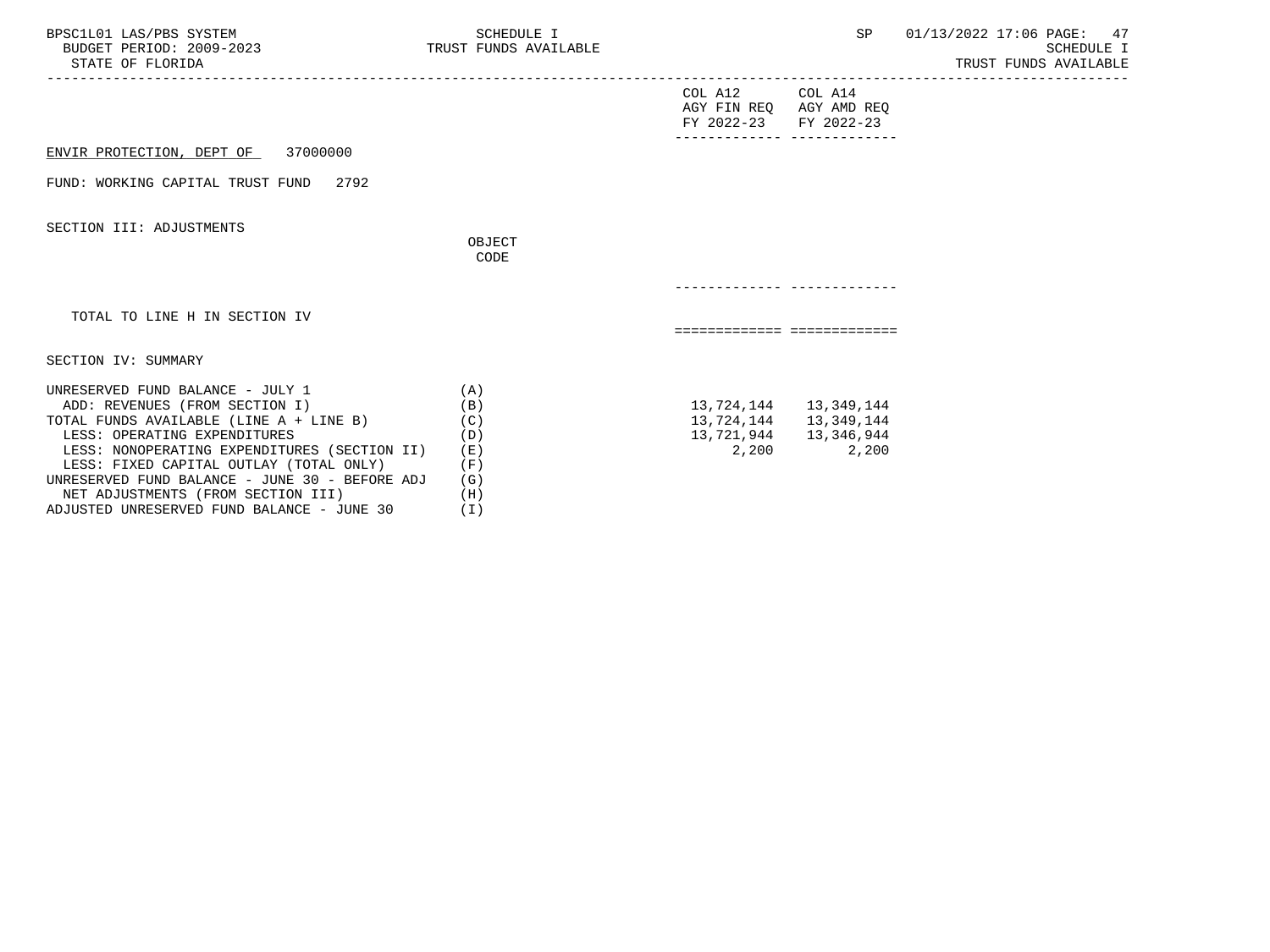ENVIR PROTECTION, DEPT OF 37000000

FUND: WORKING CAPITAL TRUST FUND 2792

SECTION III: ADJUSTMENTS

| | OBJECT CODE | COL A12 AGY FIN REQ FY 2022-23 | COL A14 AGY AMD REQ FY 2022-23 |
|---|---|---|---|
| TOTAL TO LINE H IN SECTION IV | | | |

SECTION IV: SUMMARY

| | | COL A12 AGY FIN REQ FY 2022-23 | COL A14 AGY AMD REQ FY 2022-23 |
|---|---|---|---|
| UNRESERVED FUND BALANCE - JULY 1 | (A) | | |
| ADD: REVENUES (FROM SECTION I) | (B) | 13,724,144 | 13,349,144 |
| TOTAL FUNDS AVAILABLE (LINE A + LINE B) | (C) | 13,724,144 | 13,349,144 |
| LESS: OPERATING EXPENDITURES | (D) | 13,721,944 | 13,346,944 |
| LESS: NONOPERATING EXPENDITURES (SECTION II) | (E) | 2,200 | 2,200 |
| LESS: FIXED CAPITAL OUTLAY (TOTAL ONLY) | (F) | | |
| UNRESERVED FUND BALANCE - JUNE 30 - BEFORE ADJ | (G) | | |
| NET ADJUSTMENTS (FROM SECTION III) | (H) | | |
| ADJUSTED UNRESERVED FUND BALANCE - JUNE 30 | (I) | | |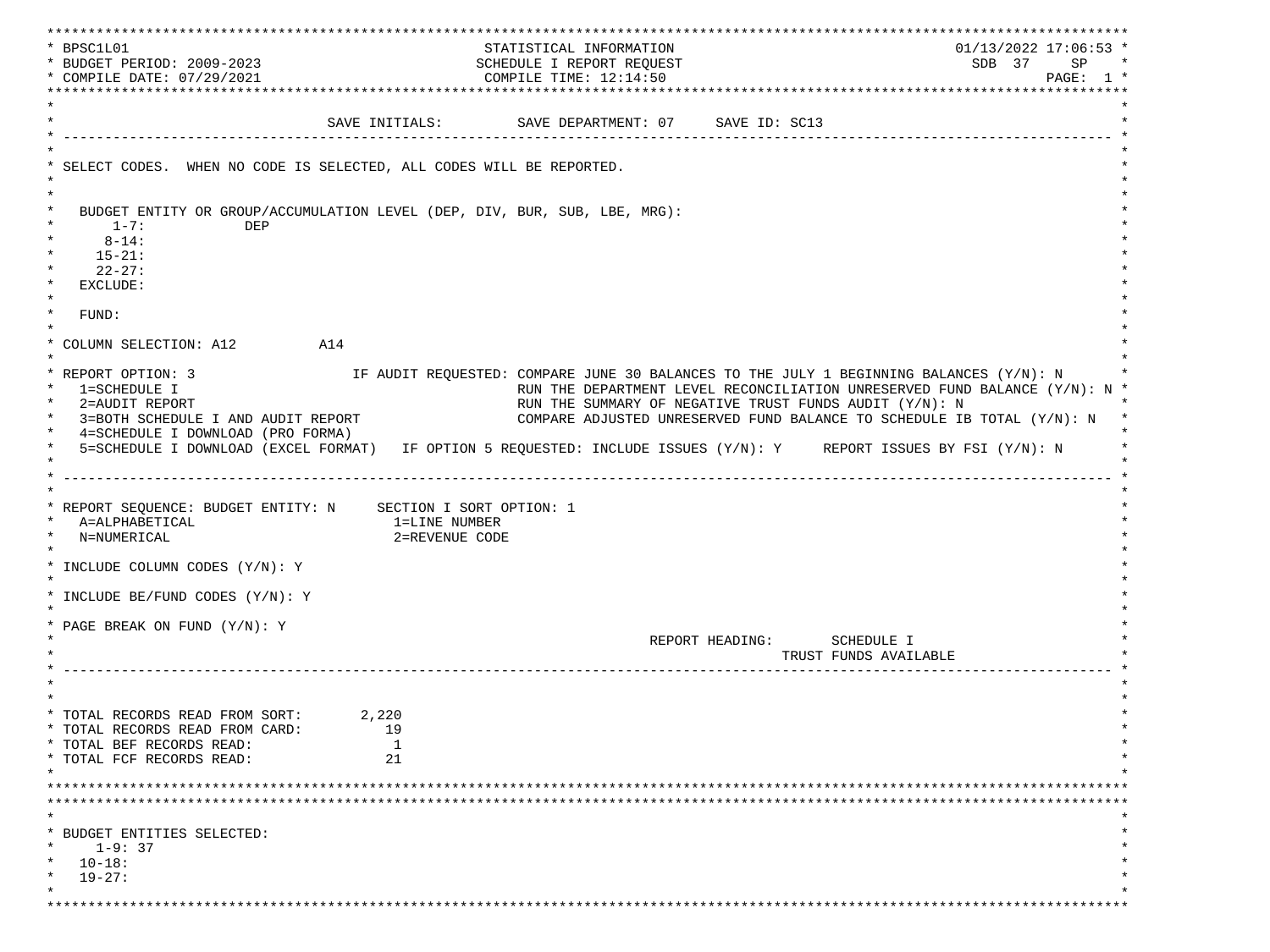```
**************************************************************************************************************************************
* BPSC1L01                                            STATISTICAL INFORMATION                                       01/13/2022 17:06:53 *
* BUDGET PERIOD: 2009-2023                           SCHEDULE I REPORT REQUEST                                        SDB  37     SP    *
* COMPILE DATE: 07/29/2021                            COMPILE TIME: 12:14:50                                                  PAGE:  1 *
**************************************************************************************************************************************
*                                                                                                                                    *
*                                 SAVE INITIALS:         SAVE DEPARTMENT: 07     SAVE ID: SC13                                       *
* ---------------------------------------------------------------------------------------------------------------------------------- *
*                                                                                                                                    *
* SELECT CODES.  WHEN NO CODE IS SELECTED, ALL CODES WILL BE REPORTED.                                                               *
*                                                                                                                                    *
*                                                                                                                                    *
*   BUDGET ENTITY OR GROUP/ACCUMULATION LEVEL (DEP, DIV, BUR, SUB, LBE, MRG):                                                        *
*       1-7:            DEP                                                                                                          *
*      8-14:                                                                                                                         *
*     15-21:                                                                                                                         *
*     22-27:                                                                                                                         *
*   EXCLUDE:                                                                                                                         *
*                                                                                                                                    *
*   FUND:                                                                                                                            *
*                                                                                                                                    *
* COLUMN SELECTION: A12          A14                                                                                                 *
*                                                                                                                                    *
* REPORT OPTION: 3                   IF AUDIT REQUESTED: COMPARE JUNE 30 BALANCES TO THE JULY 1 BEGINNING BALANCES (Y/N): N          *
*   1=SCHEDULE I                                         RUN THE DEPARTMENT LEVEL RECONCILIATION UNRESERVED FUND BALANCE (Y/N): N *
*   2=AUDIT REPORT                                       RUN THE SUMMARY OF NEGATIVE TRUST FUNDS AUDIT (Y/N): N                  *
*   3=BOTH SCHEDULE I AND AUDIT REPORT                   COMPARE ADJUSTED UNRESERVED FUND BALANCE TO SCHEDULE IB TOTAL (Y/N): N   *
*   4=SCHEDULE I DOWNLOAD (PRO FORMA)                                                                                                *
*   5=SCHEDULE I DOWNLOAD (EXCEL FORMAT)   IF OPTION 5 REQUESTED: INCLUDE ISSUES (Y/N): Y     REPORT ISSUES BY FSI (Y/N): N          *
*                                                                                                                                    *
* ---------------------------------------------------------------------------------------------------------------------------------- *
*                                                                                                                                    *
* REPORT SEQUENCE: BUDGET ENTITY: N     SECTION I SORT OPTION: 1                                                                     *
*   A=ALPHABETICAL                        1=LINE NUMBER                                                                              *
*   N=NUMERICAL                           2=REVENUE CODE                                                                             *
*                                                                                                                                    *
* INCLUDE COLUMN CODES (Y/N): Y                                                                                                      *
*                                                                                                                                    *
* INCLUDE BE/FUND CODES (Y/N): Y                                                                                                     *
*                                                                                                                                    *
* PAGE BREAK ON FUND (Y/N): Y                                                                                                        *
*                                                                             REPORT HEADING:       SCHEDULE I                       *
*                                                                                              TRUST FUNDS AVAILABLE                 *
* ---------------------------------------------------------------------------------------------------------------------------------- *
*                                                                                                                                    *
*                                                                                                                                    *
* TOTAL RECORDS READ FROM SORT:       2,220                                                                                          *
* TOTAL RECORDS READ FROM CARD:          19                                                                                          *
* TOTAL BEF RECORDS READ:                 1                                                                                          *
* TOTAL FCF RECORDS READ:                21                                                                                          *
*                                                                                                                                    *
**************************************************************************************************************************************
**************************************************************************************************************************************
*                                                                                                                                    *
* BUDGET ENTITIES SELECTED:                                                                                                          *
*     1-9: 37                                                                                                                        *
*   10-18:                                                                                                                           *
*   19-27:                                                                                                                           *
*                                                                                                                                    *
**************************************************************************************************************************************
```